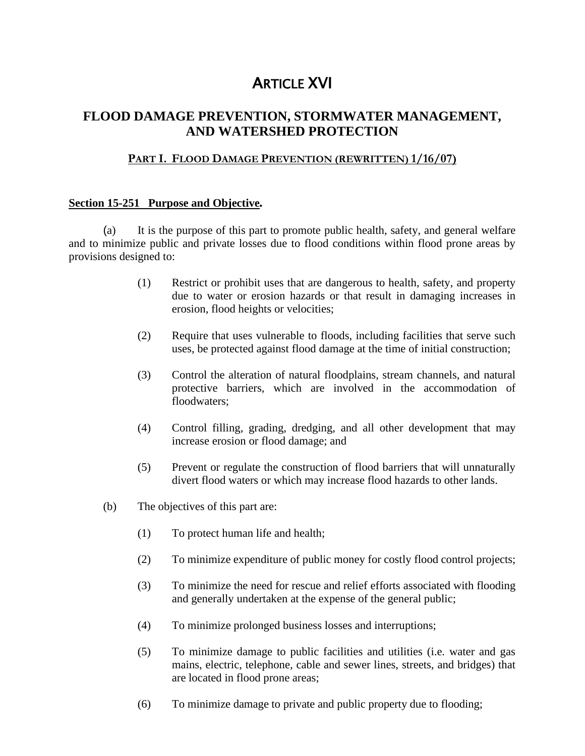# ARTICLE XVI

## FLOOD DAMAGE PREVENTION, STORMWATER MANAGEMENT, AND WATERSHED PROTECTION

### PART I. FLOOD DAMAGE PREVENTION (REWRITTEN) 1/16/07)

**Section 15-251 Purpose and Objective.**

(a) It is the purpose of this part to promote public health, safety, and general welfare and to minimize public and private losses due to flood conditions within flood prone areas by provisions designed to:

(1) Restrict or prohibit uses that are dangerous to health, safety, and property due to water or erosion hazards or that result in damaging increases in erosion, flood heights or velocities;

(2) Require that uses vulnerable to floods, including facilities that serve such uses, be protected against flood damage at the time of initial construction;

(3) Control the alteration of natural floodplains, stream channels, and natural protective barriers, which are involved in the accommodation of floodwaters;

(4) Control filling, grading, dredging, and all other development that may increase erosion or flood damage; and

(5) Prevent or regulate the construction of flood barriers that will unnaturally divert flood waters or which may increase flood hazards to other lands.

(b) The objectives of this part are:

(1) To protect human life and health;

(2) To minimize expenditure of public money for costly flood control projects;

(3) To minimize the need for rescue and relief efforts associated with flooding and generally undertaken at the expense of the general public;

(4) To minimize prolonged business losses and interruptions;

(5) To minimize damage to public facilities and utilities (i.e. water and gas mains, electric, telephone, cable and sewer lines, streets, and bridges) that are located in flood prone areas;

(6) To minimize damage to private and public property due to flooding;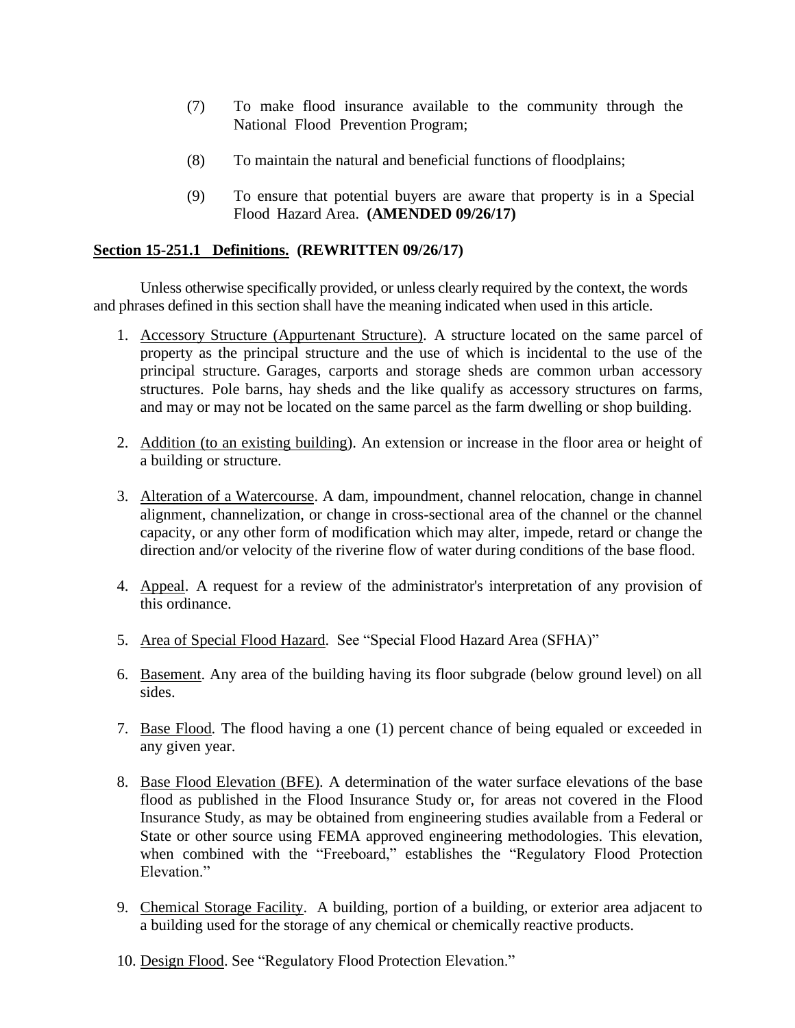(7) To make flood insurance available to the community through the National Flood Prevention Program;

(8) To maintain the natural and beneficial functions of floodplains;

(9) To ensure that potential buyers are aware that property is in a Special Flood Hazard Area. **(AMENDED 09/26/17)**

**Section 15-251.1 Definitions. (REWRITTEN 09/26/17)**

Unless otherwise specifically provided, or unless clearly required by the context, the words and phrases defined in this section shall have the meaning indicated when used in this article.

1. Accessory Structure (Appurtenant Structure). A structure located on the same parcel of property as the principal structure and the use of which is incidental to the use of the principal structure. Garages, carports and storage sheds are common urban accessory structures. Pole barns, hay sheds and the like qualify as accessory structures on farms, and may or may not be located on the same parcel as the farm dwelling or shop building.

2. Addition (to an existing building). An extension or increase in the floor area or height of a building or structure.

3. Alteration of a Watercourse. A dam, impoundment, channel relocation, change in channel alignment, channelization, or change in cross-sectional area of the channel or the channel capacity, or any other form of modification which may alter, impede, retard or change the direction and/or velocity of the riverine flow of water during conditions of the base flood.

4. Appeal. A request for a review of the administrator's interpretation of any provision of this ordinance.

5. Area of Special Flood Hazard. See "Special Flood Hazard Area (SFHA)"

6. Basement. Any area of the building having its floor subgrade (below ground level) on all sides.

7. Base Flood. The flood having a one (1) percent chance of being equaled or exceeded in any given year.

8. Base Flood Elevation (BFE). A determination of the water surface elevations of the base flood as published in the Flood Insurance Study or, for areas not covered in the Flood Insurance Study, as may be obtained from engineering studies available from a Federal or State or other source using FEMA approved engineering methodologies. This elevation, when combined with the "Freeboard," establishes the "Regulatory Flood Protection Elevation."

9. Chemical Storage Facility. A building, portion of a building, or exterior area adjacent to a building used for the storage of any chemical or chemically reactive products.

10. Design Flood. See "Regulatory Flood Protection Elevation."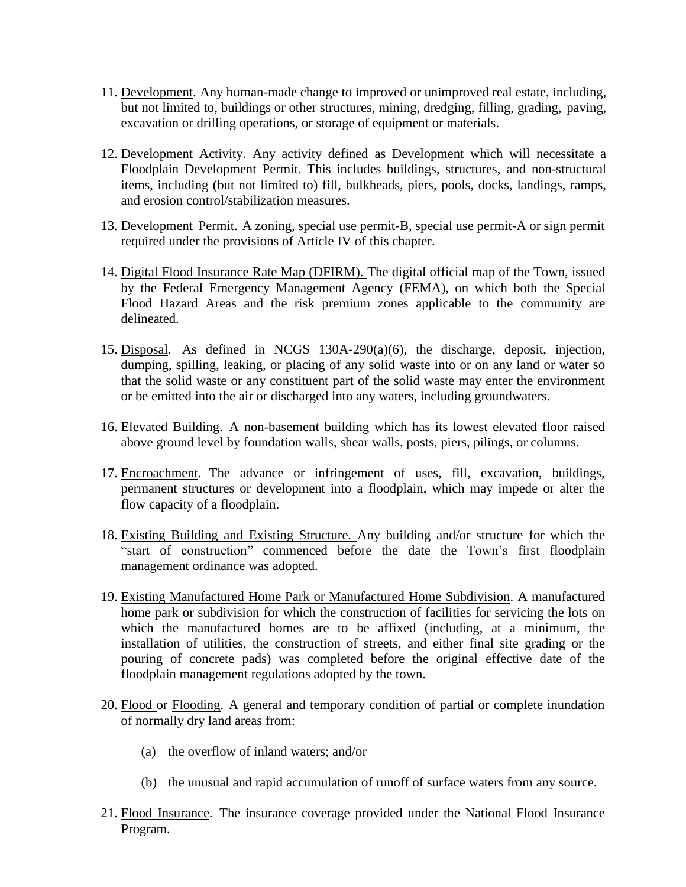11. Development. Any human-made change to improved or unimproved real estate, including, but not limited to, buildings or other structures, mining, dredging, filling, grading, paving, excavation or drilling operations, or storage of equipment or materials.

12. Development Activity. Any activity defined as Development which will necessitate a Floodplain Development Permit. This includes buildings, structures, and non-structural items, including (but not limited to) fill, bulkheads, piers, pools, docks, landings, ramps, and erosion control/stabilization measures.

13. Development Permit. A zoning, special use permit-B, special use permit-A or sign permit required under the provisions of Article IV of this chapter.

14. Digital Flood Insurance Rate Map (DFIRM). The digital official map of the Town, issued by the Federal Emergency Management Agency (FEMA), on which both the Special Flood Hazard Areas and the risk premium zones applicable to the community are delineated.

15. Disposal. As defined in NCGS 130A-290(a)(6), the discharge, deposit, injection, dumping, spilling, leaking, or placing of any solid waste into or on any land or water so that the solid waste or any constituent part of the solid waste may enter the environment or be emitted into the air or discharged into any waters, including groundwaters.

16. Elevated Building. A non-basement building which has its lowest elevated floor raised above ground level by foundation walls, shear walls, posts, piers, pilings, or columns.

17. Encroachment. The advance or infringement of uses, fill, excavation, buildings, permanent structures or development into a floodplain, which may impede or alter the flow capacity of a floodplain.

18. Existing Building and Existing Structure. Any building and/or structure for which the "start of construction" commenced before the date the Town's first floodplain management ordinance was adopted.

19. Existing Manufactured Home Park or Manufactured Home Subdivision. A manufactured home park or subdivision for which the construction of facilities for servicing the lots on which the manufactured homes are to be affixed (including, at a minimum, the installation of utilities, the construction of streets, and either final site grading or the pouring of concrete pads) was completed before the original effective date of the floodplain management regulations adopted by the town.

20. Flood or Flooding. A general and temporary condition of partial or complete inundation of normally dry land areas from:

    (a) the overflow of inland waters; and/or

    (b) the unusual and rapid accumulation of runoff of surface waters from any source.

21. Flood Insurance. The insurance coverage provided under the National Flood Insurance Program.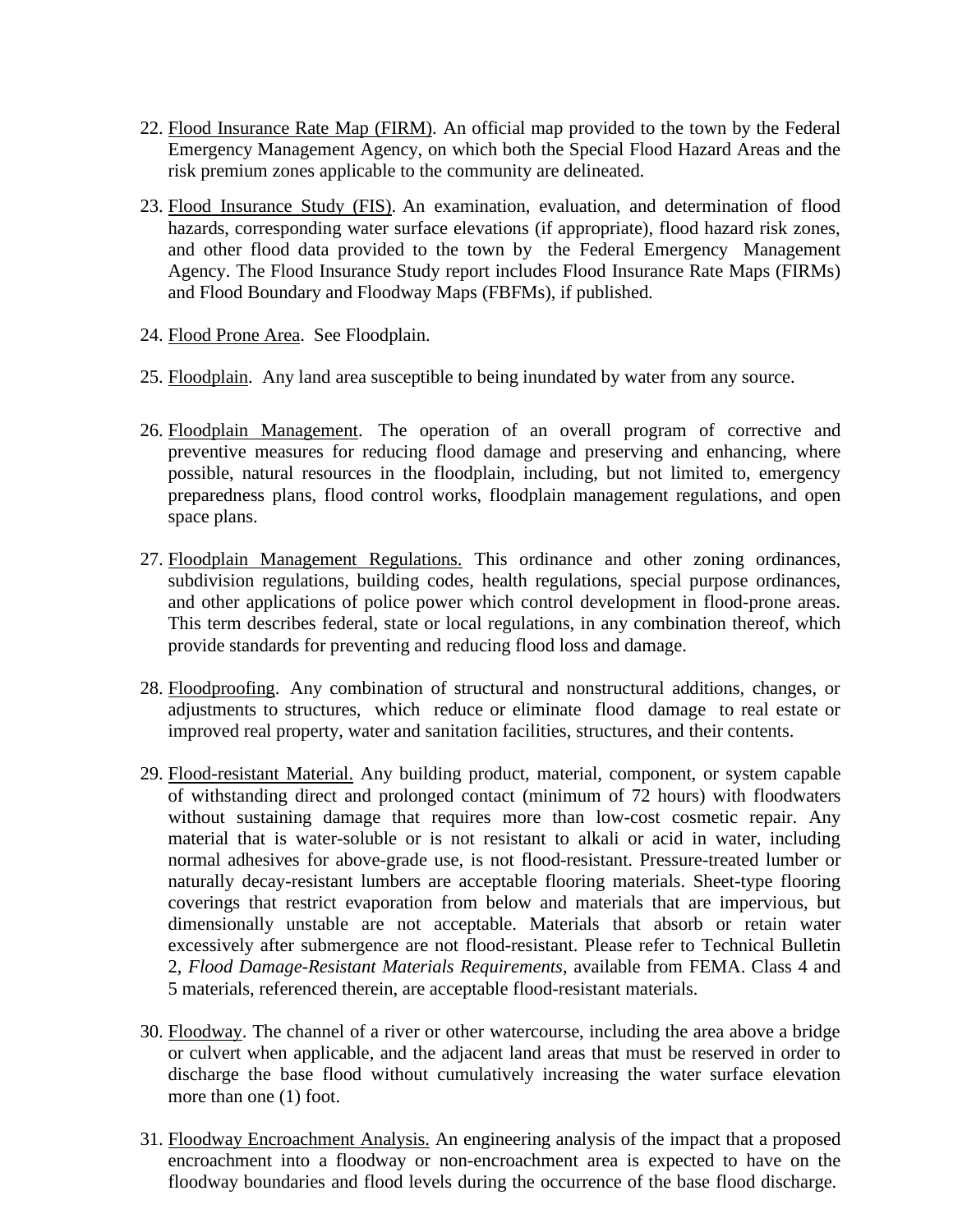22. <u>Flood Insurance Rate Map (FIRM)</u>. An official map provided to the town by the Federal Emergency Management Agency, on which both the Special Flood Hazard Areas and the risk premium zones applicable to the community are delineated.

23. <u>Flood Insurance Study (FIS)</u>. An examination, evaluation, and determination of flood hazards, corresponding water surface elevations (if appropriate), flood hazard risk zones, and other flood data provided to the town by the Federal Emergency Management Agency. The Flood Insurance Study report includes Flood Insurance Rate Maps (FIRMs) and Flood Boundary and Floodway Maps (FBFMs), if published.

24. <u>Flood Prone Area</u>. See Floodplain.

25. <u>Floodplain</u>. Any land area susceptible to being inundated by water from any source.

26. <u>Floodplain Management</u>. The operation of an overall program of corrective and preventive measures for reducing flood damage and preserving and enhancing, where possible, natural resources in the floodplain, including, but not limited to, emergency preparedness plans, flood control works, floodplain management regulations, and open space plans.

27. <u>Floodplain Management Regulations.</u> This ordinance and other zoning ordinances, subdivision regulations, building codes, health regulations, special purpose ordinances, and other applications of police power which control development in flood-prone areas. This term describes federal, state or local regulations, in any combination thereof, which provide standards for preventing and reducing flood loss and damage.

28. <u>Floodproofing</u>. Any combination of structural and nonstructural additions, changes, or adjustments to structures, which reduce or eliminate flood damage to real estate or improved real property, water and sanitation facilities, structures, and their contents.

29. <u>Flood-resistant Material.</u> Any building product, material, component, or system capable of withstanding direct and prolonged contact (minimum of 72 hours) with floodwaters without sustaining damage that requires more than low-cost cosmetic repair. Any material that is water-soluble or is not resistant to alkali or acid in water, including normal adhesives for above-grade use, is not flood-resistant. Pressure-treated lumber or naturally decay-resistant lumbers are acceptable flooring materials. Sheet-type flooring coverings that restrict evaporation from below and materials that are impervious, but dimensionally unstable are not acceptable. Materials that absorb or retain water excessively after submergence are not flood-resistant. Please refer to Technical Bulletin 2, *Flood Damage-Resistant Materials Requirements*, available from FEMA. Class 4 and 5 materials, referenced therein, are acceptable flood-resistant materials.

30. <u>Floodway</u>. The channel of a river or other watercourse, including the area above a bridge or culvert when applicable, and the adjacent land areas that must be reserved in order to discharge the base flood without cumulatively increasing the water surface elevation more than one (1) foot.

31. <u>Floodway Encroachment Analysis.</u> An engineering analysis of the impact that a proposed encroachment into a floodway or non-encroachment area is expected to have on the floodway boundaries and flood levels during the occurrence of the base flood discharge.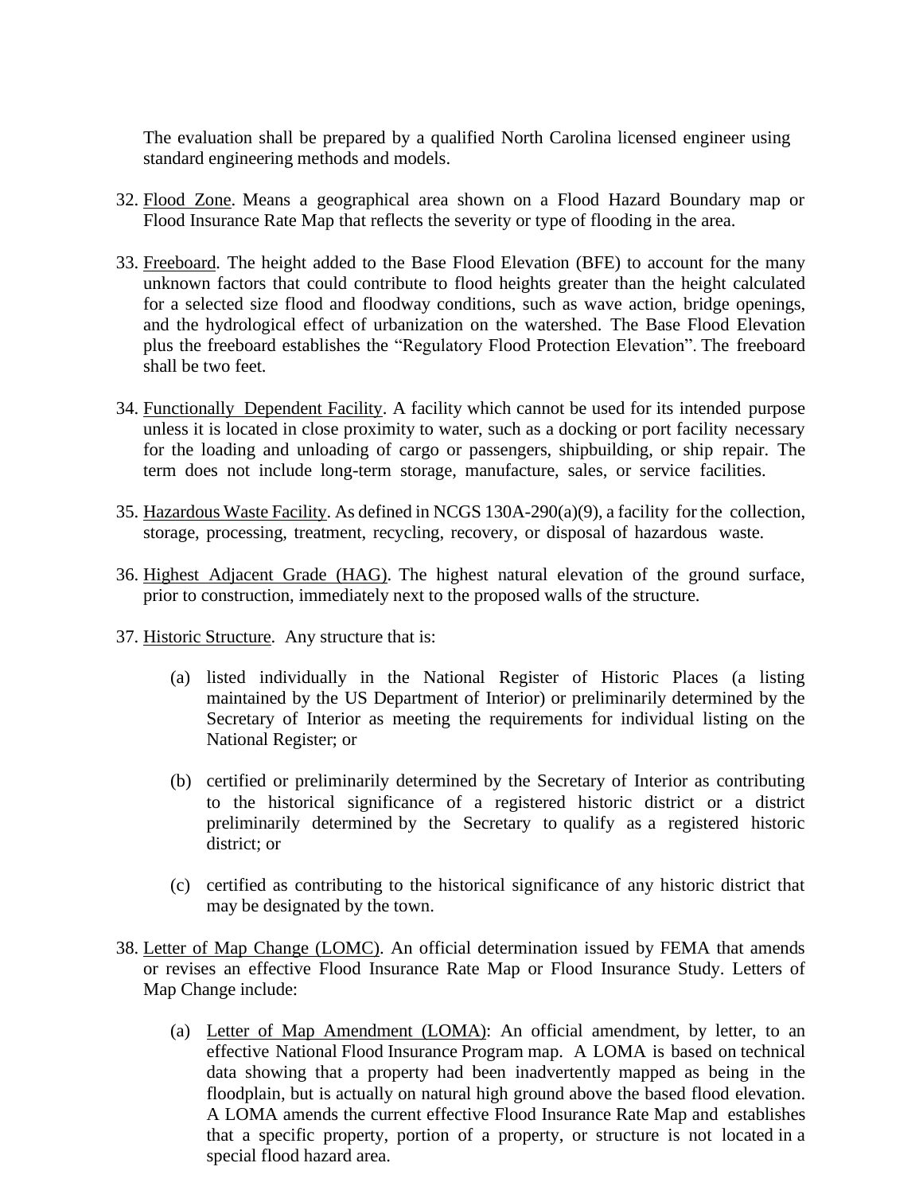The evaluation shall be prepared by a qualified North Carolina licensed engineer using standard engineering methods and models.

32. Flood Zone. Means a geographical area shown on a Flood Hazard Boundary map or Flood Insurance Rate Map that reflects the severity or type of flooding in the area.

33. Freeboard. The height added to the Base Flood Elevation (BFE) to account for the many unknown factors that could contribute to flood heights greater than the height calculated for a selected size flood and floodway conditions, such as wave action, bridge openings, and the hydrological effect of urbanization on the watershed. The Base Flood Elevation plus the freeboard establishes the "Regulatory Flood Protection Elevation". The freeboard shall be two feet.

34. Functionally Dependent Facility. A facility which cannot be used for its intended purpose unless it is located in close proximity to water, such as a docking or port facility necessary for the loading and unloading of cargo or passengers, shipbuilding, or ship repair. The term does not include long-term storage, manufacture, sales, or service facilities.

35. Hazardous Waste Facility. As defined in NCGS 130A-290(a)(9), a facility for the collection, storage, processing, treatment, recycling, recovery, or disposal of hazardous waste.

36. Highest Adjacent Grade (HAG). The highest natural elevation of the ground surface, prior to construction, immediately next to the proposed walls of the structure.

37. Historic Structure. Any structure that is:

    (a) listed individually in the National Register of Historic Places (a listing maintained by the US Department of Interior) or preliminarily determined by the Secretary of Interior as meeting the requirements for individual listing on the National Register; or

    (b) certified or preliminarily determined by the Secretary of Interior as contributing to the historical significance of a registered historic district or a district preliminarily determined by the Secretary to qualify as a registered historic district; or

    (c) certified as contributing to the historical significance of any historic district that may be designated by the town.

38. Letter of Map Change (LOMC). An official determination issued by FEMA that amends or revises an effective Flood Insurance Rate Map or Flood Insurance Study. Letters of Map Change include:

    (a) Letter of Map Amendment (LOMA): An official amendment, by letter, to an effective National Flood Insurance Program map. A LOMA is based on technical data showing that a property had been inadvertently mapped as being in the floodplain, but is actually on natural high ground above the based flood elevation. A LOMA amends the current effective Flood Insurance Rate Map and establishes that a specific property, portion of a property, or structure is not located in a special flood hazard area.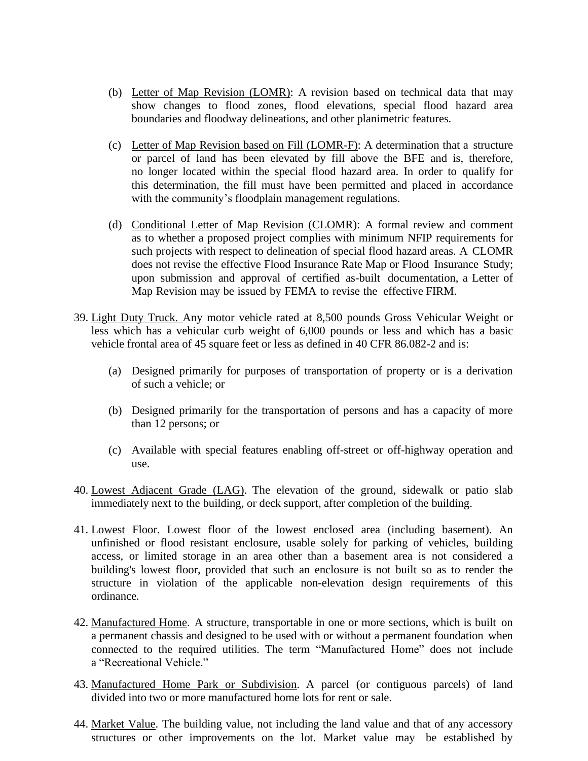(b) Letter of Map Revision (LOMR): A revision based on technical data that may show changes to flood zones, flood elevations, special flood hazard area boundaries and floodway delineations, and other planimetric features.

(c) Letter of Map Revision based on Fill (LOMR-F): A determination that a structure or parcel of land has been elevated by fill above the BFE and is, therefore, no longer located within the special flood hazard area. In order to qualify for this determination, the fill must have been permitted and placed in accordance with the community's floodplain management regulations.

(d) Conditional Letter of Map Revision (CLOMR): A formal review and comment as to whether a proposed project complies with minimum NFIP requirements for such projects with respect to delineation of special flood hazard areas. A CLOMR does not revise the effective Flood Insurance Rate Map or Flood Insurance Study; upon submission and approval of certified as-built documentation, a Letter of Map Revision may be issued by FEMA to revise the effective FIRM.

39. Light Duty Truck. Any motor vehicle rated at 8,500 pounds Gross Vehicular Weight or less which has a vehicular curb weight of 6,000 pounds or less and which has a basic vehicle frontal area of 45 square feet or less as defined in 40 CFR 86.082-2 and is:

    (a) Designed primarily for purposes of transportation of property or is a derivation of such a vehicle; or

    (b) Designed primarily for the transportation of persons and has a capacity of more than 12 persons; or

    (c) Available with special features enabling off-street or off-highway operation and use.

40. Lowest Adjacent Grade (LAG). The elevation of the ground, sidewalk or patio slab immediately next to the building, or deck support, after completion of the building.

41. Lowest Floor. Lowest floor of the lowest enclosed area (including basement). An unfinished or flood resistant enclosure, usable solely for parking of vehicles, building access, or limited storage in an area other than a basement area is not considered a building's lowest floor, provided that such an enclosure is not built so as to render the structure in violation of the applicable non-elevation design requirements of this ordinance.

42. Manufactured Home. A structure, transportable in one or more sections, which is built on a permanent chassis and designed to be used with or without a permanent foundation when connected to the required utilities. The term "Manufactured Home" does not include a "Recreational Vehicle."

43. Manufactured Home Park or Subdivision. A parcel (or contiguous parcels) of land divided into two or more manufactured home lots for rent or sale.

44. Market Value. The building value, not including the land value and that of any accessory structures or other improvements on the lot. Market value may be established by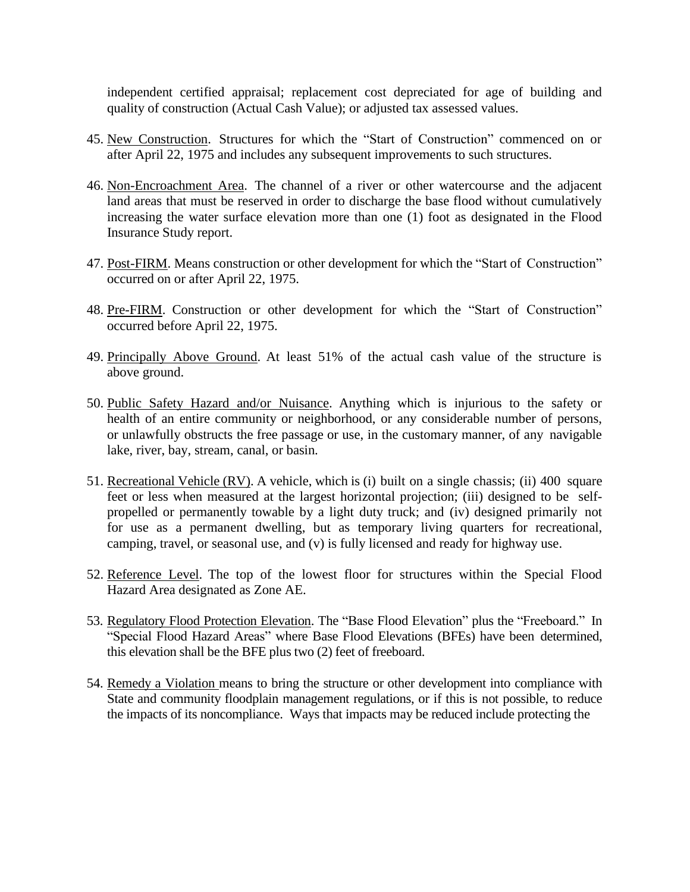independent certified appraisal; replacement cost depreciated for age of building and quality of construction (Actual Cash Value); or adjusted tax assessed values.

45. <u>New Construction</u>. Structures for which the "Start of Construction" commenced on or after April 22, 1975 and includes any subsequent improvements to such structures.

46. <u>Non-Encroachment Area</u>. The channel of a river or other watercourse and the adjacent land areas that must be reserved in order to discharge the base flood without cumulatively increasing the water surface elevation more than one (1) foot as designated in the Flood Insurance Study report.

47. <u>Post-FIRM</u>. Means construction or other development for which the "Start of Construction" occurred on or after April 22, 1975.

48. <u>Pre-FIRM</u>. Construction or other development for which the "Start of Construction" occurred before April 22, 1975.

49. <u>Principally Above Ground</u>. At least 51% of the actual cash value of the structure is above ground.

50. <u>Public Safety Hazard and/or Nuisance</u>. Anything which is injurious to the safety or health of an entire community or neighborhood, or any considerable number of persons, or unlawfully obstructs the free passage or use, in the customary manner, of any navigable lake, river, bay, stream, canal, or basin.

51. <u>Recreational Vehicle (RV)</u>. A vehicle, which is (i) built on a single chassis; (ii) 400 square feet or less when measured at the largest horizontal projection; (iii) designed to be self-propelled or permanently towable by a light duty truck; and (iv) designed primarily not for use as a permanent dwelling, but as temporary living quarters for recreational, camping, travel, or seasonal use, and (v) is fully licensed and ready for highway use.

52. <u>Reference Level</u>. The top of the lowest floor for structures within the Special Flood Hazard Area designated as Zone AE.

53. <u>Regulatory Flood Protection Elevation</u>. The "Base Flood Elevation" plus the "Freeboard." In "Special Flood Hazard Areas" where Base Flood Elevations (BFEs) have been determined, this elevation shall be the BFE plus two (2) feet of freeboard.

54. <u>Remedy a Violation</u> means to bring the structure or other development into compliance with State and community floodplain management regulations, or if this is not possible, to reduce the impacts of its noncompliance. Ways that impacts may be reduced include protecting the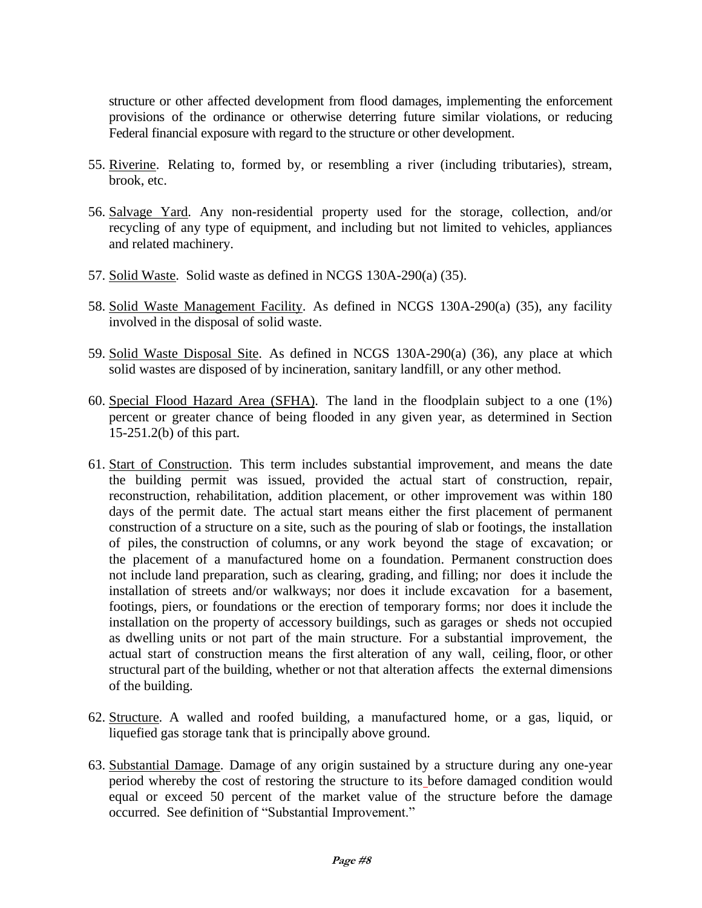structure or other affected development from flood damages, implementing the enforcement provisions of the ordinance or otherwise deterring future similar violations, or reducing Federal financial exposure with regard to the structure or other development.

55. Riverine. Relating to, formed by, or resembling a river (including tributaries), stream, brook, etc.

56. Salvage Yard. Any non-residential property used for the storage, collection, and/or recycling of any type of equipment, and including but not limited to vehicles, appliances and related machinery.

57. Solid Waste. Solid waste as defined in NCGS 130A-290(a) (35).

58. Solid Waste Management Facility. As defined in NCGS 130A-290(a) (35), any facility involved in the disposal of solid waste.

59. Solid Waste Disposal Site. As defined in NCGS 130A-290(a) (36), any place at which solid wastes are disposed of by incineration, sanitary landfill, or any other method.

60. Special Flood Hazard Area (SFHA). The land in the floodplain subject to a one (1%) percent or greater chance of being flooded in any given year, as determined in Section 15-251.2(b) of this part.

61. Start of Construction. This term includes substantial improvement, and means the date the building permit was issued, provided the actual start of construction, repair, reconstruction, rehabilitation, addition placement, or other improvement was within 180 days of the permit date. The actual start means either the first placement of permanent construction of a structure on a site, such as the pouring of slab or footings, the installation of piles, the construction of columns, or any work beyond the stage of excavation; or the placement of a manufactured home on a foundation. Permanent construction does not include land preparation, such as clearing, grading, and filling; nor does it include the installation of streets and/or walkways; nor does it include excavation for a basement, footings, piers, or foundations or the erection of temporary forms; nor does it include the installation on the property of accessory buildings, such as garages or sheds not occupied as dwelling units or not part of the main structure. For a substantial improvement, the actual start of construction means the first alteration of any wall, ceiling, floor, or other structural part of the building, whether or not that alteration affects the external dimensions of the building.

62. Structure. A walled and roofed building, a manufactured home, or a gas, liquid, or liquefied gas storage tank that is principally above ground.

63. Substantial Damage. Damage of any origin sustained by a structure during any one-year period whereby the cost of restoring the structure to its before damaged condition would equal or exceed 50 percent of the market value of the structure before the damage occurred. See definition of "Substantial Improvement."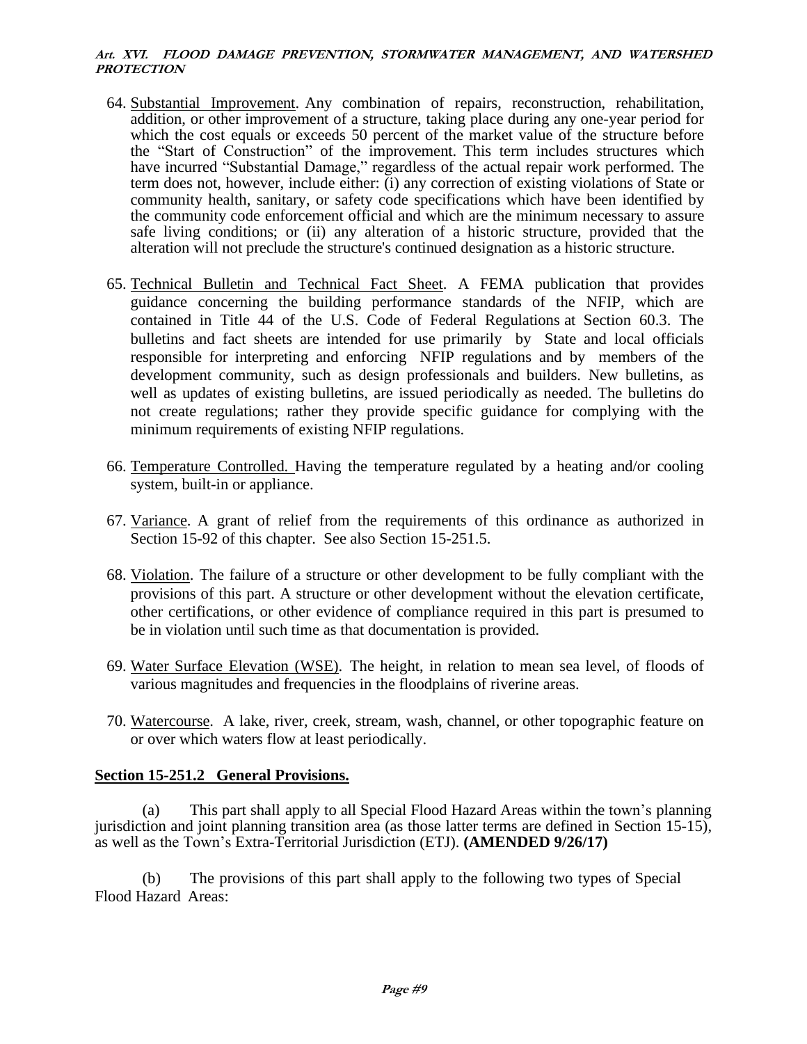64. Substantial Improvement. Any combination of repairs, reconstruction, rehabilitation, addition, or other improvement of a structure, taking place during any one-year period for which the cost equals or exceeds 50 percent of the market value of the structure before the "Start of Construction" of the improvement. This term includes structures which have incurred "Substantial Damage," regardless of the actual repair work performed. The term does not, however, include either: (i) any correction of existing violations of State or community health, sanitary, or safety code specifications which have been identified by the community code enforcement official and which are the minimum necessary to assure safe living conditions; or (ii) any alteration of a historic structure, provided that the alteration will not preclude the structure's continued designation as a historic structure.

65. Technical Bulletin and Technical Fact Sheet. A FEMA publication that provides guidance concerning the building performance standards of the NFIP, which are contained in Title 44 of the U.S. Code of Federal Regulations at Section 60.3. The bulletins and fact sheets are intended for use primarily by State and local officials responsible for interpreting and enforcing NFIP regulations and by members of the development community, such as design professionals and builders. New bulletins, as well as updates of existing bulletins, are issued periodically as needed. The bulletins do not create regulations; rather they provide specific guidance for complying with the minimum requirements of existing NFIP regulations.

66. Temperature Controlled. Having the temperature regulated by a heating and/or cooling system, built-in or appliance.

67. Variance. A grant of relief from the requirements of this ordinance as authorized in Section 15-92 of this chapter. See also Section 15-251.5.

68. Violation. The failure of a structure or other development to be fully compliant with the provisions of this part. A structure or other development without the elevation certificate, other certifications, or other evidence of compliance required in this part is presumed to be in violation until such time as that documentation is provided.

69. Water Surface Elevation (WSE). The height, in relation to mean sea level, of floods of various magnitudes and frequencies in the floodplains of riverine areas.

70. Watercourse. A lake, river, creek, stream, wash, channel, or other topographic feature on or over which waters flow at least periodically.

## Section 15-251.2 General Provisions.

(a) This part shall apply to all Special Flood Hazard Areas within the town's planning jurisdiction and joint planning transition area (as those latter terms are defined in Section 15-15), as well as the Town's Extra-Territorial Jurisdiction (ETJ). **(AMENDED 9/26/17)**

(b) The provisions of this part shall apply to the following two types of Special Flood Hazard Areas: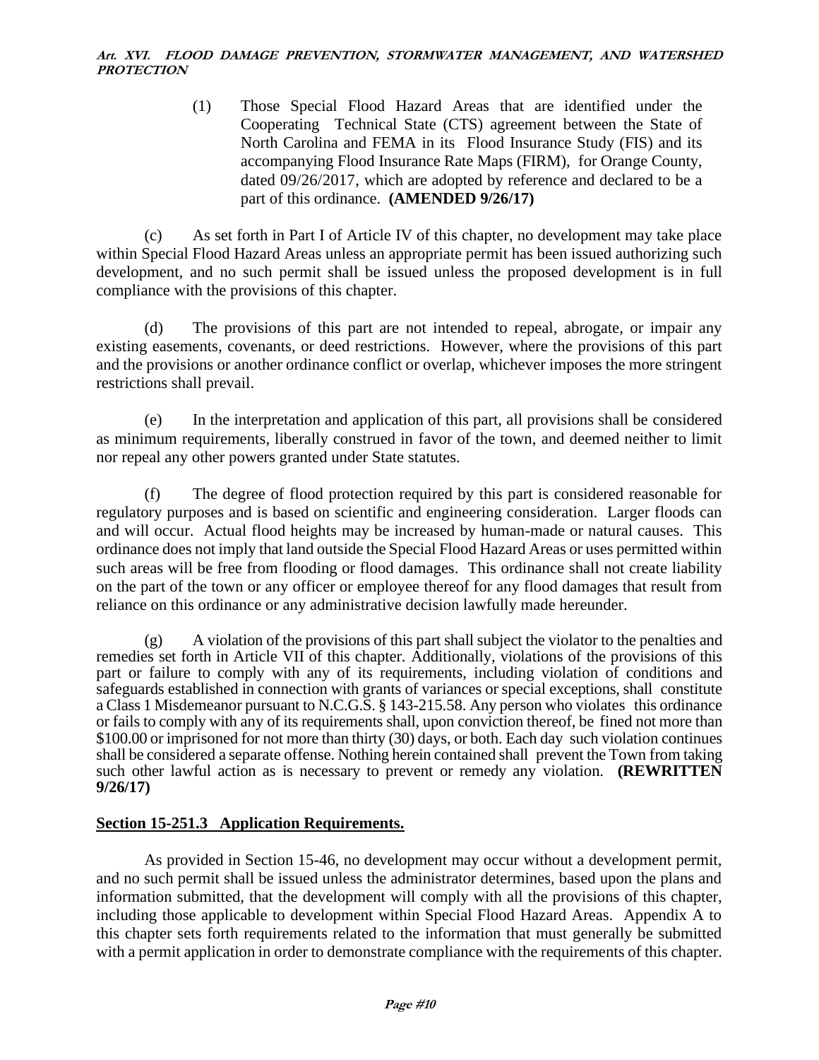(1) Those Special Flood Hazard Areas that are identified under the Cooperating Technical State (CTS) agreement between the State of North Carolina and FEMA in its Flood Insurance Study (FIS) and its accompanying Flood Insurance Rate Maps (FIRM), for Orange County, dated 09/26/2017, which are adopted by reference and declared to be a part of this ordinance. **(AMENDED 9/26/17)**

(c) As set forth in Part I of Article IV of this chapter, no development may take place within Special Flood Hazard Areas unless an appropriate permit has been issued authorizing such development, and no such permit shall be issued unless the proposed development is in full compliance with the provisions of this chapter.

(d) The provisions of this part are not intended to repeal, abrogate, or impair any existing easements, covenants, or deed restrictions. However, where the provisions of this part and the provisions or another ordinance conflict or overlap, whichever imposes the more stringent restrictions shall prevail.

(e) In the interpretation and application of this part, all provisions shall be considered as minimum requirements, liberally construed in favor of the town, and deemed neither to limit nor repeal any other powers granted under State statutes.

(f) The degree of flood protection required by this part is considered reasonable for regulatory purposes and is based on scientific and engineering consideration. Larger floods can and will occur. Actual flood heights may be increased by human-made or natural causes. This ordinance does not imply that land outside the Special Flood Hazard Areas or uses permitted within such areas will be free from flooding or flood damages. This ordinance shall not create liability on the part of the town or any officer or employee thereof for any flood damages that result from reliance on this ordinance or any administrative decision lawfully made hereunder.

(g) A violation of the provisions of this part shall subject the violator to the penalties and remedies set forth in Article VII of this chapter. Additionally, violations of the provisions of this part or failure to comply with any of its requirements, including violation of conditions and safeguards established in connection with grants of variances or special exceptions, shall constitute a Class 1 Misdemeanor pursuant to N.C.G.S. § 143-215.58. Any person who violates this ordinance or fails to comply with any of its requirements shall, upon conviction thereof, be fined not more than $100.00 or imprisoned for not more than thirty (30) days, or both. Each day such violation continues shall be considered a separate offense. Nothing herein contained shall prevent the Town from taking such other lawful action as is necessary to prevent or remedy any violation. **(REWRITTEN 9/26/17)**

## Section 15-251.3 Application Requirements.

As provided in Section 15-46, no development may occur without a development permit, and no such permit shall be issued unless the administrator determines, based upon the plans and information submitted, that the development will comply with all the provisions of this chapter, including those applicable to development within Special Flood Hazard Areas. Appendix A to this chapter sets forth requirements related to the information that must generally be submitted with a permit application in order to demonstrate compliance with the requirements of this chapter.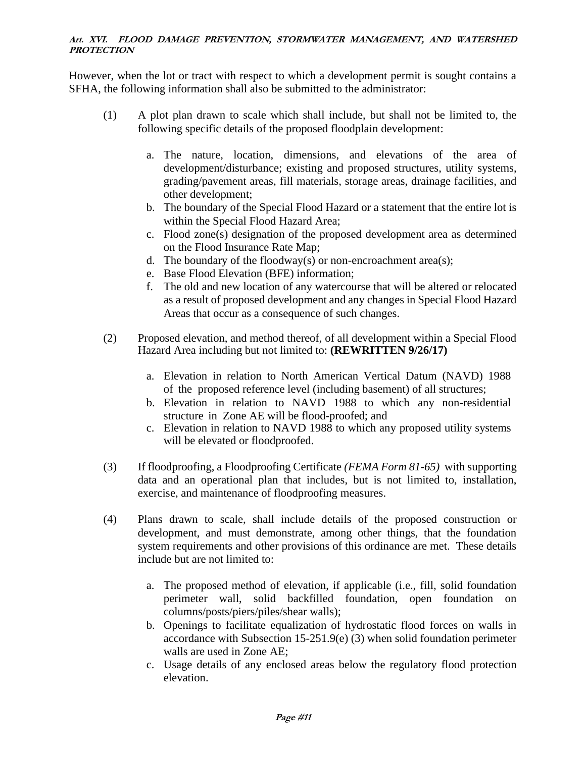However, when the lot or tract with respect to which a development permit is sought contains a SFHA, the following information shall also be submitted to the administrator:

(1) A plot plan drawn to scale which shall include, but shall not be limited to, the following specific details of the proposed floodplain development:

  a. The nature, location, dimensions, and elevations of the area of development/disturbance; existing and proposed structures, utility systems, grading/pavement areas, fill materials, storage areas, drainage facilities, and other development;
  b. The boundary of the Special Flood Hazard or a statement that the entire lot is within the Special Flood Hazard Area;
  c. Flood zone(s) designation of the proposed development area as determined on the Flood Insurance Rate Map;
  d. The boundary of the floodway(s) or non-encroachment area(s);
  e. Base Flood Elevation (BFE) information;
  f. The old and new location of any watercourse that will be altered or relocated as a result of proposed development and any changes in Special Flood Hazard Areas that occur as a consequence of such changes.

(2) Proposed elevation, and method thereof, of all development within a Special Flood Hazard Area including but not limited to: **(REWRITTEN 9/26/17)**

  a. Elevation in relation to North American Vertical Datum (NAVD) 1988 of the proposed reference level (including basement) of all structures;
  b. Elevation in relation to NAVD 1988 to which any non-residential structure in Zone AE will be flood-proofed; and
  c. Elevation in relation to NAVD 1988 to which any proposed utility systems will be elevated or floodproofed.

(3) If floodproofing, a Floodproofing Certificate *(FEMA Form 81-65)* with supporting data and an operational plan that includes, but is not limited to, installation, exercise, and maintenance of floodproofing measures.

(4) Plans drawn to scale, shall include details of the proposed construction or development, and must demonstrate, among other things, that the foundation system requirements and other provisions of this ordinance are met. These details include but are not limited to:

  a. The proposed method of elevation, if applicable (i.e., fill, solid foundation perimeter wall, solid backfilled foundation, open foundation on columns/posts/piers/piles/shear walls);
  b. Openings to facilitate equalization of hydrostatic flood forces on walls in accordance with Subsection 15-251.9(e) (3) when solid foundation perimeter walls are used in Zone AE;
  c. Usage details of any enclosed areas below the regulatory flood protection elevation.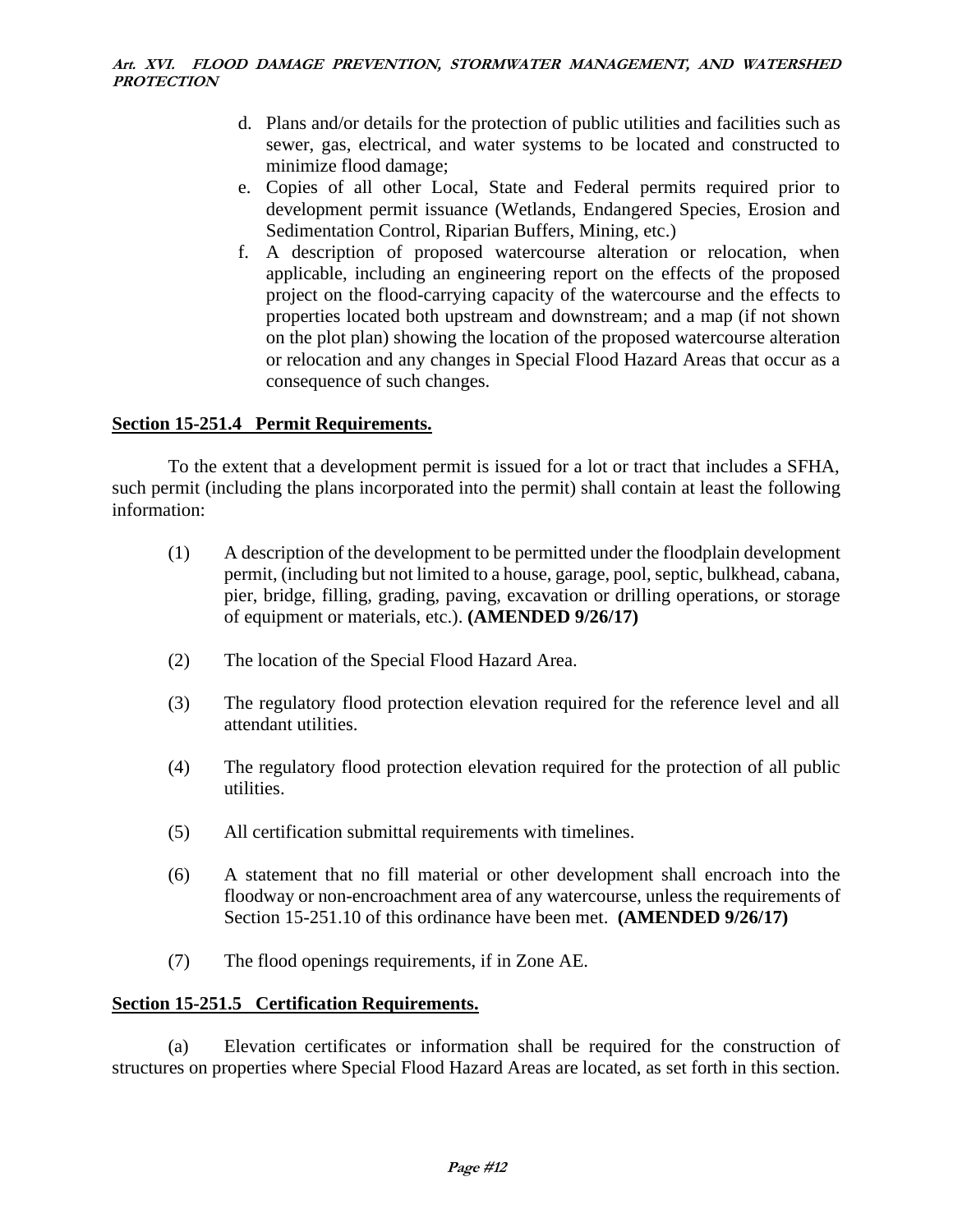d. Plans and/or details for the protection of public utilities and facilities such as sewer, gas, electrical, and water systems to be located and constructed to minimize flood damage;
e. Copies of all other Local, State and Federal permits required prior to development permit issuance (Wetlands, Endangered Species, Erosion and Sedimentation Control, Riparian Buffers, Mining, etc.)
f. A description of proposed watercourse alteration or relocation, when applicable, including an engineering report on the effects of the proposed project on the flood-carrying capacity of the watercourse and the effects to properties located both upstream and downstream; and a map (if not shown on the plot plan) showing the location of the proposed watercourse alteration or relocation and any changes in Special Flood Hazard Areas that occur as a consequence of such changes.

## Section 15-251.4 Permit Requirements.

To the extent that a development permit is issued for a lot or tract that includes a SFHA, such permit (including the plans incorporated into the permit) shall contain at least the following information:

(1) A description of the development to be permitted under the floodplain development permit, (including but not limited to a house, garage, pool, septic, bulkhead, cabana, pier, bridge, filling, grading, paving, excavation or drilling operations, or storage of equipment or materials, etc.). **(AMENDED 9/26/17)**

(2) The location of the Special Flood Hazard Area.

(3) The regulatory flood protection elevation required for the reference level and all attendant utilities.

(4) The regulatory flood protection elevation required for the protection of all public utilities.

(5) All certification submittal requirements with timelines.

(6) A statement that no fill material or other development shall encroach into the floodway or non-encroachment area of any watercourse, unless the requirements of Section 15-251.10 of this ordinance have been met. **(AMENDED 9/26/17)**

(7) The flood openings requirements, if in Zone AE.

## Section 15-251.5 Certification Requirements.

(a) Elevation certificates or information shall be required for the construction of structures on properties where Special Flood Hazard Areas are located, as set forth in this section.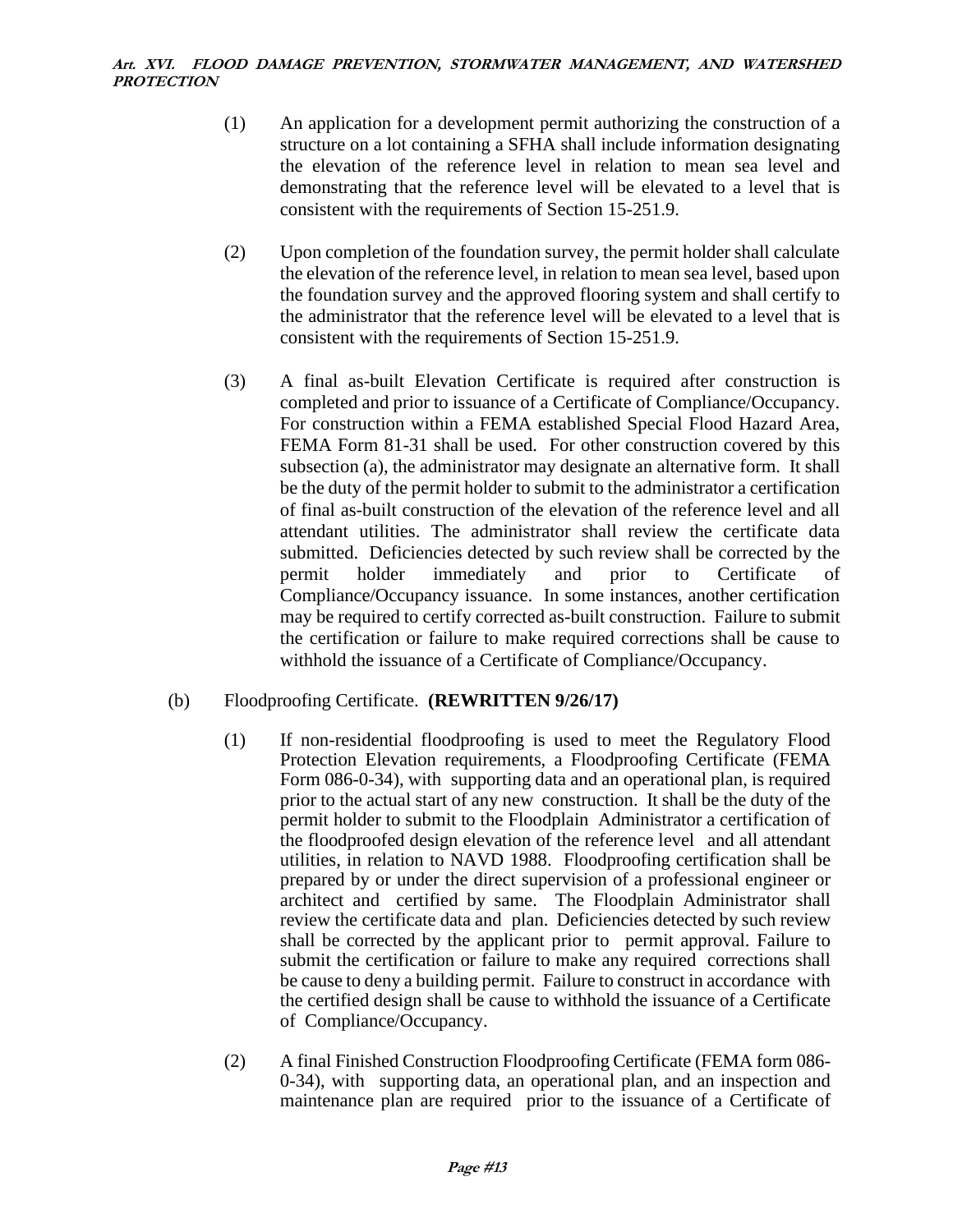(1) An application for a development permit authorizing the construction of a structure on a lot containing a SFHA shall include information designating the elevation of the reference level in relation to mean sea level and demonstrating that the reference level will be elevated to a level that is consistent with the requirements of Section 15-251.9.

(2) Upon completion of the foundation survey, the permit holder shall calculate the elevation of the reference level, in relation to mean sea level, based upon the foundation survey and the approved flooring system and shall certify to the administrator that the reference level will be elevated to a level that is consistent with the requirements of Section 15-251.9.

(3) A final as-built Elevation Certificate is required after construction is completed and prior to issuance of a Certificate of Compliance/Occupancy. For construction within a FEMA established Special Flood Hazard Area, FEMA Form 81-31 shall be used. For other construction covered by this subsection (a), the administrator may designate an alternative form. It shall be the duty of the permit holder to submit to the administrator a certification of final as-built construction of the elevation of the reference level and all attendant utilities. The administrator shall review the certificate data submitted. Deficiencies detected by such review shall be corrected by the permit holder immediately and prior to Certificate of Compliance/Occupancy issuance. In some instances, another certification may be required to certify corrected as-built construction. Failure to submit the certification or failure to make required corrections shall be cause to withhold the issuance of a Certificate of Compliance/Occupancy.

(b) Floodproofing Certificate. **(REWRITTEN 9/26/17)**

(1) If non-residential floodproofing is used to meet the Regulatory Flood Protection Elevation requirements, a Floodproofing Certificate (FEMA Form 086-0-34), with supporting data and an operational plan, is required prior to the actual start of any new construction. It shall be the duty of the permit holder to submit to the Floodplain Administrator a certification of the floodproofed design elevation of the reference level and all attendant utilities, in relation to NAVD 1988. Floodproofing certification shall be prepared by or under the direct supervision of a professional engineer or architect and certified by same. The Floodplain Administrator shall review the certificate data and plan. Deficiencies detected by such review shall be corrected by the applicant prior to permit approval. Failure to submit the certification or failure to make any required corrections shall be cause to deny a building permit. Failure to construct in accordance with the certified design shall be cause to withhold the issuance of a Certificate of Compliance/Occupancy.

(2) A final Finished Construction Floodproofing Certificate (FEMA form 086-0-34), with supporting data, an operational plan, and an inspection and maintenance plan are required prior to the issuance of a Certificate of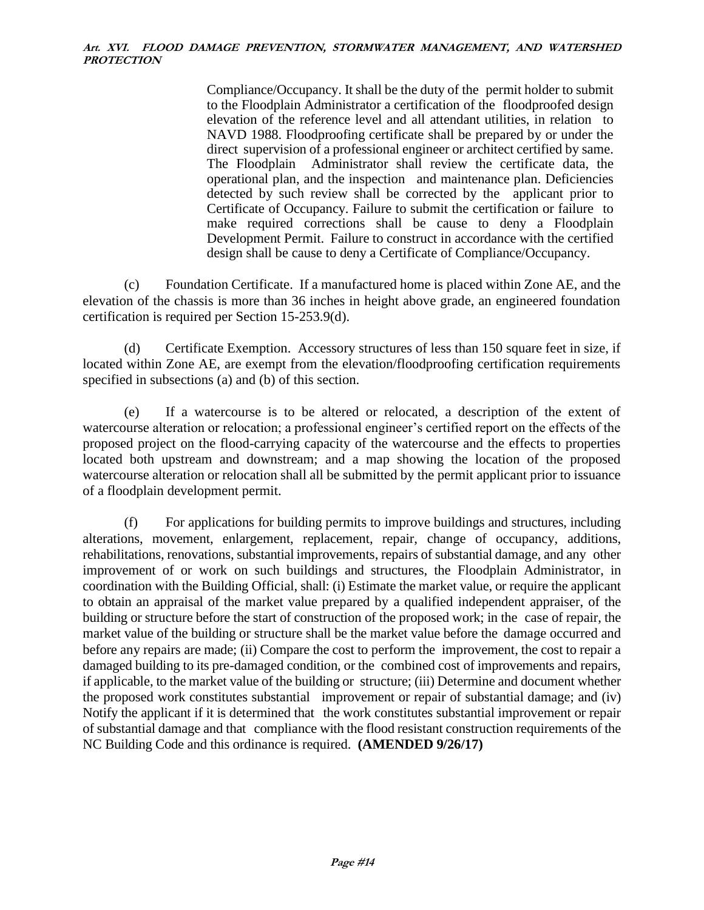Compliance/Occupancy. It shall be the duty of the permit holder to submit to the Floodplain Administrator a certification of the floodproofed design elevation of the reference level and all attendant utilities, in relation to NAVD 1988. Floodproofing certificate shall be prepared by or under the direct supervision of a professional engineer or architect certified by same. The Floodplain Administrator shall review the certificate data, the operational plan, and the inspection and maintenance plan. Deficiencies detected by such review shall be corrected by the applicant prior to Certificate of Occupancy. Failure to submit the certification or failure to make required corrections shall be cause to deny a Floodplain Development Permit. Failure to construct in accordance with the certified design shall be cause to deny a Certificate of Compliance/Occupancy.

(c) Foundation Certificate. If a manufactured home is placed within Zone AE, and the elevation of the chassis is more than 36 inches in height above grade, an engineered foundation certification is required per Section 15-253.9(d).

(d) Certificate Exemption. Accessory structures of less than 150 square feet in size, if located within Zone AE, are exempt from the elevation/floodproofing certification requirements specified in subsections (a) and (b) of this section.

(e) If a watercourse is to be altered or relocated, a description of the extent of watercourse alteration or relocation; a professional engineer's certified report on the effects of the proposed project on the flood-carrying capacity of the watercourse and the effects to properties located both upstream and downstream; and a map showing the location of the proposed watercourse alteration or relocation shall all be submitted by the permit applicant prior to issuance of a floodplain development permit.

(f) For applications for building permits to improve buildings and structures, including alterations, movement, enlargement, replacement, repair, change of occupancy, additions, rehabilitations, renovations, substantial improvements, repairs of substantial damage, and any other improvement of or work on such buildings and structures, the Floodplain Administrator, in coordination with the Building Official, shall: (i) Estimate the market value, or require the applicant to obtain an appraisal of the market value prepared by a qualified independent appraiser, of the building or structure before the start of construction of the proposed work; in the case of repair, the market value of the building or structure shall be the market value before the damage occurred and before any repairs are made; (ii) Compare the cost to perform the improvement, the cost to repair a damaged building to its pre-damaged condition, or the combined cost of improvements and repairs, if applicable, to the market value of the building or structure; (iii) Determine and document whether the proposed work constitutes substantial improvement or repair of substantial damage; and (iv) Notify the applicant if it is determined that the work constitutes substantial improvement or repair of substantial damage and that compliance with the flood resistant construction requirements of the NC Building Code and this ordinance is required. **(AMENDED 9/26/17)**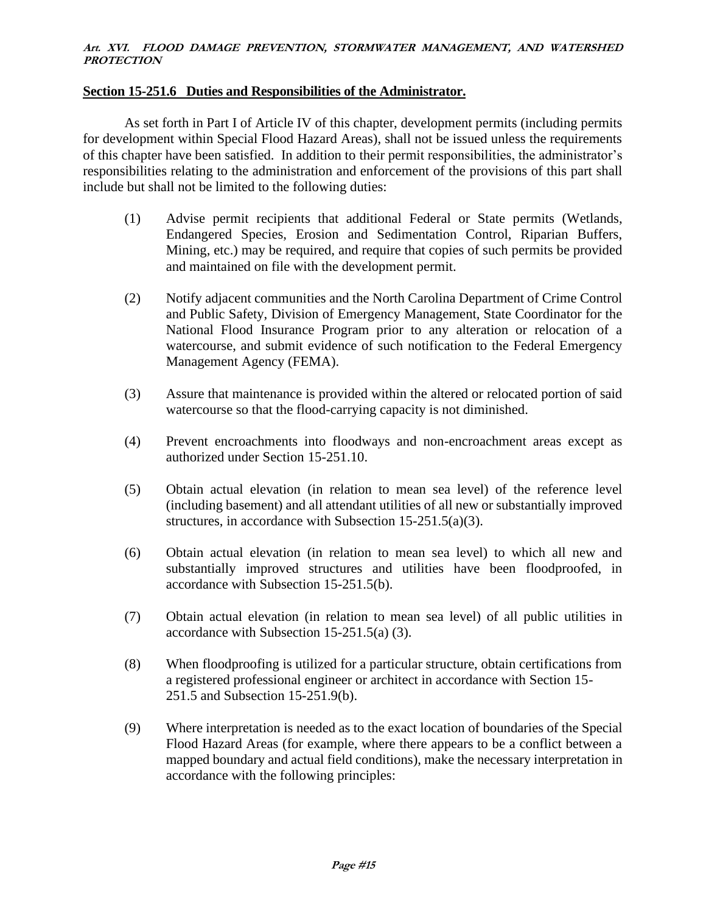## Section 15-251.6 Duties and Responsibilities of the Administrator.

As set forth in Part I of Article IV of this chapter, development permits (including permits for development within Special Flood Hazard Areas), shall not be issued unless the requirements of this chapter have been satisfied. In addition to their permit responsibilities, the administrator's responsibilities relating to the administration and enforcement of the provisions of this part shall include but shall not be limited to the following duties:

(1) Advise permit recipients that additional Federal or State permits (Wetlands, Endangered Species, Erosion and Sedimentation Control, Riparian Buffers, Mining, etc.) may be required, and require that copies of such permits be provided and maintained on file with the development permit.

(2) Notify adjacent communities and the North Carolina Department of Crime Control and Public Safety, Division of Emergency Management, State Coordinator for the National Flood Insurance Program prior to any alteration or relocation of a watercourse, and submit evidence of such notification to the Federal Emergency Management Agency (FEMA).

(3) Assure that maintenance is provided within the altered or relocated portion of said watercourse so that the flood-carrying capacity is not diminished.

(4) Prevent encroachments into floodways and non-encroachment areas except as authorized under Section 15-251.10.

(5) Obtain actual elevation (in relation to mean sea level) of the reference level (including basement) and all attendant utilities of all new or substantially improved structures, in accordance with Subsection 15-251.5(a)(3).

(6) Obtain actual elevation (in relation to mean sea level) to which all new and substantially improved structures and utilities have been floodproofed, in accordance with Subsection 15-251.5(b).

(7) Obtain actual elevation (in relation to mean sea level) of all public utilities in accordance with Subsection 15-251.5(a) (3).

(8) When floodproofing is utilized for a particular structure, obtain certifications from a registered professional engineer or architect in accordance with Section 15-251.5 and Subsection 15-251.9(b).

(9) Where interpretation is needed as to the exact location of boundaries of the Special Flood Hazard Areas (for example, where there appears to be a conflict between a mapped boundary and actual field conditions), make the necessary interpretation in accordance with the following principles: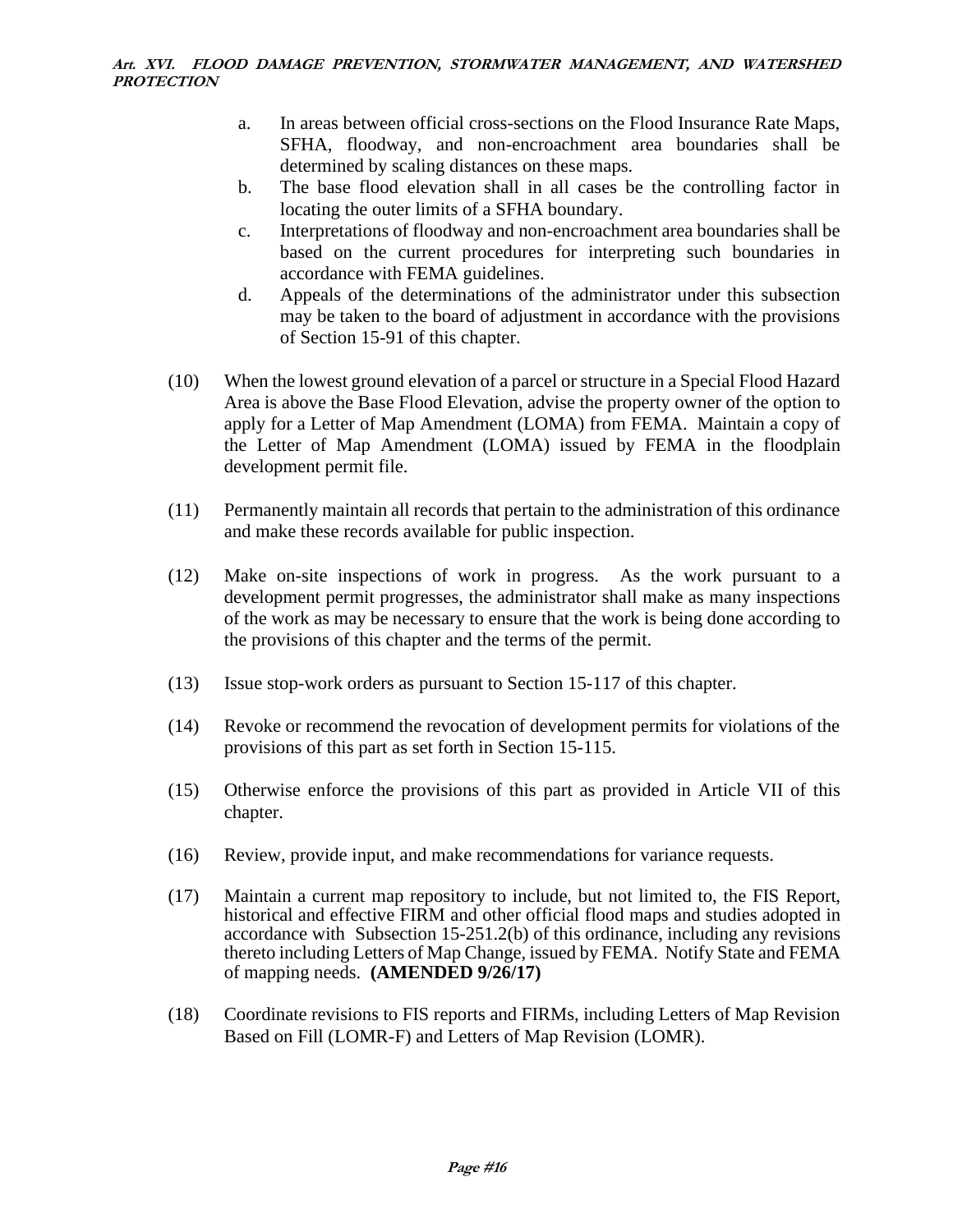a. In areas between official cross-sections on the Flood Insurance Rate Maps, SFHA, floodway, and non-encroachment area boundaries shall be determined by scaling distances on these maps.
b. The base flood elevation shall in all cases be the controlling factor in locating the outer limits of a SFHA boundary.
c. Interpretations of floodway and non-encroachment area boundaries shall be based on the current procedures for interpreting such boundaries in accordance with FEMA guidelines.
d. Appeals of the determinations of the administrator under this subsection may be taken to the board of adjustment in accordance with the provisions of Section 15-91 of this chapter.

(10) When the lowest ground elevation of a parcel or structure in a Special Flood Hazard Area is above the Base Flood Elevation, advise the property owner of the option to apply for a Letter of Map Amendment (LOMA) from FEMA. Maintain a copy of the Letter of Map Amendment (LOMA) issued by FEMA in the floodplain development permit file.

(11) Permanently maintain all records that pertain to the administration of this ordinance and make these records available for public inspection.

(12) Make on-site inspections of work in progress. As the work pursuant to a development permit progresses, the administrator shall make as many inspections of the work as may be necessary to ensure that the work is being done according to the provisions of this chapter and the terms of the permit.

(13) Issue stop-work orders as pursuant to Section 15-117 of this chapter.

(14) Revoke or recommend the revocation of development permits for violations of the provisions of this part as set forth in Section 15-115.

(15) Otherwise enforce the provisions of this part as provided in Article VII of this chapter.

(16) Review, provide input, and make recommendations for variance requests.

(17) Maintain a current map repository to include, but not limited to, the FIS Report, historical and effective FIRM and other official flood maps and studies adopted in accordance with Subsection 15-251.2(b) of this ordinance, including any revisions thereto including Letters of Map Change, issued by FEMA. Notify State and FEMA of mapping needs. **(AMENDED 9/26/17)**

(18) Coordinate revisions to FIS reports and FIRMs, including Letters of Map Revision Based on Fill (LOMR-F) and Letters of Map Revision (LOMR).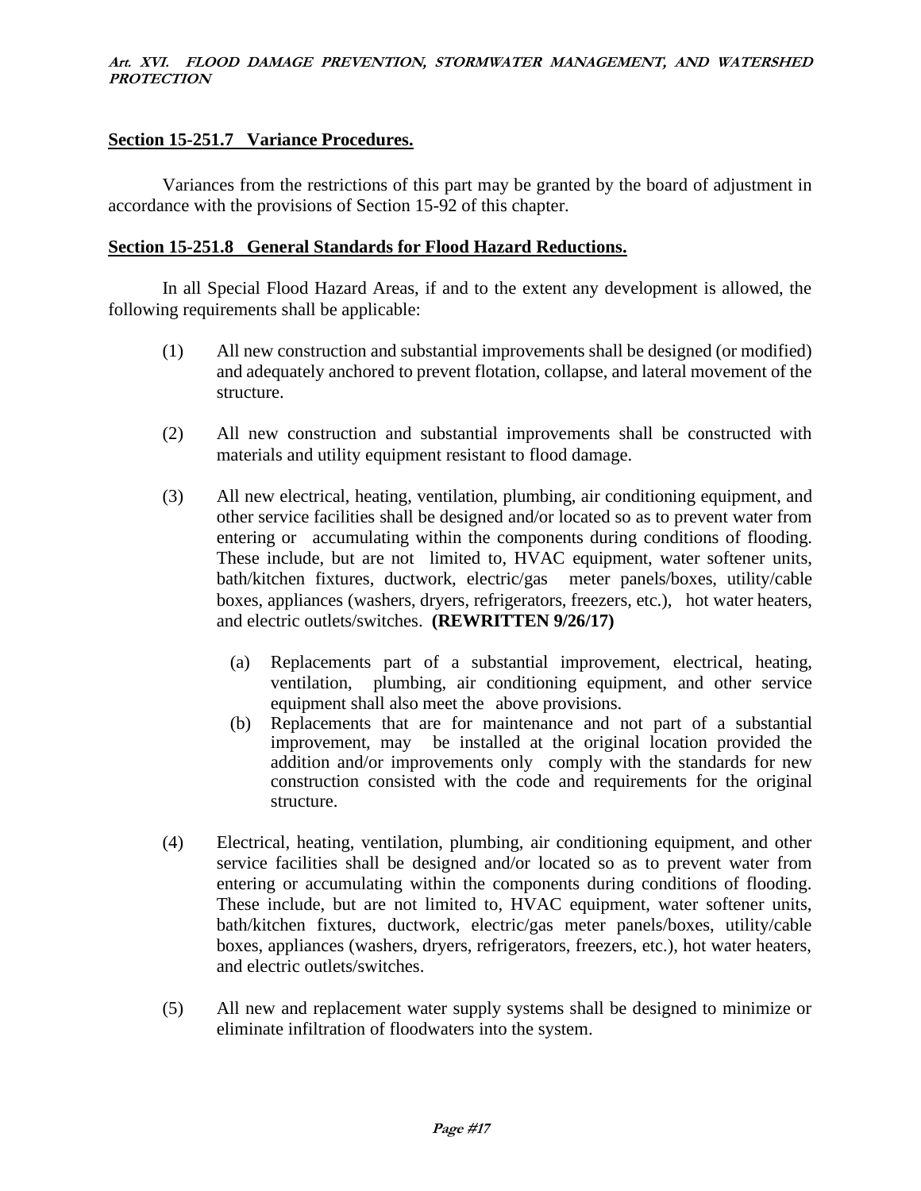## Section 15-251.7 Variance Procedures.

Variances from the restrictions of this part may be granted by the board of adjustment in accordance with the provisions of Section 15-92 of this chapter.

## Section 15-251.8 General Standards for Flood Hazard Reductions.

In all Special Flood Hazard Areas, if and to the extent any development is allowed, the following requirements shall be applicable:

(1) All new construction and substantial improvements shall be designed (or modified) and adequately anchored to prevent flotation, collapse, and lateral movement of the structure.

(2) All new construction and substantial improvements shall be constructed with materials and utility equipment resistant to flood damage.

(3) All new electrical, heating, ventilation, plumbing, air conditioning equipment, and other service facilities shall be designed and/or located so as to prevent water from entering or accumulating within the components during conditions of flooding. These include, but are not limited to, HVAC equipment, water softener units, bath/kitchen fixtures, ductwork, electric/gas meter panels/boxes, utility/cable boxes, appliances (washers, dryers, refrigerators, freezers, etc.), hot water heaters, and electric outlets/switches. **(REWRITTEN 9/26/17)**

   (a) Replacements part of a substantial improvement, electrical, heating, ventilation, plumbing, air conditioning equipment, and other service equipment shall also meet the above provisions.

   (b) Replacements that are for maintenance and not part of a substantial improvement, may be installed at the original location provided the addition and/or improvements only comply with the standards for new construction consisted with the code and requirements for the original structure.

(4) Electrical, heating, ventilation, plumbing, air conditioning equipment, and other service facilities shall be designed and/or located so as to prevent water from entering or accumulating within the components during conditions of flooding. These include, but are not limited to, HVAC equipment, water softener units, bath/kitchen fixtures, ductwork, electric/gas meter panels/boxes, utility/cable boxes, appliances (washers, dryers, refrigerators, freezers, etc.), hot water heaters, and electric outlets/switches.

(5) All new and replacement water supply systems shall be designed to minimize or eliminate infiltration of floodwaters into the system.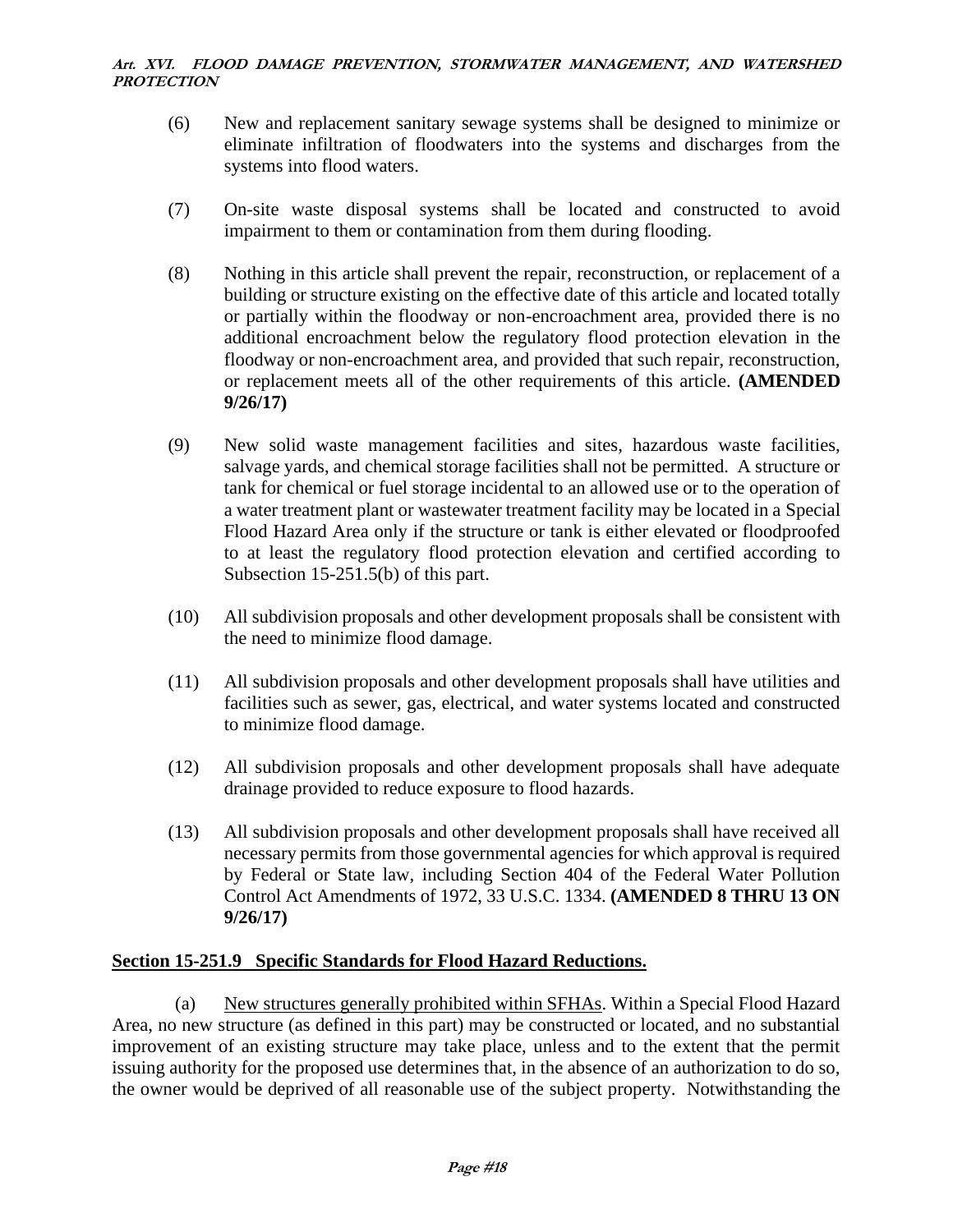(6) New and replacement sanitary sewage systems shall be designed to minimize or eliminate infiltration of floodwaters into the systems and discharges from the systems into flood waters.

(7) On-site waste disposal systems shall be located and constructed to avoid impairment to them or contamination from them during flooding.

(8) Nothing in this article shall prevent the repair, reconstruction, or replacement of a building or structure existing on the effective date of this article and located totally or partially within the floodway or non-encroachment area, provided there is no additional encroachment below the regulatory flood protection elevation in the floodway or non-encroachment area, and provided that such repair, reconstruction, or replacement meets all of the other requirements of this article. **(AMENDED 9/26/17)**

(9) New solid waste management facilities and sites, hazardous waste facilities, salvage yards, and chemical storage facilities shall not be permitted. A structure or tank for chemical or fuel storage incidental to an allowed use or to the operation of a water treatment plant or wastewater treatment facility may be located in a Special Flood Hazard Area only if the structure or tank is either elevated or floodproofed to at least the regulatory flood protection elevation and certified according to Subsection 15-251.5(b) of this part.

(10) All subdivision proposals and other development proposals shall be consistent with the need to minimize flood damage.

(11) All subdivision proposals and other development proposals shall have utilities and facilities such as sewer, gas, electrical, and water systems located and constructed to minimize flood damage.

(12) All subdivision proposals and other development proposals shall have adequate drainage provided to reduce exposure to flood hazards.

(13) All subdivision proposals and other development proposals shall have received all necessary permits from those governmental agencies for which approval is required by Federal or State law, including Section 404 of the Federal Water Pollution Control Act Amendments of 1972, 33 U.S.C. 1334. **(AMENDED 8 THRU 13 ON 9/26/17)**

## Section 15-251.9 Specific Standards for Flood Hazard Reductions.

(a) New structures generally prohibited within SFHAs. Within a Special Flood Hazard Area, no new structure (as defined in this part) may be constructed or located, and no substantial improvement of an existing structure may take place, unless and to the extent that the permit issuing authority for the proposed use determines that, in the absence of an authorization to do so, the owner would be deprived of all reasonable use of the subject property. Notwithstanding the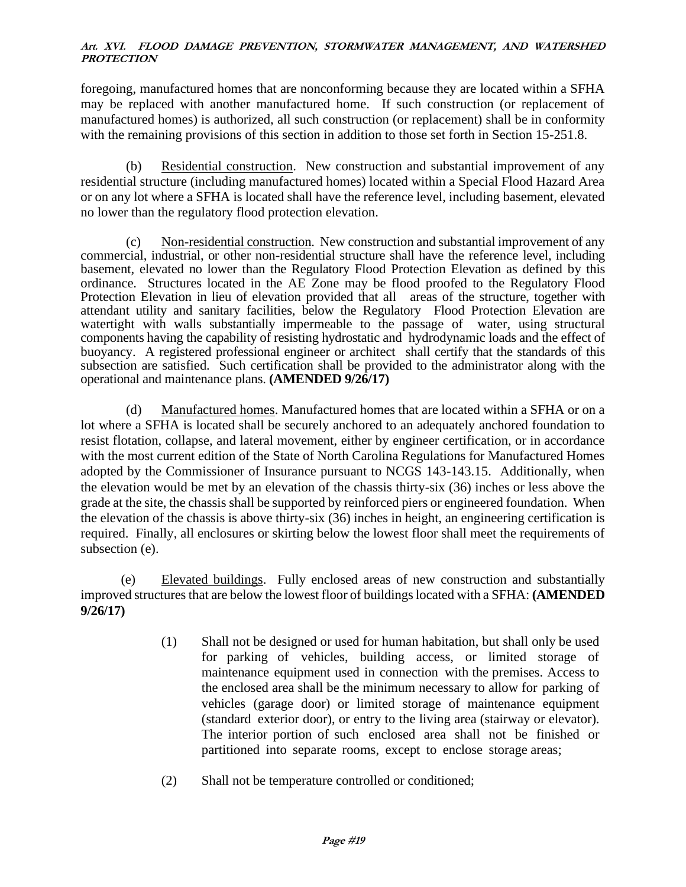foregoing, manufactured homes that are nonconforming because they are located within a SFHA may be replaced with another manufactured home. If such construction (or replacement of manufactured homes) is authorized, all such construction (or replacement) shall be in conformity with the remaining provisions of this section in addition to those set forth in Section 15-251.8.

(b) Residential construction. New construction and substantial improvement of any residential structure (including manufactured homes) located within a Special Flood Hazard Area or on any lot where a SFHA is located shall have the reference level, including basement, elevated no lower than the regulatory flood protection elevation.

(c) Non-residential construction. New construction and substantial improvement of any commercial, industrial, or other non-residential structure shall have the reference level, including basement, elevated no lower than the Regulatory Flood Protection Elevation as defined by this ordinance. Structures located in the AE Zone may be flood proofed to the Regulatory Flood Protection Elevation in lieu of elevation provided that all areas of the structure, together with attendant utility and sanitary facilities, below the Regulatory Flood Protection Elevation are watertight with walls substantially impermeable to the passage of water, using structural components having the capability of resisting hydrostatic and hydrodynamic loads and the effect of buoyancy. A registered professional engineer or architect shall certify that the standards of this subsection are satisfied. Such certification shall be provided to the administrator along with the operational and maintenance plans. **(AMENDED 9/26/17)**

(d) Manufactured homes. Manufactured homes that are located within a SFHA or on a lot where a SFHA is located shall be securely anchored to an adequately anchored foundation to resist flotation, collapse, and lateral movement, either by engineer certification, or in accordance with the most current edition of the State of North Carolina Regulations for Manufactured Homes adopted by the Commissioner of Insurance pursuant to NCGS 143-143.15. Additionally, when the elevation would be met by an elevation of the chassis thirty-six (36) inches or less above the grade at the site, the chassis shall be supported by reinforced piers or engineered foundation. When the elevation of the chassis is above thirty-six (36) inches in height, an engineering certification is required. Finally, all enclosures or skirting below the lowest floor shall meet the requirements of subsection (e).

(e) Elevated buildings. Fully enclosed areas of new construction and substantially improved structures that are below the lowest floor of buildings located with a SFHA: **(AMENDED 9/26/17)**

(1) Shall not be designed or used for human habitation, but shall only be used for parking of vehicles, building access, or limited storage of maintenance equipment used in connection with the premises. Access to the enclosed area shall be the minimum necessary to allow for parking of vehicles (garage door) or limited storage of maintenance equipment (standard exterior door), or entry to the living area (stairway or elevator). The interior portion of such enclosed area shall not be finished or partitioned into separate rooms, except to enclose storage areas;

(2) Shall not be temperature controlled or conditioned;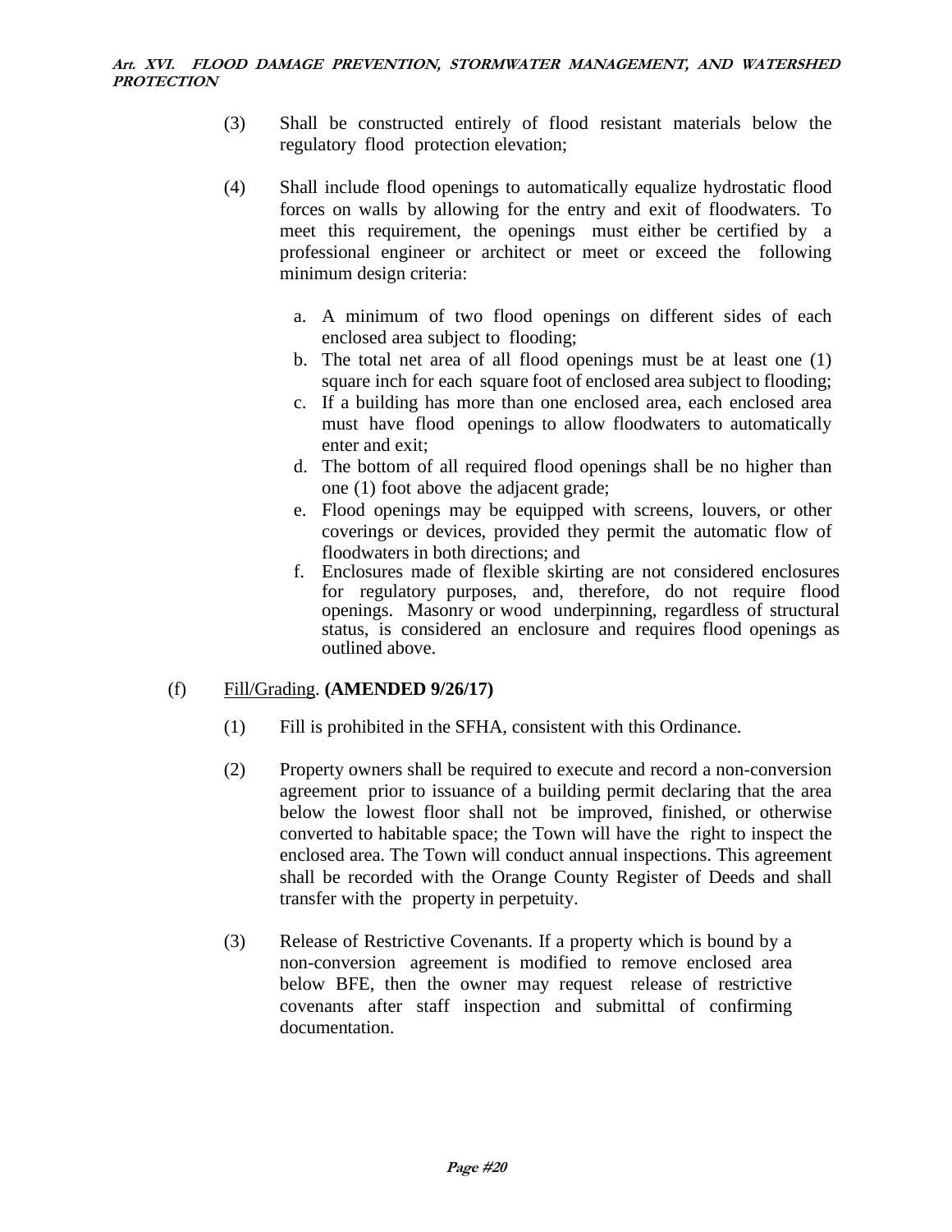(3) Shall be constructed entirely of flood resistant materials below the regulatory flood protection elevation;

(4) Shall include flood openings to automatically equalize hydrostatic flood forces on walls by allowing for the entry and exit of floodwaters. To meet this requirement, the openings must either be certified by a professional engineer or architect or meet or exceed the following minimum design criteria:

a. A minimum of two flood openings on different sides of each enclosed area subject to flooding;
b. The total net area of all flood openings must be at least one (1) square inch for each square foot of enclosed area subject to flooding;
c. If a building has more than one enclosed area, each enclosed area must have flood openings to allow floodwaters to automatically enter and exit;
d. The bottom of all required flood openings shall be no higher than one (1) foot above the adjacent grade;
e. Flood openings may be equipped with screens, louvers, or other coverings or devices, provided they permit the automatic flow of floodwaters in both directions; and
f. Enclosures made of flexible skirting are not considered enclosures for regulatory purposes, and, therefore, do not require flood openings. Masonry or wood underpinning, regardless of structural status, is considered an enclosure and requires flood openings as outlined above.

(f) Fill/Grading. **(AMENDED 9/26/17)**

(1) Fill is prohibited in the SFHA, consistent with this Ordinance.

(2) Property owners shall be required to execute and record a non-conversion agreement prior to issuance of a building permit declaring that the area below the lowest floor shall not be improved, finished, or otherwise converted to habitable space; the Town will have the right to inspect the enclosed area. The Town will conduct annual inspections. This agreement shall be recorded with the Orange County Register of Deeds and shall transfer with the property in perpetuity.

(3) Release of Restrictive Covenants. If a property which is bound by a non-conversion agreement is modified to remove enclosed area below BFE, then the owner may request release of restrictive covenants after staff inspection and submittal of confirming documentation.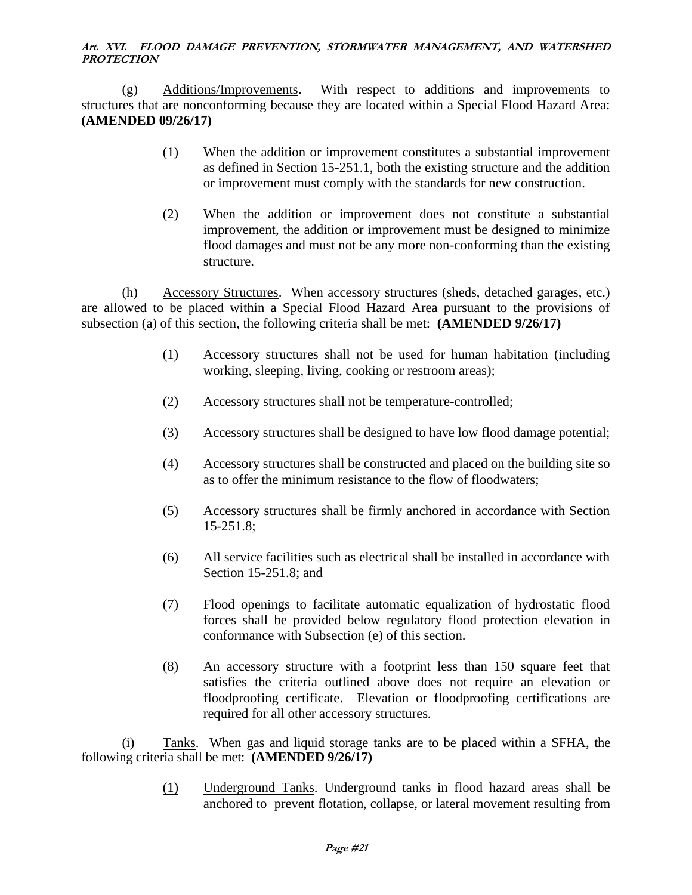(g) Additions/Improvements. With respect to additions and improvements to structures that are nonconforming because they are located within a Special Flood Hazard Area: **(AMENDED 09/26/17)**

> (1) When the addition or improvement constitutes a substantial improvement as defined in Section 15-251.1, both the existing structure and the addition or improvement must comply with the standards for new construction.
>
> (2) When the addition or improvement does not constitute a substantial improvement, the addition or improvement must be designed to minimize flood damages and must not be any more non-conforming than the existing structure.

(h) Accessory Structures. When accessory structures (sheds, detached garages, etc.) are allowed to be placed within a Special Flood Hazard Area pursuant to the provisions of subsection (a) of this section, the following criteria shall be met: **(AMENDED 9/26/17)**

> (1) Accessory structures shall not be used for human habitation (including working, sleeping, living, cooking or restroom areas);
>
> (2) Accessory structures shall not be temperature-controlled;
>
> (3) Accessory structures shall be designed to have low flood damage potential;
>
> (4) Accessory structures shall be constructed and placed on the building site so as to offer the minimum resistance to the flow of floodwaters;
>
> (5) Accessory structures shall be firmly anchored in accordance with Section 15-251.8;
>
> (6) All service facilities such as electrical shall be installed in accordance with Section 15-251.8; and
>
> (7) Flood openings to facilitate automatic equalization of hydrostatic flood forces shall be provided below regulatory flood protection elevation in conformance with Subsection (e) of this section.
>
> (8) An accessory structure with a footprint less than 150 square feet that satisfies the criteria outlined above does not require an elevation or floodproofing certificate. Elevation or floodproofing certifications are required for all other accessory structures.

(i) Tanks. When gas and liquid storage tanks are to be placed within a SFHA, the following criteria shall be met: **(AMENDED 9/26/17)**

> (1) Underground Tanks. Underground tanks in flood hazard areas shall be anchored to prevent flotation, collapse, or lateral movement resulting from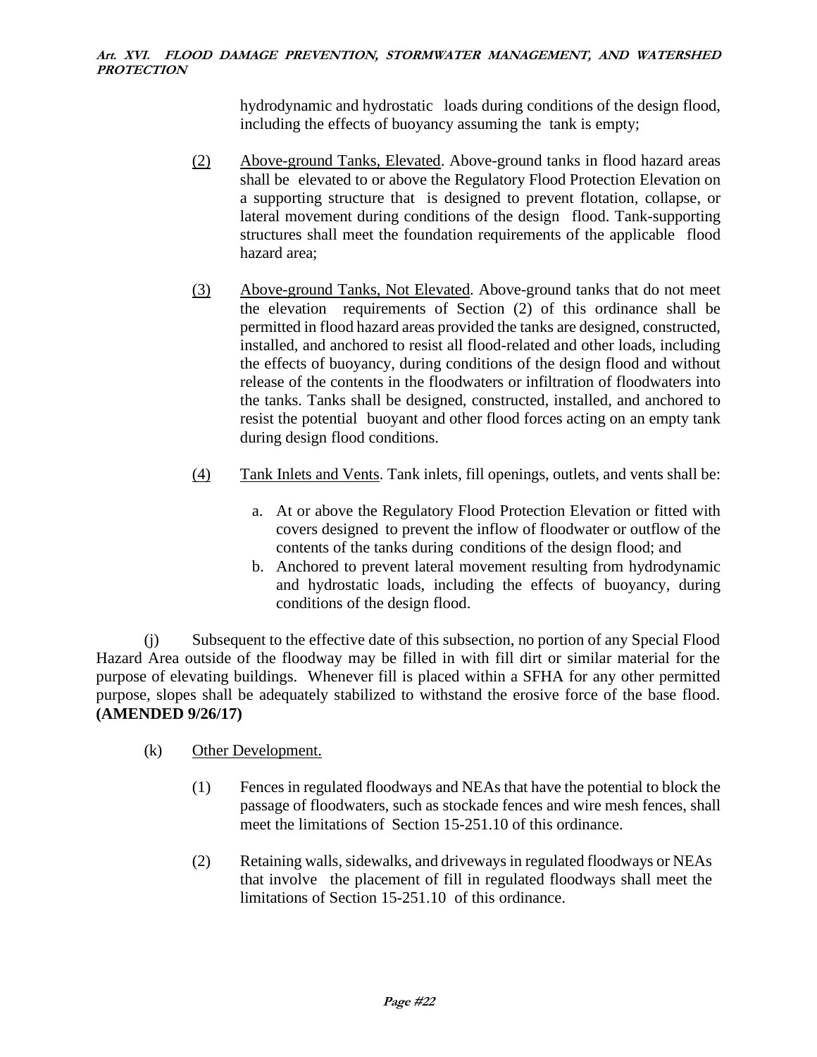hydrodynamic and hydrostatic loads during conditions of the design flood, including the effects of buoyancy assuming the tank is empty;

(2) Above-ground Tanks, Elevated. Above-ground tanks in flood hazard areas shall be elevated to or above the Regulatory Flood Protection Elevation on a supporting structure that is designed to prevent flotation, collapse, or lateral movement during conditions of the design flood. Tank-supporting structures shall meet the foundation requirements of the applicable flood hazard area;

(3) Above-ground Tanks, Not Elevated. Above-ground tanks that do not meet the elevation requirements of Section (2) of this ordinance shall be permitted in flood hazard areas provided the tanks are designed, constructed, installed, and anchored to resist all flood-related and other loads, including the effects of buoyancy, during conditions of the design flood and without release of the contents in the floodwaters or infiltration of floodwaters into the tanks. Tanks shall be designed, constructed, installed, and anchored to resist the potential buoyant and other flood forces acting on an empty tank during design flood conditions.

(4) Tank Inlets and Vents. Tank inlets, fill openings, outlets, and vents shall be:

a. At or above the Regulatory Flood Protection Elevation or fitted with covers designed to prevent the inflow of floodwater or outflow of the contents of the tanks during conditions of the design flood; and
b. Anchored to prevent lateral movement resulting from hydrodynamic and hydrostatic loads, including the effects of buoyancy, during conditions of the design flood.

(j) Subsequent to the effective date of this subsection, no portion of any Special Flood Hazard Area outside of the floodway may be filled in with fill dirt or similar material for the purpose of elevating buildings. Whenever fill is placed within a SFHA for any other permitted purpose, slopes shall be adequately stabilized to withstand the erosive force of the base flood. **(AMENDED 9/26/17)**

(k) Other Development.

(1) Fences in regulated floodways and NEAs that have the potential to block the passage of floodwaters, such as stockade fences and wire mesh fences, shall meet the limitations of Section 15-251.10 of this ordinance.

(2) Retaining walls, sidewalks, and driveways in regulated floodways or NEAs that involve the placement of fill in regulated floodways shall meet the limitations of Section 15-251.10 of this ordinance.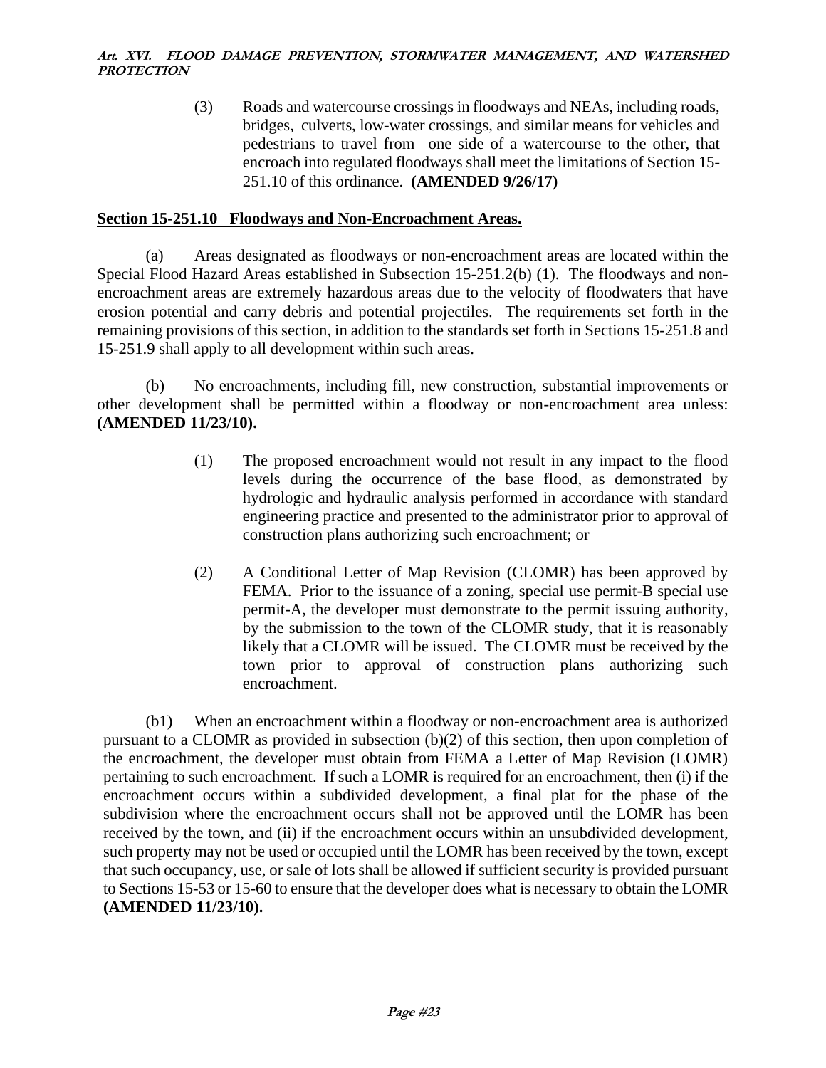(3) Roads and watercourse crossings in floodways and NEAs, including roads, bridges, culverts, low-water crossings, and similar means for vehicles and pedestrians to travel from one side of a watercourse to the other, that encroach into regulated floodways shall meet the limitations of Section 15-251.10 of this ordinance. **(AMENDED 9/26/17)**

## Section 15-251.10 Floodways and Non-Encroachment Areas.

(a) Areas designated as floodways or non-encroachment areas are located within the Special Flood Hazard Areas established in Subsection 15-251.2(b) (1). The floodways and non-encroachment areas are extremely hazardous areas due to the velocity of floodwaters that have erosion potential and carry debris and potential projectiles. The requirements set forth in the remaining provisions of this section, in addition to the standards set forth in Sections 15-251.8 and 15-251.9 shall apply to all development within such areas.

(b) No encroachments, including fill, new construction, substantial improvements or other development shall be permitted within a floodway or non-encroachment area unless: **(AMENDED 11/23/10).**

(1) The proposed encroachment would not result in any impact to the flood levels during the occurrence of the base flood, as demonstrated by hydrologic and hydraulic analysis performed in accordance with standard engineering practice and presented to the administrator prior to approval of construction plans authorizing such encroachment; or

(2) A Conditional Letter of Map Revision (CLOMR) has been approved by FEMA. Prior to the issuance of a zoning, special use permit-B special use permit-A, the developer must demonstrate to the permit issuing authority, by the submission to the town of the CLOMR study, that it is reasonably likely that a CLOMR will be issued. The CLOMR must be received by the town prior to approval of construction plans authorizing such encroachment.

(b1) When an encroachment within a floodway or non-encroachment area is authorized pursuant to a CLOMR as provided in subsection (b)(2) of this section, then upon completion of the encroachment, the developer must obtain from FEMA a Letter of Map Revision (LOMR) pertaining to such encroachment. If such a LOMR is required for an encroachment, then (i) if the encroachment occurs within a subdivided development, a final plat for the phase of the subdivision where the encroachment occurs shall not be approved until the LOMR has been received by the town, and (ii) if the encroachment occurs within an unsubdivided development, such property may not be used or occupied until the LOMR has been received by the town, except that such occupancy, use, or sale of lots shall be allowed if sufficient security is provided pursuant to Sections 15-53 or 15-60 to ensure that the developer does what is necessary to obtain the LOMR **(AMENDED 11/23/10).**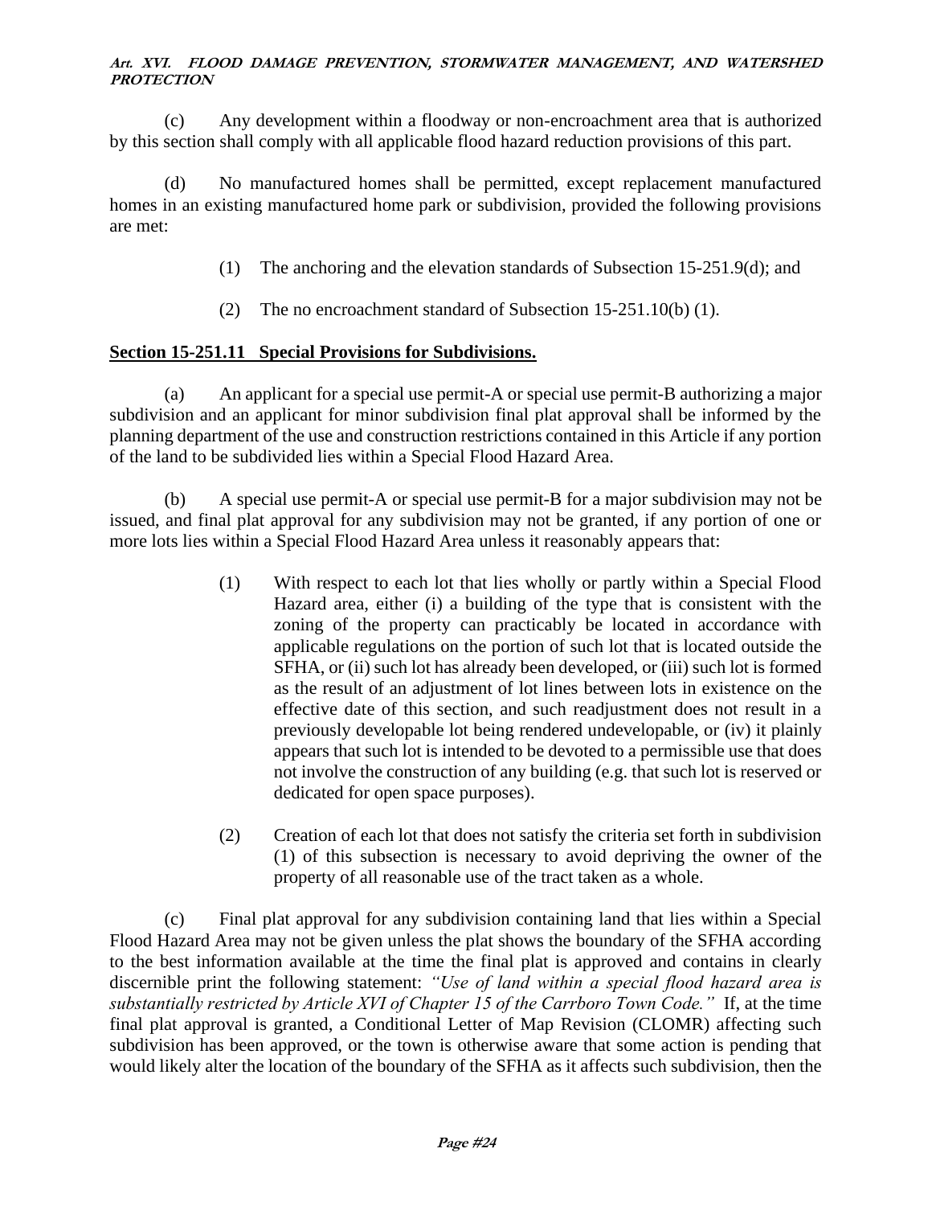(c) Any development within a floodway or non-encroachment area that is authorized by this section shall comply with all applicable flood hazard reduction provisions of this part.

(d) No manufactured homes shall be permitted, except replacement manufactured homes in an existing manufactured home park or subdivision, provided the following provisions are met:

(1) The anchoring and the elevation standards of Subsection 15-251.9(d); and

(2) The no encroachment standard of Subsection 15-251.10(b) (1).

## Section 15-251.11 Special Provisions for Subdivisions.

(a) An applicant for a special use permit-A or special use permit-B authorizing a major subdivision and an applicant for minor subdivision final plat approval shall be informed by the planning department of the use and construction restrictions contained in this Article if any portion of the land to be subdivided lies within a Special Flood Hazard Area.

(b) A special use permit-A or special use permit-B for a major subdivision may not be issued, and final plat approval for any subdivision may not be granted, if any portion of one or more lots lies within a Special Flood Hazard Area unless it reasonably appears that:

(1) With respect to each lot that lies wholly or partly within a Special Flood Hazard area, either (i) a building of the type that is consistent with the zoning of the property can practicably be located in accordance with applicable regulations on the portion of such lot that is located outside the SFHA, or (ii) such lot has already been developed, or (iii) such lot is formed as the result of an adjustment of lot lines between lots in existence on the effective date of this section, and such readjustment does not result in a previously developable lot being rendered undevelopable, or (iv) it plainly appears that such lot is intended to be devoted to a permissible use that does not involve the construction of any building (e.g. that such lot is reserved or dedicated for open space purposes).

(2) Creation of each lot that does not satisfy the criteria set forth in subdivision (1) of this subsection is necessary to avoid depriving the owner of the property of all reasonable use of the tract taken as a whole.

(c) Final plat approval for any subdivision containing land that lies within a Special Flood Hazard Area may not be given unless the plat shows the boundary of the SFHA according to the best information available at the time the final plat is approved and contains in clearly discernible print the following statement: *"Use of land within a special flood hazard area is substantially restricted by Article XVI of Chapter 15 of the Carrboro Town Code."* If, at the time final plat approval is granted, a Conditional Letter of Map Revision (CLOMR) affecting such subdivision has been approved, or the town is otherwise aware that some action is pending that would likely alter the location of the boundary of the SFHA as it affects such subdivision, then the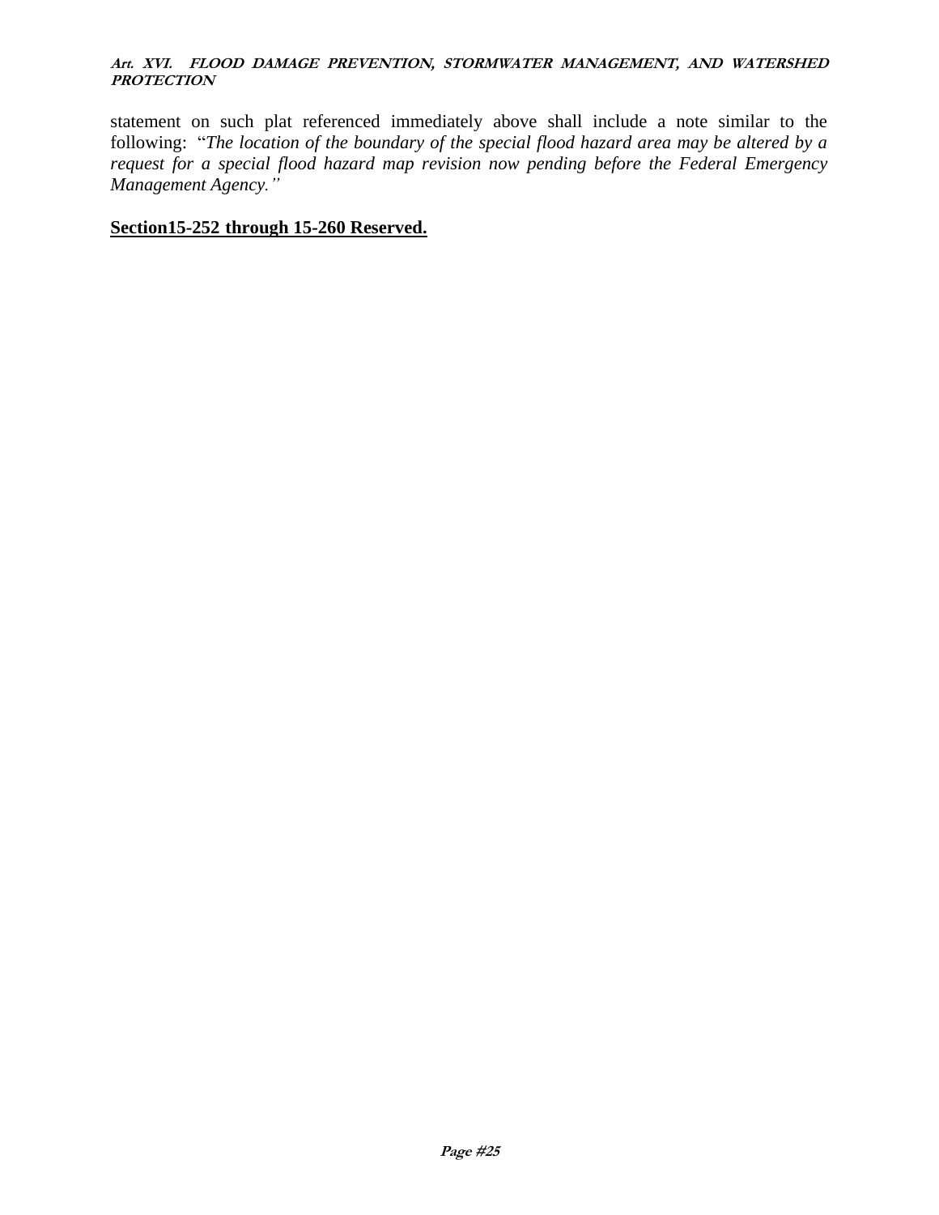statement on such plat referenced immediately above shall include a note similar to the following: "*The location of the boundary of the special flood hazard area may be altered by a request for a special flood hazard map revision now pending before the Federal Emergency Management Agency.*"

**Section15-252 through 15-260 Reserved.**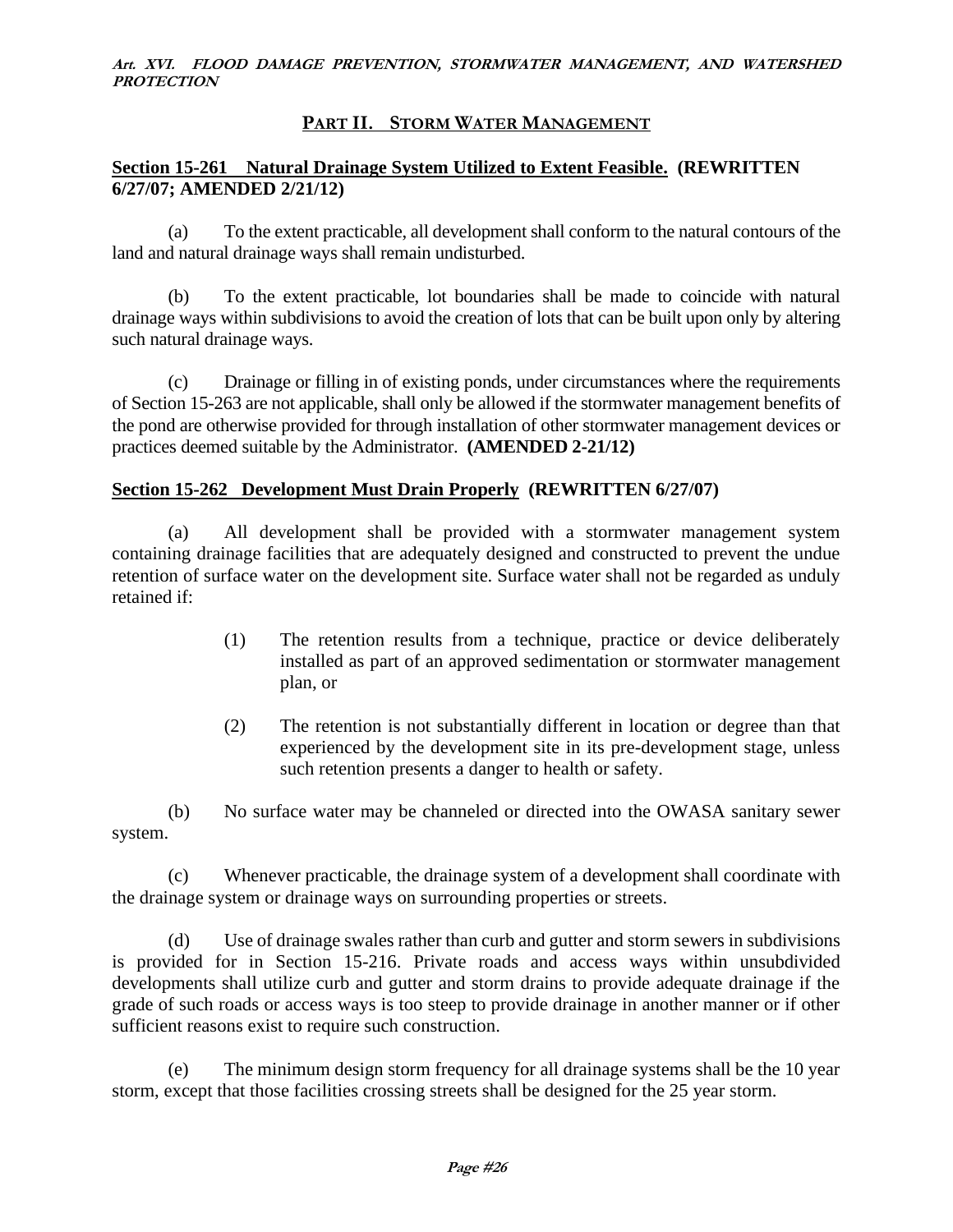## PART II. STORM WATER MANAGEMENT

### Section 15-261 Natural Drainage System Utilized to Extent Feasible. (REWRITTEN 6/27/07; AMENDED 2/21/12)

(a) To the extent practicable, all development shall conform to the natural contours of the land and natural drainage ways shall remain undisturbed.

(b) To the extent practicable, lot boundaries shall be made to coincide with natural drainage ways within subdivisions to avoid the creation of lots that can be built upon only by altering such natural drainage ways.

(c) Drainage or filling in of existing ponds, under circumstances where the requirements of Section 15-263 are not applicable, shall only be allowed if the stormwater management benefits of the pond are otherwise provided for through installation of other stormwater management devices or practices deemed suitable by the Administrator. **(AMENDED 2-21/12)**

### Section 15-262 Development Must Drain Properly (REWRITTEN 6/27/07)

(a) All development shall be provided with a stormwater management system containing drainage facilities that are adequately designed and constructed to prevent the undue retention of surface water on the development site. Surface water shall not be regarded as unduly retained if:

> (1) The retention results from a technique, practice or device deliberately installed as part of an approved sedimentation or stormwater management plan, or
>
> (2) The retention is not substantially different in location or degree than that experienced by the development site in its pre-development stage, unless such retention presents a danger to health or safety.

(b) No surface water may be channeled or directed into the OWASA sanitary sewer system.

(c) Whenever practicable, the drainage system of a development shall coordinate with the drainage system or drainage ways on surrounding properties or streets.

(d) Use of drainage swales rather than curb and gutter and storm sewers in subdivisions is provided for in Section 15-216. Private roads and access ways within unsubdivided developments shall utilize curb and gutter and storm drains to provide adequate drainage if the grade of such roads or access ways is too steep to provide drainage in another manner or if other sufficient reasons exist to require such construction.

(e) The minimum design storm frequency for all drainage systems shall be the 10 year storm, except that those facilities crossing streets shall be designed for the 25 year storm.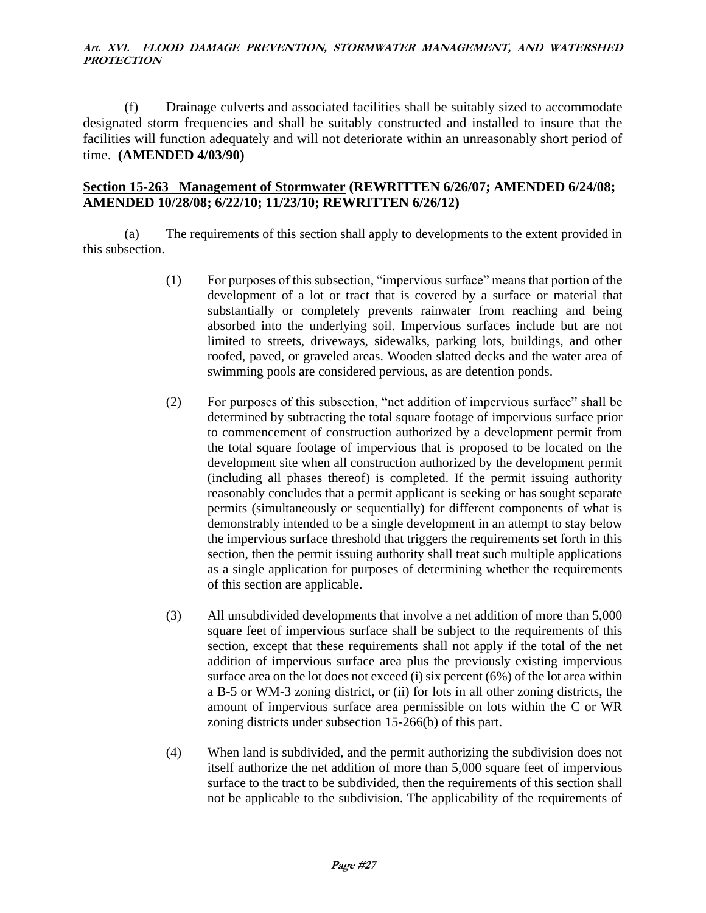(f) Drainage culverts and associated facilities shall be suitably sized to accommodate designated storm frequencies and shall be suitably constructed and installed to insure that the facilities will function adequately and will not deteriorate within an unreasonably short period of time. **(AMENDED 4/03/90)**

## Section 15-263 Management of Stormwater (REWRITTEN 6/26/07; AMENDED 6/24/08; AMENDED 10/28/08; 6/22/10; 11/23/10; REWRITTEN 6/26/12)

(a) The requirements of this section shall apply to developments to the extent provided in this subsection.

(1) For purposes of this subsection, "impervious surface" means that portion of the development of a lot or tract that is covered by a surface or material that substantially or completely prevents rainwater from reaching and being absorbed into the underlying soil. Impervious surfaces include but are not limited to streets, driveways, sidewalks, parking lots, buildings, and other roofed, paved, or graveled areas. Wooden slatted decks and the water area of swimming pools are considered pervious, as are detention ponds.

(2) For purposes of this subsection, "net addition of impervious surface" shall be determined by subtracting the total square footage of impervious surface prior to commencement of construction authorized by a development permit from the total square footage of impervious that is proposed to be located on the development site when all construction authorized by the development permit (including all phases thereof) is completed. If the permit issuing authority reasonably concludes that a permit applicant is seeking or has sought separate permits (simultaneously or sequentially) for different components of what is demonstrably intended to be a single development in an attempt to stay below the impervious surface threshold that triggers the requirements set forth in this section, then the permit issuing authority shall treat such multiple applications as a single application for purposes of determining whether the requirements of this section are applicable.

(3) All unsubdivided developments that involve a net addition of more than 5,000 square feet of impervious surface shall be subject to the requirements of this section, except that these requirements shall not apply if the total of the net addition of impervious surface area plus the previously existing impervious surface area on the lot does not exceed (i) six percent (6%) of the lot area within a B-5 or WM-3 zoning district, or (ii) for lots in all other zoning districts, the amount of impervious surface area permissible on lots within the C or WR zoning districts under subsection 15-266(b) of this part.

(4) When land is subdivided, and the permit authorizing the subdivision does not itself authorize the net addition of more than 5,000 square feet of impervious surface to the tract to be subdivided, then the requirements of this section shall not be applicable to the subdivision. The applicability of the requirements of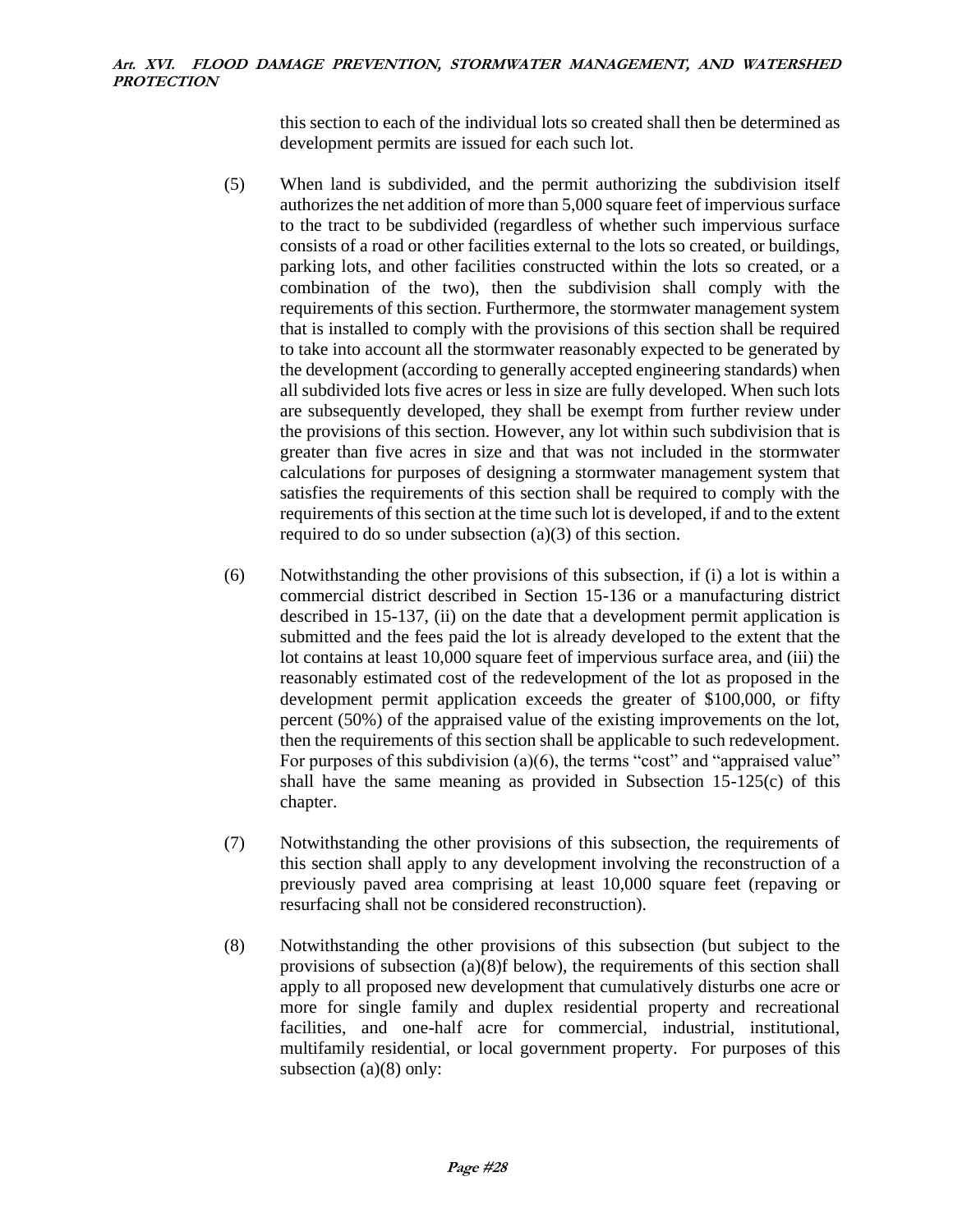this section to each of the individual lots so created shall then be determined as development permits are issued for each such lot.

(5) When land is subdivided, and the permit authorizing the subdivision itself authorizes the net addition of more than 5,000 square feet of impervious surface to the tract to be subdivided (regardless of whether such impervious surface consists of a road or other facilities external to the lots so created, or buildings, parking lots, and other facilities constructed within the lots so created, or a combination of the two), then the subdivision shall comply with the requirements of this section. Furthermore, the stormwater management system that is installed to comply with the provisions of this section shall be required to take into account all the stormwater reasonably expected to be generated by the development (according to generally accepted engineering standards) when all subdivided lots five acres or less in size are fully developed. When such lots are subsequently developed, they shall be exempt from further review under the provisions of this section. However, any lot within such subdivision that is greater than five acres in size and that was not included in the stormwater calculations for purposes of designing a stormwater management system that satisfies the requirements of this section shall be required to comply with the requirements of this section at the time such lot is developed, if and to the extent required to do so under subsection (a)(3) of this section.

(6) Notwithstanding the other provisions of this subsection, if (i) a lot is within a commercial district described in Section 15-136 or a manufacturing district described in 15-137, (ii) on the date that a development permit application is submitted and the fees paid the lot is already developed to the extent that the lot contains at least 10,000 square feet of impervious surface area, and (iii) the reasonably estimated cost of the redevelopment of the lot as proposed in the development permit application exceeds the greater of $100,000, or fifty percent (50%) of the appraised value of the existing improvements on the lot, then the requirements of this section shall be applicable to such redevelopment. For purposes of this subdivision (a)(6), the terms "cost" and "appraised value" shall have the same meaning as provided in Subsection 15-125(c) of this chapter.

(7) Notwithstanding the other provisions of this subsection, the requirements of this section shall apply to any development involving the reconstruction of a previously paved area comprising at least 10,000 square feet (repaving or resurfacing shall not be considered reconstruction).

(8) Notwithstanding the other provisions of this subsection (but subject to the provisions of subsection (a)(8)f below), the requirements of this section shall apply to all proposed new development that cumulatively disturbs one acre or more for single family and duplex residential property and recreational facilities, and one-half acre for commercial, industrial, institutional, multifamily residential, or local government property. For purposes of this subsection (a)(8) only: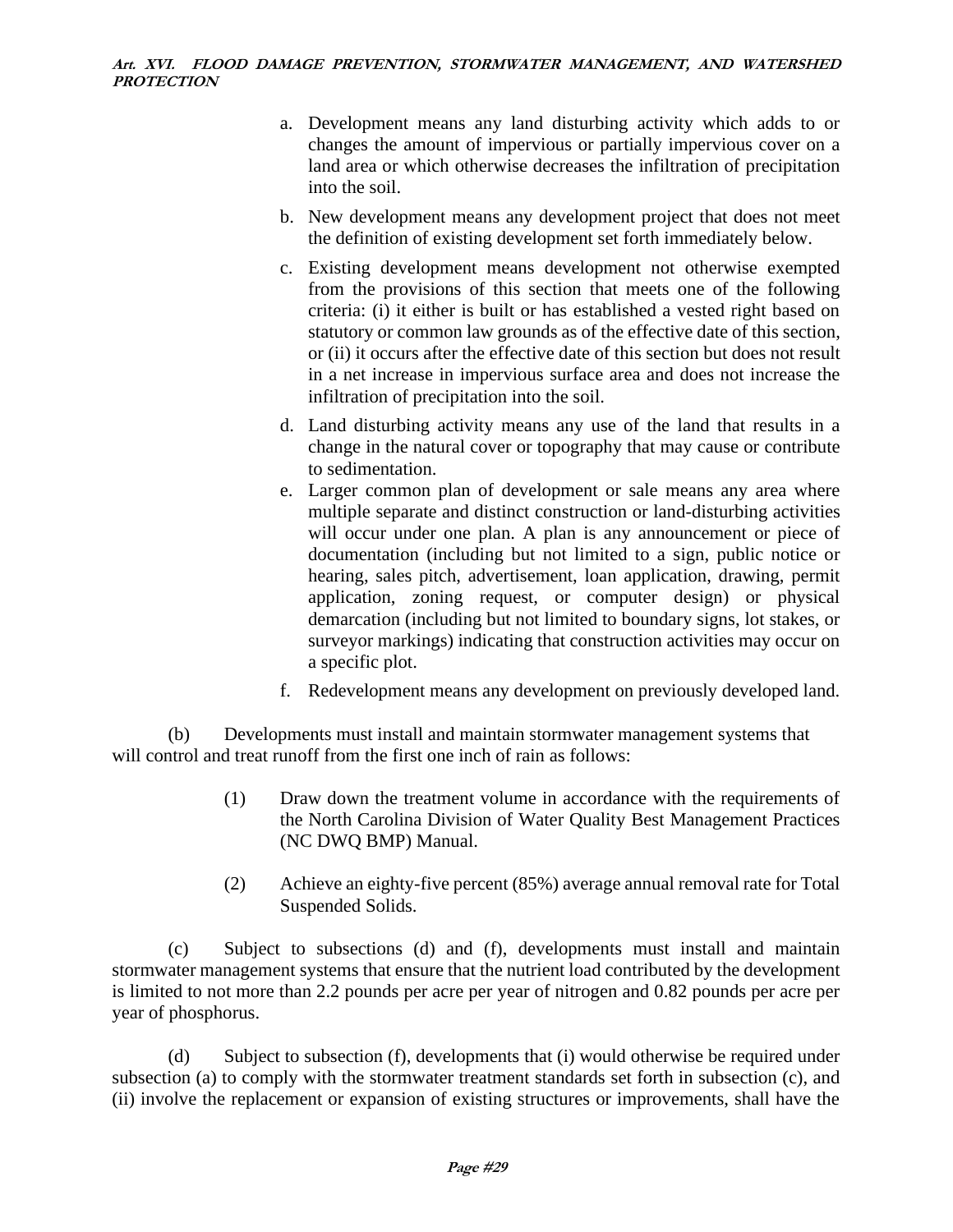a. Development means any land disturbing activity which adds to or changes the amount of impervious or partially impervious cover on a land area or which otherwise decreases the infiltration of precipitation into the soil.

b. New development means any development project that does not meet the definition of existing development set forth immediately below.

c. Existing development means development not otherwise exempted from the provisions of this section that meets one of the following criteria: (i) it either is built or has established a vested right based on statutory or common law grounds as of the effective date of this section, or (ii) it occurs after the effective date of this section but does not result in a net increase in impervious surface area and does not increase the infiltration of precipitation into the soil.

d. Land disturbing activity means any use of the land that results in a change in the natural cover or topography that may cause or contribute to sedimentation.

e. Larger common plan of development or sale means any area where multiple separate and distinct construction or land-disturbing activities will occur under one plan. A plan is any announcement or piece of documentation (including but not limited to a sign, public notice or hearing, sales pitch, advertisement, loan application, drawing, permit application, zoning request, or computer design) or physical demarcation (including but not limited to boundary signs, lot stakes, or surveyor markings) indicating that construction activities may occur on a specific plot.

f. Redevelopment means any development on previously developed land.

(b) Developments must install and maintain stormwater management systems that will control and treat runoff from the first one inch of rain as follows:

(1) Draw down the treatment volume in accordance with the requirements of the North Carolina Division of Water Quality Best Management Practices (NC DWQ BMP) Manual.

(2) Achieve an eighty-five percent (85%) average annual removal rate for Total Suspended Solids.

(c) Subject to subsections (d) and (f), developments must install and maintain stormwater management systems that ensure that the nutrient load contributed by the development is limited to not more than 2.2 pounds per acre per year of nitrogen and 0.82 pounds per acre per year of phosphorus.

(d) Subject to subsection (f), developments that (i) would otherwise be required under subsection (a) to comply with the stormwater treatment standards set forth in subsection (c), and (ii) involve the replacement or expansion of existing structures or improvements, shall have the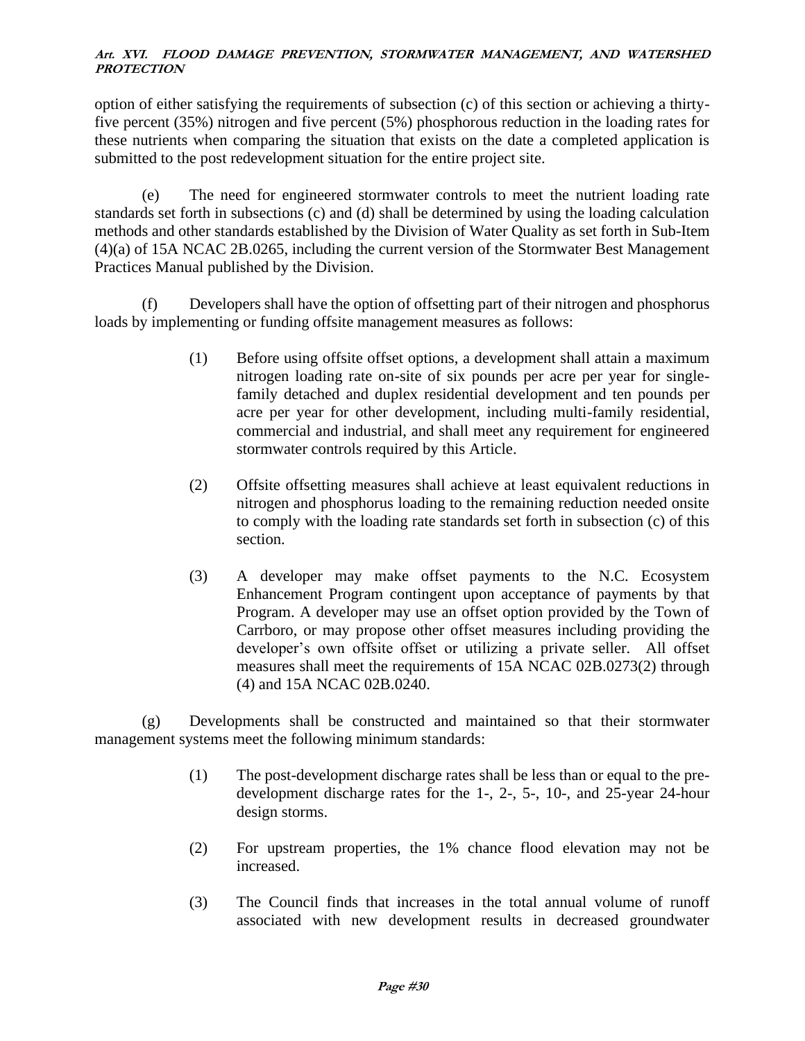option of either satisfying the requirements of subsection (c) of this section or achieving a thirty-five percent (35%) nitrogen and five percent (5%) phosphorous reduction in the loading rates for these nutrients when comparing the situation that exists on the date a completed application is submitted to the post redevelopment situation for the entire project site.

(e) The need for engineered stormwater controls to meet the nutrient loading rate standards set forth in subsections (c) and (d) shall be determined by using the loading calculation methods and other standards established by the Division of Water Quality as set forth in Sub-Item (4)(a) of 15A NCAC 2B.0265, including the current version of the Stormwater Best Management Practices Manual published by the Division.

(f) Developers shall have the option of offsetting part of their nitrogen and phosphorus loads by implementing or funding offsite management measures as follows:

(1) Before using offsite offset options, a development shall attain a maximum nitrogen loading rate on-site of six pounds per acre per year for single-family detached and duplex residential development and ten pounds per acre per year for other development, including multi-family residential, commercial and industrial, and shall meet any requirement for engineered stormwater controls required by this Article.

(2) Offsite offsetting measures shall achieve at least equivalent reductions in nitrogen and phosphorus loading to the remaining reduction needed onsite to comply with the loading rate standards set forth in subsection (c) of this section.

(3) A developer may make offset payments to the N.C. Ecosystem Enhancement Program contingent upon acceptance of payments by that Program. A developer may use an offset option provided by the Town of Carrboro, or may propose other offset measures including providing the developer's own offsite offset or utilizing a private seller. All offset measures shall meet the requirements of 15A NCAC 02B.0273(2) through (4) and 15A NCAC 02B.0240.

(g) Developments shall be constructed and maintained so that their stormwater management systems meet the following minimum standards:

(1) The post-development discharge rates shall be less than or equal to the pre-development discharge rates for the 1-, 2-, 5-, 10-, and 25-year 24-hour design storms.

(2) For upstream properties, the 1% chance flood elevation may not be increased.

(3) The Council finds that increases in the total annual volume of runoff associated with new development results in decreased groundwater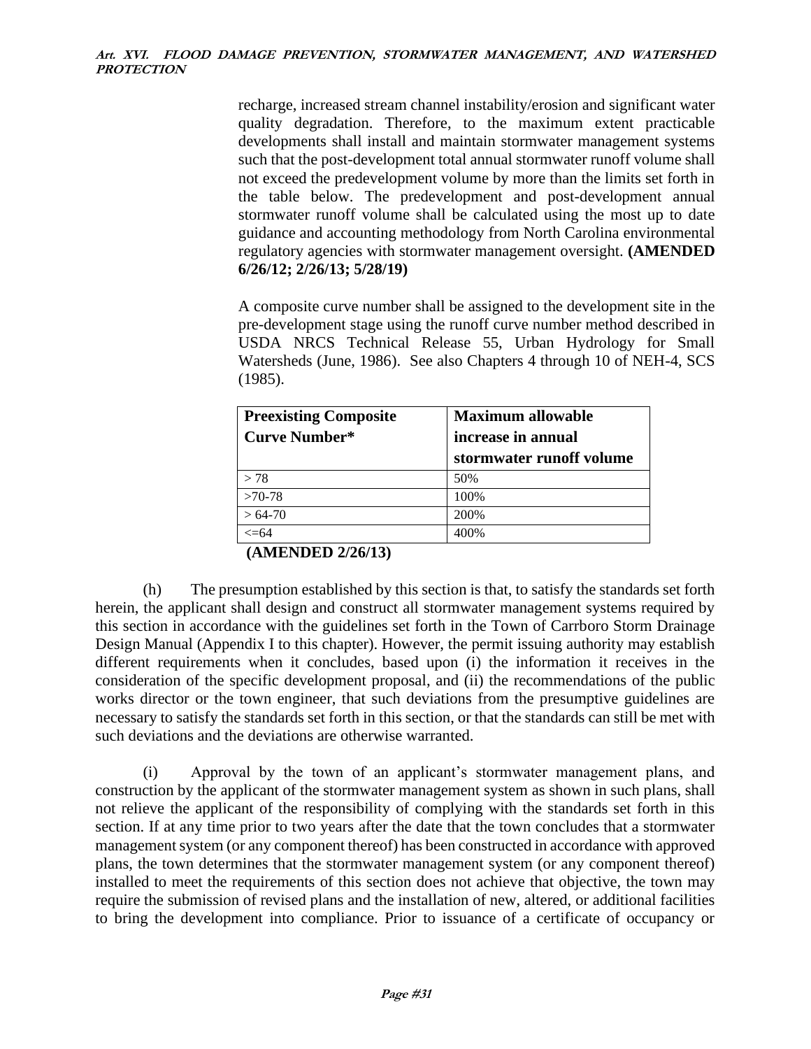recharge, increased stream channel instability/erosion and significant water quality degradation. Therefore, to the maximum extent practicable developments shall install and maintain stormwater management systems such that the post-development total annual stormwater runoff volume shall not exceed the predevelopment volume by more than the limits set forth in the table below. The predevelopment and post-development annual stormwater runoff volume shall be calculated using the most up to date guidance and accounting methodology from North Carolina environmental regulatory agencies with stormwater management oversight. **(AMENDED 6/26/12; 2/26/13; 5/28/19)**

A composite curve number shall be assigned to the development site in the pre-development stage using the runoff curve number method described in USDA NRCS Technical Release 55, Urban Hydrology for Small Watersheds (June, 1986). See also Chapters 4 through 10 of NEH-4, SCS (1985).

| **Preexisting Composite Curve Number*** | **Maximum allowable increase in annual stormwater runoff volume** |
|---|---|
| > 78 | 50% |
| >70-78 | 100% |
| > 64-70 | 200% |
| <=64 | 400% |

**(AMENDED 2/26/13)**

(h) The presumption established by this section is that, to satisfy the standards set forth herein, the applicant shall design and construct all stormwater management systems required by this section in accordance with the guidelines set forth in the Town of Carrboro Storm Drainage Design Manual (Appendix I to this chapter). However, the permit issuing authority may establish different requirements when it concludes, based upon (i) the information it receives in the consideration of the specific development proposal, and (ii) the recommendations of the public works director or the town engineer, that such deviations from the presumptive guidelines are necessary to satisfy the standards set forth in this section, or that the standards can still be met with such deviations and the deviations are otherwise warranted.

(i) Approval by the town of an applicant's stormwater management plans, and construction by the applicant of the stormwater management system as shown in such plans, shall not relieve the applicant of the responsibility of complying with the standards set forth in this section. If at any time prior to two years after the date that the town concludes that a stormwater management system (or any component thereof) has been constructed in accordance with approved plans, the town determines that the stormwater management system (or any component thereof) installed to meet the requirements of this section does not achieve that objective, the town may require the submission of revised plans and the installation of new, altered, or additional facilities to bring the development into compliance. Prior to issuance of a certificate of occupancy or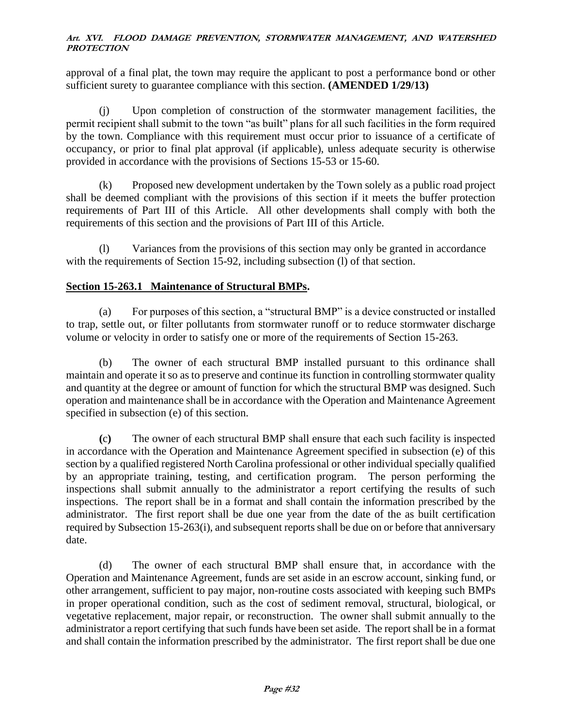approval of a final plat, the town may require the applicant to post a performance bond or other sufficient surety to guarantee compliance with this section. **(AMENDED 1/29/13)**

(j) Upon completion of construction of the stormwater management facilities, the permit recipient shall submit to the town "as built" plans for all such facilities in the form required by the town. Compliance with this requirement must occur prior to issuance of a certificate of occupancy, or prior to final plat approval (if applicable), unless adequate security is otherwise provided in accordance with the provisions of Sections 15-53 or 15-60.

(k) Proposed new development undertaken by the Town solely as a public road project shall be deemed compliant with the provisions of this section if it meets the buffer protection requirements of Part III of this Article. All other developments shall comply with both the requirements of this section and the provisions of Part III of this Article.

(l) Variances from the provisions of this section may only be granted in accordance with the requirements of Section 15-92, including subsection (l) of that section.

**Section 15-263.1 Maintenance of Structural BMPs.**

(a) For purposes of this section, a "structural BMP" is a device constructed or installed to trap, settle out, or filter pollutants from stormwater runoff or to reduce stormwater discharge volume or velocity in order to satisfy one or more of the requirements of Section 15-263.

(b) The owner of each structural BMP installed pursuant to this ordinance shall maintain and operate it so as to preserve and continue its function in controlling stormwater quality and quantity at the degree or amount of function for which the structural BMP was designed. Such operation and maintenance shall be in accordance with the Operation and Maintenance Agreement specified in subsection (e) of this section.

(c) The owner of each structural BMP shall ensure that each such facility is inspected in accordance with the Operation and Maintenance Agreement specified in subsection (e) of this section by a qualified registered North Carolina professional or other individual specially qualified by an appropriate training, testing, and certification program. The person performing the inspections shall submit annually to the administrator a report certifying the results of such inspections. The report shall be in a format and shall contain the information prescribed by the administrator. The first report shall be due one year from the date of the as built certification required by Subsection 15-263(i), and subsequent reports shall be due on or before that anniversary date.

(d) The owner of each structural BMP shall ensure that, in accordance with the Operation and Maintenance Agreement, funds are set aside in an escrow account, sinking fund, or other arrangement, sufficient to pay major, non-routine costs associated with keeping such BMPs in proper operational condition, such as the cost of sediment removal, structural, biological, or vegetative replacement, major repair, or reconstruction. The owner shall submit annually to the administrator a report certifying that such funds have been set aside. The report shall be in a format and shall contain the information prescribed by the administrator. The first report shall be due one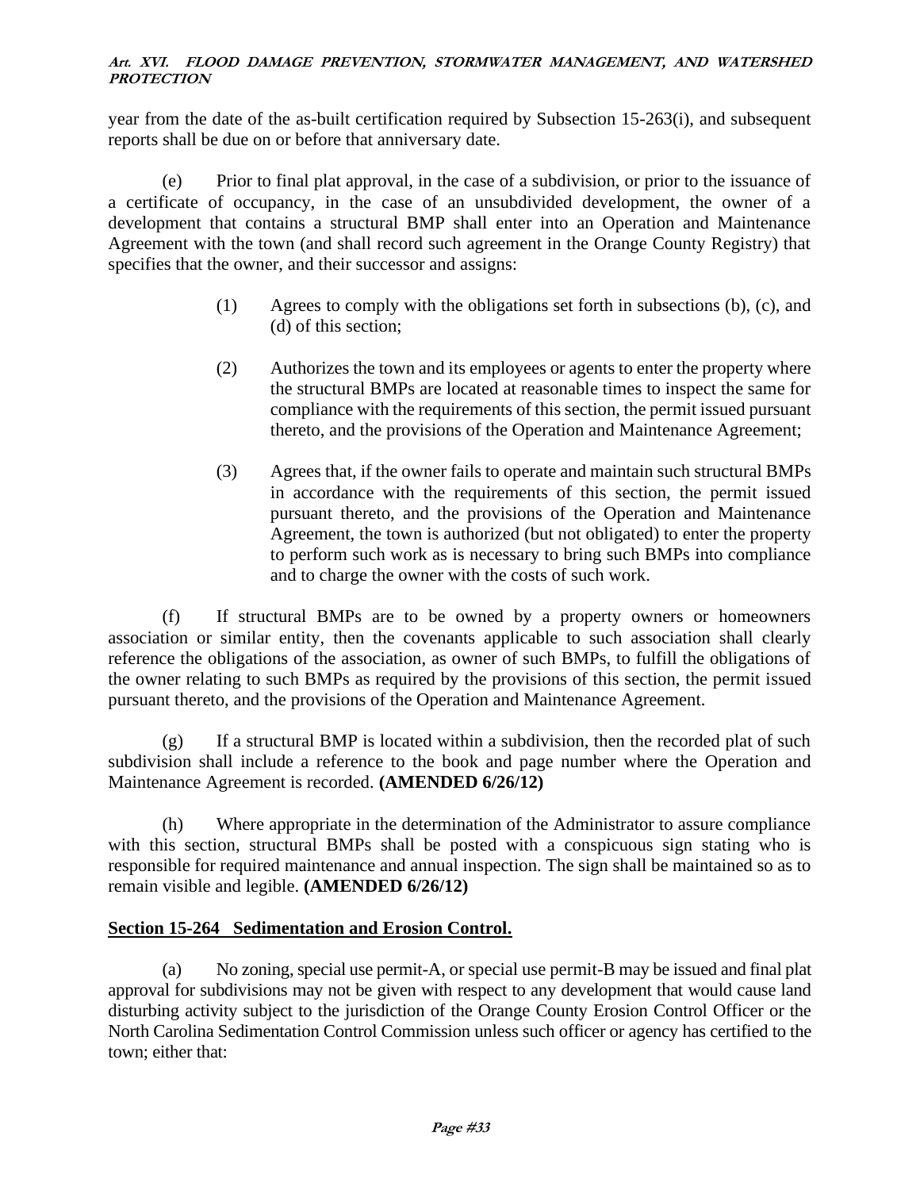year from the date of the as-built certification required by Subsection 15-263(i), and subsequent reports shall be due on or before that anniversary date.

(e) Prior to final plat approval, in the case of a subdivision, or prior to the issuance of a certificate of occupancy, in the case of an unsubdivided development, the owner of a development that contains a structural BMP shall enter into an Operation and Maintenance Agreement with the town (and shall record such agreement in the Orange County Registry) that specifies that the owner, and their successor and assigns:

> (1) Agrees to comply with the obligations set forth in subsections (b), (c), and (d) of this section;
>
> (2) Authorizes the town and its employees or agents to enter the property where the structural BMPs are located at reasonable times to inspect the same for compliance with the requirements of this section, the permit issued pursuant thereto, and the provisions of the Operation and Maintenance Agreement;
>
> (3) Agrees that, if the owner fails to operate and maintain such structural BMPs in accordance with the requirements of this section, the permit issued pursuant thereto, and the provisions of the Operation and Maintenance Agreement, the town is authorized (but not obligated) to enter the property to perform such work as is necessary to bring such BMPs into compliance and to charge the owner with the costs of such work.

(f) If structural BMPs are to be owned by a property owners or homeowners association or similar entity, then the covenants applicable to such association shall clearly reference the obligations of the association, as owner of such BMPs, to fulfill the obligations of the owner relating to such BMPs as required by the provisions of this section, the permit issued pursuant thereto, and the provisions of the Operation and Maintenance Agreement.

(g) If a structural BMP is located within a subdivision, then the recorded plat of such subdivision shall include a reference to the book and page number where the Operation and Maintenance Agreement is recorded. **(AMENDED 6/26/12)**

(h) Where appropriate in the determination of the Administrator to assure compliance with this section, structural BMPs shall be posted with a conspicuous sign stating who is responsible for required maintenance and annual inspection. The sign shall be maintained so as to remain visible and legible. **(AMENDED 6/26/12)**

## Section 15-264 Sedimentation and Erosion Control.

(a) No zoning, special use permit-A, or special use permit-B may be issued and final plat approval for subdivisions may not be given with respect to any development that would cause land disturbing activity subject to the jurisdiction of the Orange County Erosion Control Officer or the North Carolina Sedimentation Control Commission unless such officer or agency has certified to the town; either that: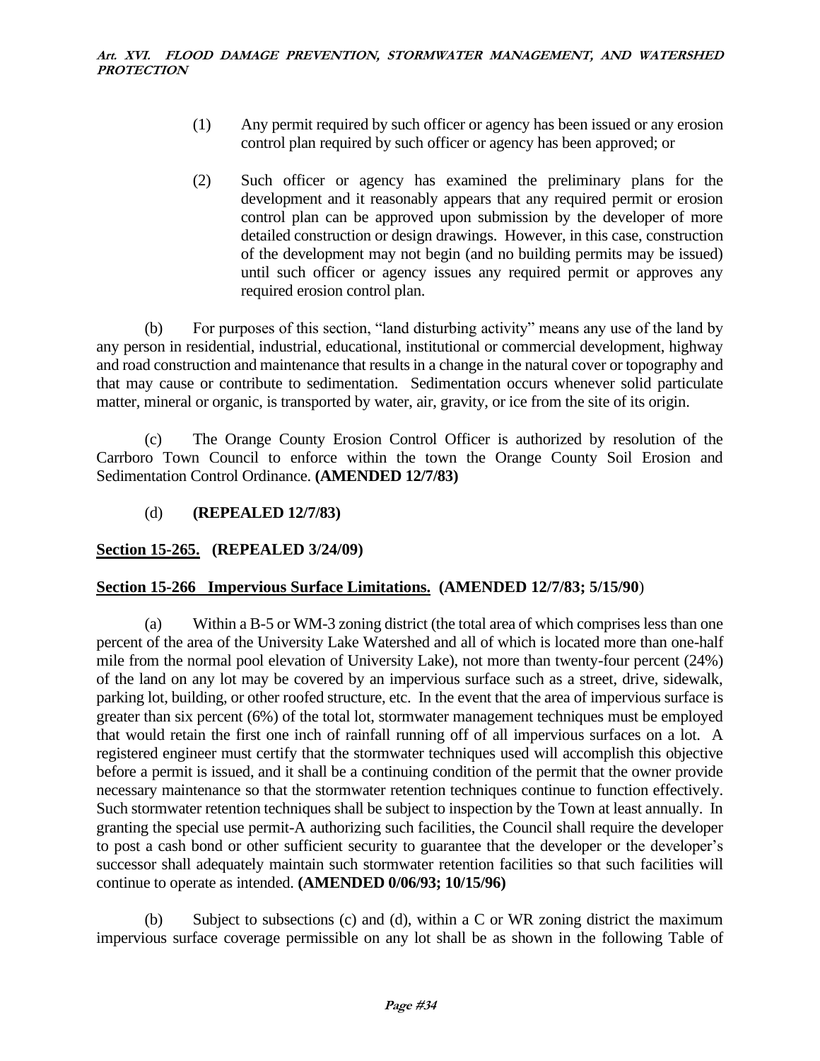(1) Any permit required by such officer or agency has been issued or any erosion control plan required by such officer or agency has been approved; or

(2) Such officer or agency has examined the preliminary plans for the development and it reasonably appears that any required permit or erosion control plan can be approved upon submission by the developer of more detailed construction or design drawings. However, in this case, construction of the development may not begin (and no building permits may be issued) until such officer or agency issues any required permit or approves any required erosion control plan.

(b) For purposes of this section, "land disturbing activity" means any use of the land by any person in residential, industrial, educational, institutional or commercial development, highway and road construction and maintenance that results in a change in the natural cover or topography and that may cause or contribute to sedimentation. Sedimentation occurs whenever solid particulate matter, mineral or organic, is transported by water, air, gravity, or ice from the site of its origin.

(c) The Orange County Erosion Control Officer is authorized by resolution of the Carrboro Town Council to enforce within the town the Orange County Soil Erosion and Sedimentation Control Ordinance. **(AMENDED 12/7/83)**

(d) **(REPEALED 12/7/83)**

## Section 15-265. (REPEALED 3/24/09)

## Section 15-266 Impervious Surface Limitations. (AMENDED 12/7/83; 5/15/90)

(a) Within a B-5 or WM-3 zoning district (the total area of which comprises less than one percent of the area of the University Lake Watershed and all of which is located more than one-half mile from the normal pool elevation of University Lake), not more than twenty-four percent (24%) of the land on any lot may be covered by an impervious surface such as a street, drive, sidewalk, parking lot, building, or other roofed structure, etc. In the event that the area of impervious surface is greater than six percent (6%) of the total lot, stormwater management techniques must be employed that would retain the first one inch of rainfall running off of all impervious surfaces on a lot. A registered engineer must certify that the stormwater techniques used will accomplish this objective before a permit is issued, and it shall be a continuing condition of the permit that the owner provide necessary maintenance so that the stormwater retention techniques continue to function effectively. Such stormwater retention techniques shall be subject to inspection by the Town at least annually. In granting the special use permit-A authorizing such facilities, the Council shall require the developer to post a cash bond or other sufficient security to guarantee that the developer or the developer's successor shall adequately maintain such stormwater retention facilities so that such facilities will continue to operate as intended. **(AMENDED 0/06/93; 10/15/96)**

(b) Subject to subsections (c) and (d), within a C or WR zoning district the maximum impervious surface coverage permissible on any lot shall be as shown in the following Table of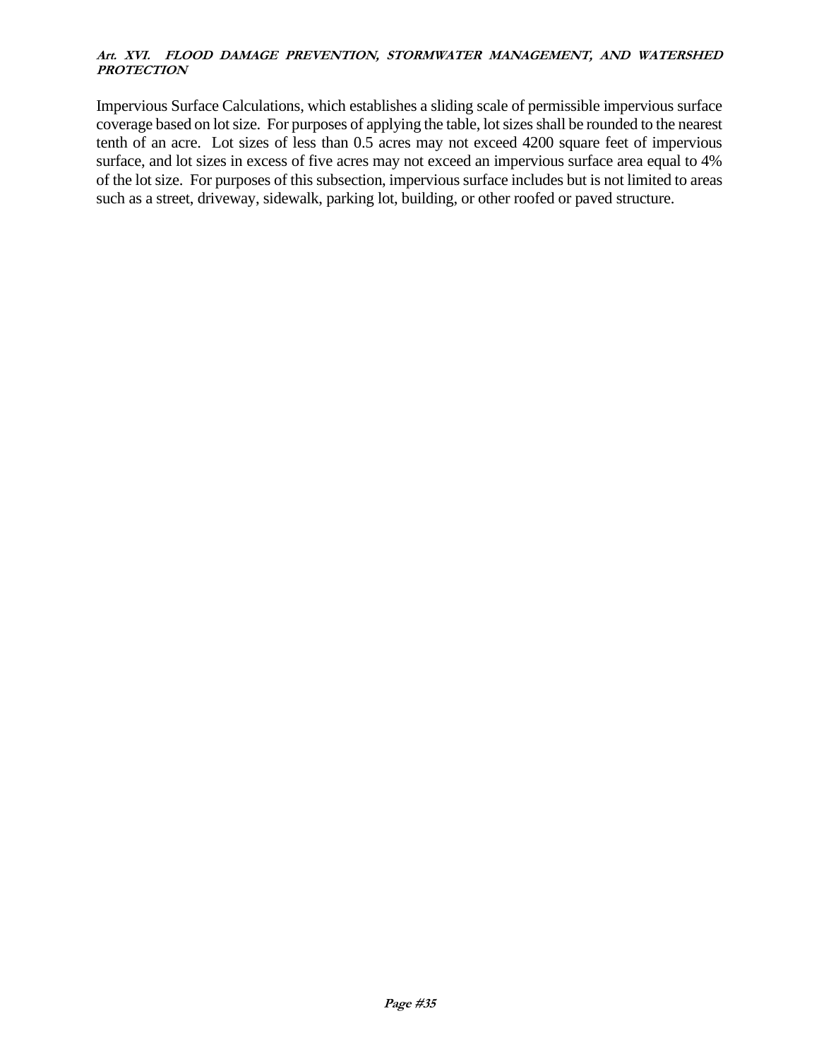Impervious Surface Calculations, which establishes a sliding scale of permissible impervious surface coverage based on lot size. For purposes of applying the table, lot sizes shall be rounded to the nearest tenth of an acre. Lot sizes of less than 0.5 acres may not exceed 4200 square feet of impervious surface, and lot sizes in excess of five acres may not exceed an impervious surface area equal to 4% of the lot size. For purposes of this subsection, impervious surface includes but is not limited to areas such as a street, driveway, sidewalk, parking lot, building, or other roofed or paved structure.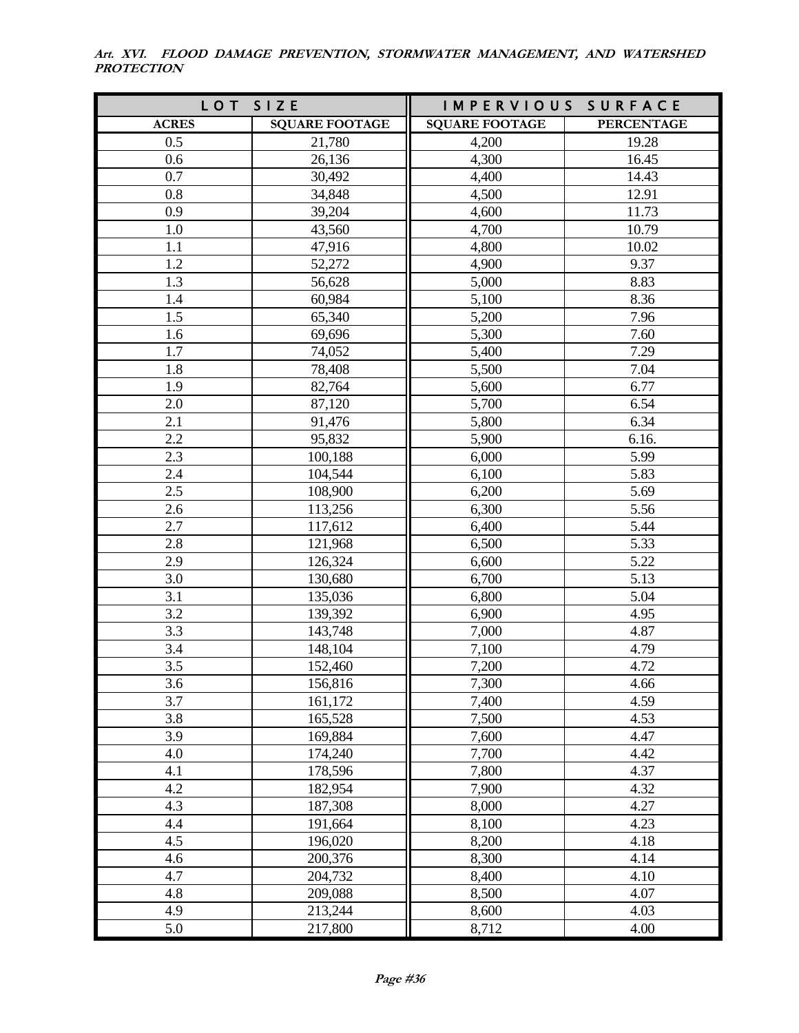| LOT SIZE | | IMPERVIOUS SURFACE | |
|---|---|---|---|
| ACRES | SQUARE FOOTAGE | SQUARE FOOTAGE | PERCENTAGE |
| 0.5 | 21,780 | 4,200 | 19.28 |
| 0.6 | 26,136 | 4,300 | 16.45 |
| 0.7 | 30,492 | 4,400 | 14.43 |
| 0.8 | 34,848 | 4,500 | 12.91 |
| 0.9 | 39,204 | 4,600 | 11.73 |
| 1.0 | 43,560 | 4,700 | 10.79 |
| 1.1 | 47,916 | 4,800 | 10.02 |
| 1.2 | 52,272 | 4,900 | 9.37 |
| 1.3 | 56,628 | 5,000 | 8.83 |
| 1.4 | 60,984 | 5,100 | 8.36 |
| 1.5 | 65,340 | 5,200 | 7.96 |
| 1.6 | 69,696 | 5,300 | 7.60 |
| 1.7 | 74,052 | 5,400 | 7.29 |
| 1.8 | 78,408 | 5,500 | 7.04 |
| 1.9 | 82,764 | 5,600 | 6.77 |
| 2.0 | 87,120 | 5,700 | 6.54 |
| 2.1 | 91,476 | 5,800 | 6.34 |
| 2.2 | 95,832 | 5,900 | 6.16. |
| 2.3 | 100,188 | 6,000 | 5.99 |
| 2.4 | 104,544 | 6,100 | 5.83 |
| 2.5 | 108,900 | 6,200 | 5.69 |
| 2.6 | 113,256 | 6,300 | 5.56 |
| 2.7 | 117,612 | 6,400 | 5.44 |
| 2.8 | 121,968 | 6,500 | 5.33 |
| 2.9 | 126,324 | 6,600 | 5.22 |
| 3.0 | 130,680 | 6,700 | 5.13 |
| 3.1 | 135,036 | 6,800 | 5.04 |
| 3.2 | 139,392 | 6,900 | 4.95 |
| 3.3 | 143,748 | 7,000 | 4.87 |
| 3.4 | 148,104 | 7,100 | 4.79 |
| 3.5 | 152,460 | 7,200 | 4.72 |
| 3.6 | 156,816 | 7,300 | 4.66 |
| 3.7 | 161,172 | 7,400 | 4.59 |
| 3.8 | 165,528 | 7,500 | 4.53 |
| 3.9 | 169,884 | 7,600 | 4.47 |
| 4.0 | 174,240 | 7,700 | 4.42 |
| 4.1 | 178,596 | 7,800 | 4.37 |
| 4.2 | 182,954 | 7,900 | 4.32 |
| 4.3 | 187,308 | 8,000 | 4.27 |
| 4.4 | 191,664 | 8,100 | 4.23 |
| 4.5 | 196,020 | 8,200 | 4.18 |
| 4.6 | 200,376 | 8,300 | 4.14 |
| 4.7 | 204,732 | 8,400 | 4.10 |
| 4.8 | 209,088 | 8,500 | 4.07 |
| 4.9 | 213,244 | 8,600 | 4.03 |
| 5.0 | 217,800 | 8,712 | 4.00 |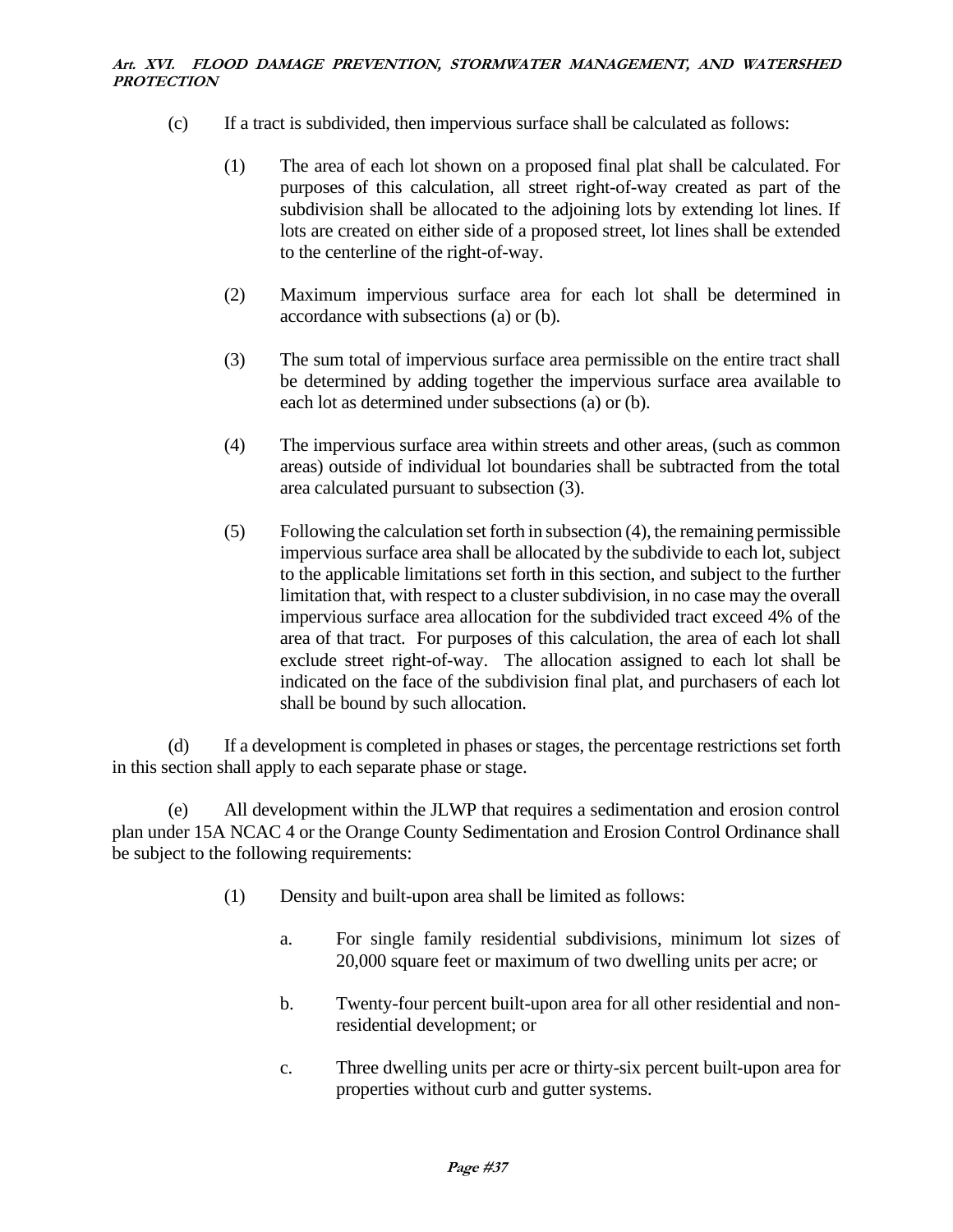(c) If a tract is subdivided, then impervious surface shall be calculated as follows:

(1) The area of each lot shown on a proposed final plat shall be calculated. For purposes of this calculation, all street right-of-way created as part of the subdivision shall be allocated to the adjoining lots by extending lot lines. If lots are created on either side of a proposed street, lot lines shall be extended to the centerline of the right-of-way.

(2) Maximum impervious surface area for each lot shall be determined in accordance with subsections (a) or (b).

(3) The sum total of impervious surface area permissible on the entire tract shall be determined by adding together the impervious surface area available to each lot as determined under subsections (a) or (b).

(4) The impervious surface area within streets and other areas, (such as common areas) outside of individual lot boundaries shall be subtracted from the total area calculated pursuant to subsection (3).

(5) Following the calculation set forth in subsection (4), the remaining permissible impervious surface area shall be allocated by the subdivide to each lot, subject to the applicable limitations set forth in this section, and subject to the further limitation that, with respect to a cluster subdivision, in no case may the overall impervious surface area allocation for the subdivided tract exceed 4% of the area of that tract. For purposes of this calculation, the area of each lot shall exclude street right-of-way. The allocation assigned to each lot shall be indicated on the face of the subdivision final plat, and purchasers of each lot shall be bound by such allocation.

(d) If a development is completed in phases or stages, the percentage restrictions set forth in this section shall apply to each separate phase or stage.

(e) All development within the JLWP that requires a sedimentation and erosion control plan under 15A NCAC 4 or the Orange County Sedimentation and Erosion Control Ordinance shall be subject to the following requirements:

(1) Density and built-upon area shall be limited as follows:

a. For single family residential subdivisions, minimum lot sizes of 20,000 square feet or maximum of two dwelling units per acre; or

b. Twenty-four percent built-upon area for all other residential and non-residential development; or

c. Three dwelling units per acre or thirty-six percent built-upon area for properties without curb and gutter systems.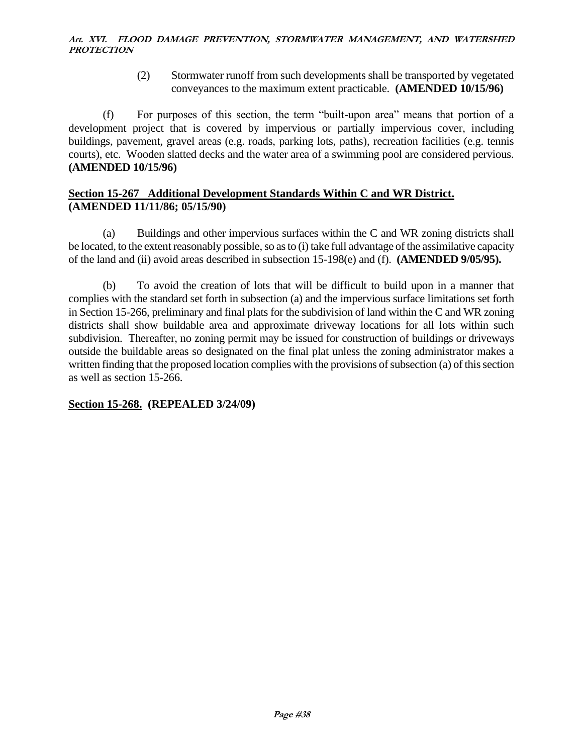(2) Stormwater runoff from such developments shall be transported by vegetated conveyances to the maximum extent practicable. **(AMENDED 10/15/96)**

(f) For purposes of this section, the term “built-upon area” means that portion of a development project that is covered by impervious or partially impervious cover, including buildings, pavement, gravel areas (e.g. roads, parking lots, paths), recreation facilities (e.g. tennis courts), etc. Wooden slatted decks and the water area of a swimming pool are considered pervious. **(AMENDED 10/15/96)**

## Section 15-267 Additional Development Standards Within C and WR District. (AMENDED 11/11/86; 05/15/90)

(a) Buildings and other impervious surfaces within the C and WR zoning districts shall be located, to the extent reasonably possible, so as to (i) take full advantage of the assimilative capacity of the land and (ii) avoid areas described in subsection 15-198(e) and (f). **(AMENDED 9/05/95).**

(b) To avoid the creation of lots that will be difficult to build upon in a manner that complies with the standard set forth in subsection (a) and the impervious surface limitations set forth in Section 15-266, preliminary and final plats for the subdivision of land within the C and WR zoning districts shall show buildable area and approximate driveway locations for all lots within such subdivision. Thereafter, no zoning permit may be issued for construction of buildings or driveways outside the buildable areas so designated on the final plat unless the zoning administrator makes a written finding that the proposed location complies with the provisions of subsection (a) of this section as well as section 15-266.

## Section 15-268. (REPEALED 3/24/09)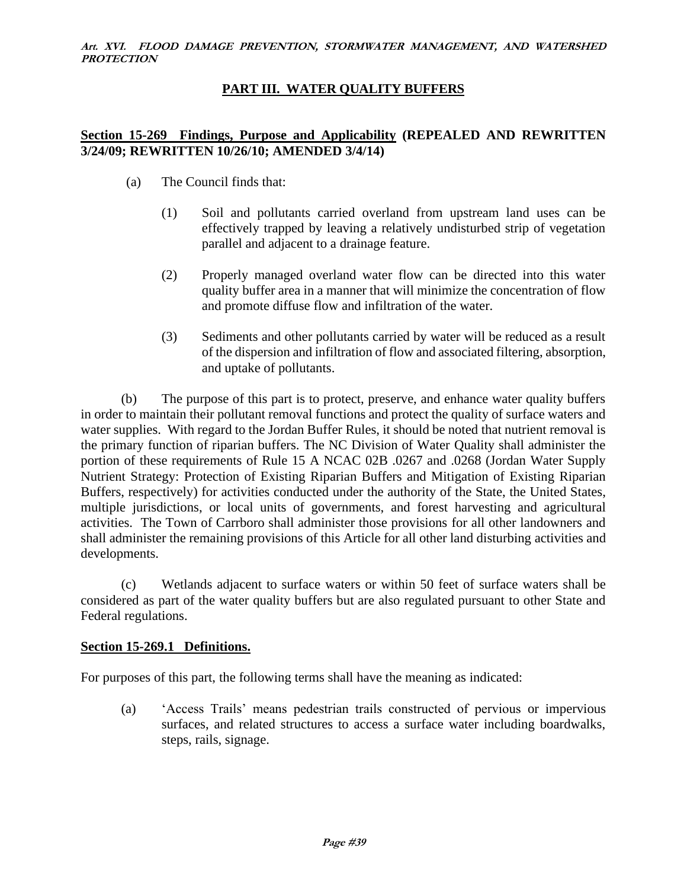## PART III. WATER QUALITY BUFFERS

**Section 15-269 Findings, Purpose and Applicability (REPEALED AND REWRITTEN 3/24/09; REWRITTEN 10/26/10; AMENDED 3/4/14)**

(a) The Council finds that:

(1) Soil and pollutants carried overland from upstream land uses can be effectively trapped by leaving a relatively undisturbed strip of vegetation parallel and adjacent to a drainage feature.

(2) Properly managed overland water flow can be directed into this water quality buffer area in a manner that will minimize the concentration of flow and promote diffuse flow and infiltration of the water.

(3) Sediments and other pollutants carried by water will be reduced as a result of the dispersion and infiltration of flow and associated filtering, absorption, and uptake of pollutants.

(b) The purpose of this part is to protect, preserve, and enhance water quality buffers in order to maintain their pollutant removal functions and protect the quality of surface waters and water supplies. With regard to the Jordan Buffer Rules, it should be noted that nutrient removal is the primary function of riparian buffers. The NC Division of Water Quality shall administer the portion of these requirements of Rule 15 A NCAC 02B .0267 and .0268 (Jordan Water Supply Nutrient Strategy: Protection of Existing Riparian Buffers and Mitigation of Existing Riparian Buffers, respectively) for activities conducted under the authority of the State, the United States, multiple jurisdictions, or local units of governments, and forest harvesting and agricultural activities. The Town of Carrboro shall administer those provisions for all other landowners and shall administer the remaining provisions of this Article for all other land disturbing activities and developments.

(c) Wetlands adjacent to surface waters or within 50 feet of surface waters shall be considered as part of the water quality buffers but are also regulated pursuant to other State and Federal regulations.

**Section 15-269.1 Definitions.**

For purposes of this part, the following terms shall have the meaning as indicated:

(a) 'Access Trails' means pedestrian trails constructed of pervious or impervious surfaces, and related structures to access a surface water including boardwalks, steps, rails, signage.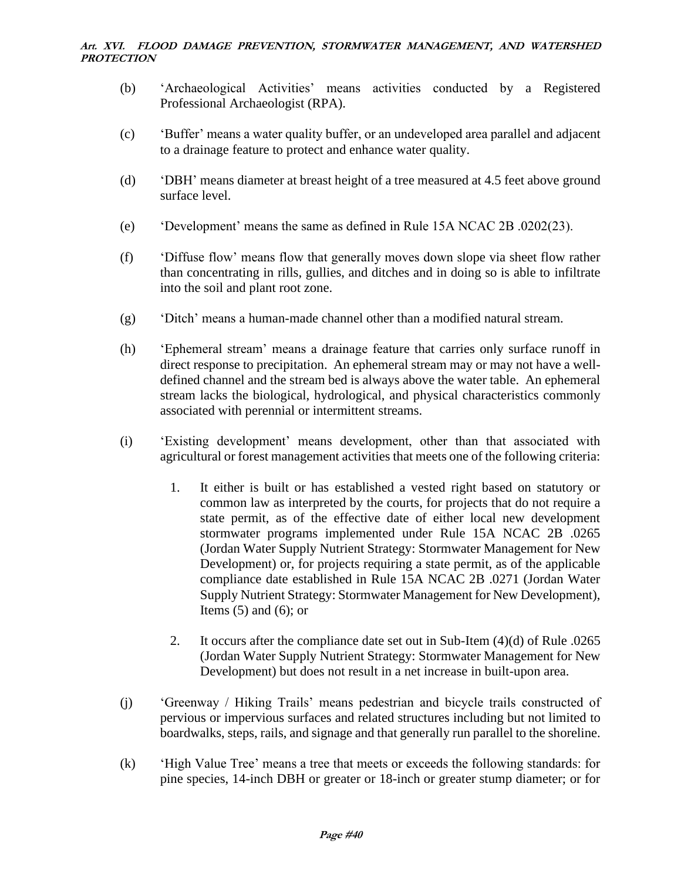(b) 'Archaeological Activities' means activities conducted by a Registered Professional Archaeologist (RPA).

(c) 'Buffer' means a water quality buffer, or an undeveloped area parallel and adjacent to a drainage feature to protect and enhance water quality.

(d) 'DBH' means diameter at breast height of a tree measured at 4.5 feet above ground surface level.

(e) 'Development' means the same as defined in Rule 15A NCAC 2B .0202(23).

(f) 'Diffuse flow' means flow that generally moves down slope via sheet flow rather than concentrating in rills, gullies, and ditches and in doing so is able to infiltrate into the soil and plant root zone.

(g) 'Ditch' means a human-made channel other than a modified natural stream.

(h) 'Ephemeral stream' means a drainage feature that carries only surface runoff in direct response to precipitation. An ephemeral stream may or may not have a well-defined channel and the stream bed is always above the water table. An ephemeral stream lacks the biological, hydrological, and physical characteristics commonly associated with perennial or intermittent streams.

(i) 'Existing development' means development, other than that associated with agricultural or forest management activities that meets one of the following criteria:

   1. It either is built or has established a vested right based on statutory or common law as interpreted by the courts, for projects that do not require a state permit, as of the effective date of either local new development stormwater programs implemented under Rule 15A NCAC 2B .0265 (Jordan Water Supply Nutrient Strategy: Stormwater Management for New Development) or, for projects requiring a state permit, as of the applicable compliance date established in Rule 15A NCAC 2B .0271 (Jordan Water Supply Nutrient Strategy: Stormwater Management for New Development), Items (5) and (6); or

   2. It occurs after the compliance date set out in Sub-Item (4)(d) of Rule .0265 (Jordan Water Supply Nutrient Strategy: Stormwater Management for New Development) but does not result in a net increase in built-upon area.

(j) 'Greenway / Hiking Trails' means pedestrian and bicycle trails constructed of pervious or impervious surfaces and related structures including but not limited to boardwalks, steps, rails, and signage and that generally run parallel to the shoreline.

(k) 'High Value Tree' means a tree that meets or exceeds the following standards: for pine species, 14-inch DBH or greater or 18-inch or greater stump diameter; or for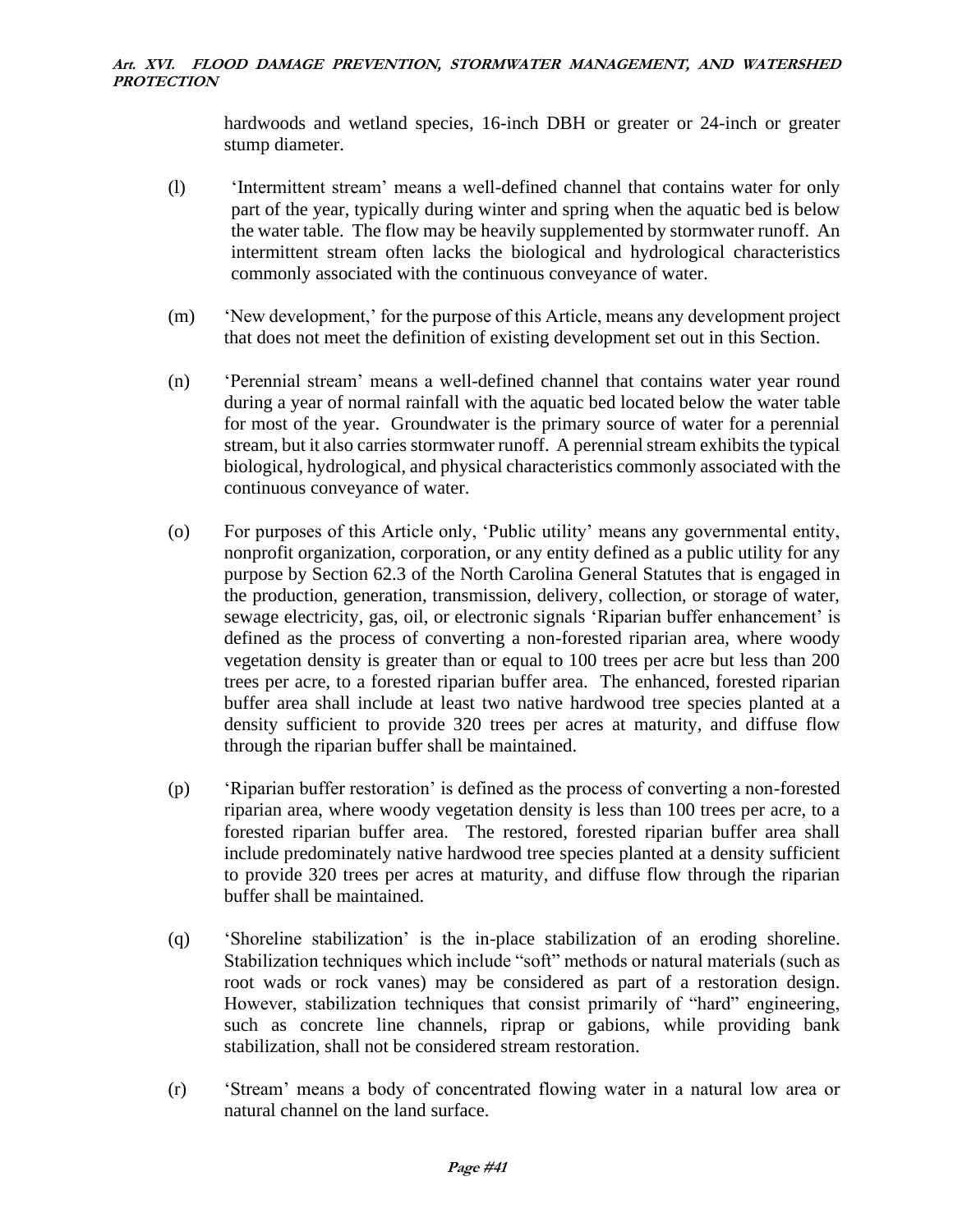hardwoods and wetland species, 16-inch DBH or greater or 24-inch or greater stump diameter.

(l) 'Intermittent stream' means a well-defined channel that contains water for only part of the year, typically during winter and spring when the aquatic bed is below the water table. The flow may be heavily supplemented by stormwater runoff. An intermittent stream often lacks the biological and hydrological characteristics commonly associated with the continuous conveyance of water.

(m) 'New development,' for the purpose of this Article, means any development project that does not meet the definition of existing development set out in this Section.

(n) 'Perennial stream' means a well-defined channel that contains water year round during a year of normal rainfall with the aquatic bed located below the water table for most of the year. Groundwater is the primary source of water for a perennial stream, but it also carries stormwater runoff. A perennial stream exhibits the typical biological, hydrological, and physical characteristics commonly associated with the continuous conveyance of water.

(o) For purposes of this Article only, 'Public utility' means any governmental entity, nonprofit organization, corporation, or any entity defined as a public utility for any purpose by Section 62.3 of the North Carolina General Statutes that is engaged in the production, generation, transmission, delivery, collection, or storage of water, sewage electricity, gas, oil, or electronic signals 'Riparian buffer enhancement' is defined as the process of converting a non-forested riparian area, where woody vegetation density is greater than or equal to 100 trees per acre but less than 200 trees per acre, to a forested riparian buffer area. The enhanced, forested riparian buffer area shall include at least two native hardwood tree species planted at a density sufficient to provide 320 trees per acres at maturity, and diffuse flow through the riparian buffer shall be maintained.

(p) 'Riparian buffer restoration' is defined as the process of converting a non-forested riparian area, where woody vegetation density is less than 100 trees per acre, to a forested riparian buffer area. The restored, forested riparian buffer area shall include predominately native hardwood tree species planted at a density sufficient to provide 320 trees per acres at maturity, and diffuse flow through the riparian buffer shall be maintained.

(q) 'Shoreline stabilization' is the in-place stabilization of an eroding shoreline. Stabilization techniques which include "soft" methods or natural materials (such as root wads or rock vanes) may be considered as part of a restoration design. However, stabilization techniques that consist primarily of "hard" engineering, such as concrete line channels, riprap or gabions, while providing bank stabilization, shall not be considered stream restoration.

(r) 'Stream' means a body of concentrated flowing water in a natural low area or natural channel on the land surface.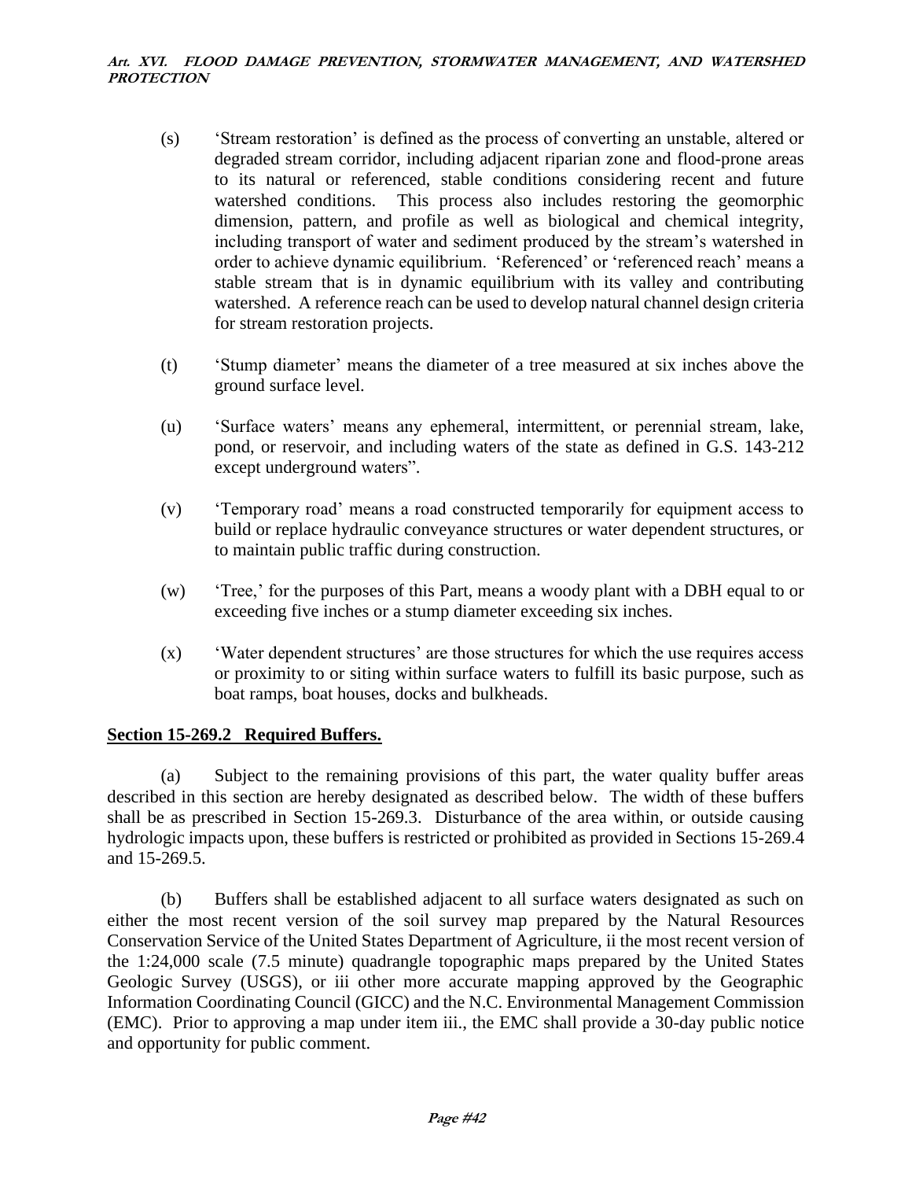(s) 'Stream restoration' is defined as the process of converting an unstable, altered or degraded stream corridor, including adjacent riparian zone and flood-prone areas to its natural or referenced, stable conditions considering recent and future watershed conditions. This process also includes restoring the geomorphic dimension, pattern, and profile as well as biological and chemical integrity, including transport of water and sediment produced by the stream's watershed in order to achieve dynamic equilibrium. 'Referenced' or 'referenced reach' means a stable stream that is in dynamic equilibrium with its valley and contributing watershed. A reference reach can be used to develop natural channel design criteria for stream restoration projects.

(t) 'Stump diameter' means the diameter of a tree measured at six inches above the ground surface level.

(u) 'Surface waters' means any ephemeral, intermittent, or perennial stream, lake, pond, or reservoir, and including waters of the state as defined in G.S. 143-212 except underground waters".

(v) 'Temporary road' means a road constructed temporarily for equipment access to build or replace hydraulic conveyance structures or water dependent structures, or to maintain public traffic during construction.

(w) 'Tree,' for the purposes of this Part, means a woody plant with a DBH equal to or exceeding five inches or a stump diameter exceeding six inches.

(x) 'Water dependent structures' are those structures for which the use requires access or proximity to or siting within surface waters to fulfill its basic purpose, such as boat ramps, boat houses, docks and bulkheads.

## Section 15-269.2 Required Buffers.

(a) Subject to the remaining provisions of this part, the water quality buffer areas described in this section are hereby designated as described below. The width of these buffers shall be as prescribed in Section 15-269.3. Disturbance of the area within, or outside causing hydrologic impacts upon, these buffers is restricted or prohibited as provided in Sections 15-269.4 and 15-269.5.

(b) Buffers shall be established adjacent to all surface waters designated as such on either the most recent version of the soil survey map prepared by the Natural Resources Conservation Service of the United States Department of Agriculture, ii the most recent version of the 1:24,000 scale (7.5 minute) quadrangle topographic maps prepared by the United States Geologic Survey (USGS), or iii other more accurate mapping approved by the Geographic Information Coordinating Council (GICC) and the N.C. Environmental Management Commission (EMC). Prior to approving a map under item iii., the EMC shall provide a 30-day public notice and opportunity for public comment.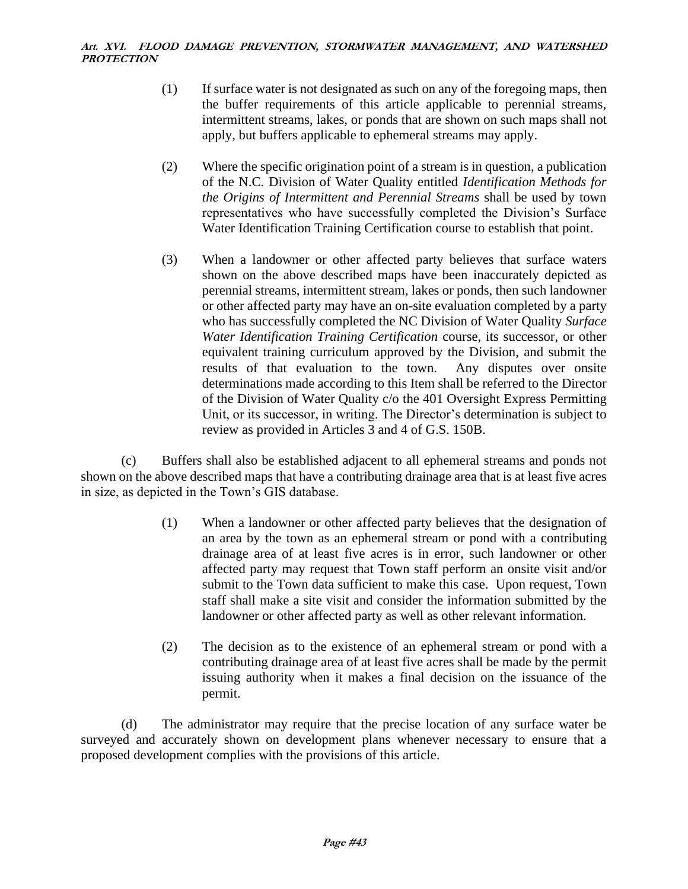(1) If surface water is not designated as such on any of the foregoing maps, then the buffer requirements of this article applicable to perennial streams, intermittent streams, lakes, or ponds that are shown on such maps shall not apply, but buffers applicable to ephemeral streams may apply.

(2) Where the specific origination point of a stream is in question, a publication of the N.C. Division of Water Quality entitled *Identification Methods for the Origins of Intermittent and Perennial Streams* shall be used by town representatives who have successfully completed the Division's Surface Water Identification Training Certification course to establish that point.

(3) When a landowner or other affected party believes that surface waters shown on the above described maps have been inaccurately depicted as perennial streams, intermittent stream, lakes or ponds, then such landowner or other affected party may have an on-site evaluation completed by a party who has successfully completed the NC Division of Water Quality *Surface Water Identification Training Certification* course, its successor, or other equivalent training curriculum approved by the Division, and submit the results of that evaluation to the town. Any disputes over onsite determinations made according to this Item shall be referred to the Director of the Division of Water Quality c/o the 401 Oversight Express Permitting Unit, or its successor, in writing. The Director's determination is subject to review as provided in Articles 3 and 4 of G.S. 150B.

(c) Buffers shall also be established adjacent to all ephemeral streams and ponds not shown on the above described maps that have a contributing drainage area that is at least five acres in size, as depicted in the Town's GIS database.

(1) When a landowner or other affected party believes that the designation of an area by the town as an ephemeral stream or pond with a contributing drainage area of at least five acres is in error, such landowner or other affected party may request that Town staff perform an onsite visit and/or submit to the Town data sufficient to make this case. Upon request, Town staff shall make a site visit and consider the information submitted by the landowner or other affected party as well as other relevant information.

(2) The decision as to the existence of an ephemeral stream or pond with a contributing drainage area of at least five acres shall be made by the permit issuing authority when it makes a final decision on the issuance of the permit.

(d) The administrator may require that the precise location of any surface water be surveyed and accurately shown on development plans whenever necessary to ensure that a proposed development complies with the provisions of this article.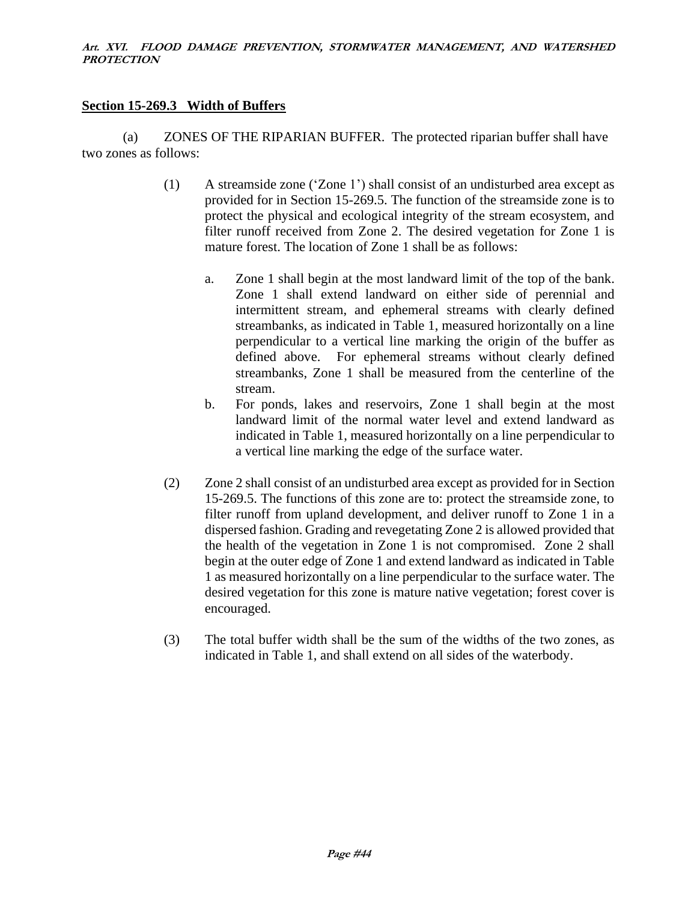## Section 15-269.3 Width of Buffers

(a) ZONES OF THE RIPARIAN BUFFER. The protected riparian buffer shall have two zones as follows:

(1) A streamside zone ('Zone 1') shall consist of an undisturbed area except as provided for in Section 15-269.5. The function of the streamside zone is to protect the physical and ecological integrity of the stream ecosystem, and filter runoff received from Zone 2. The desired vegetation for Zone 1 is mature forest. The location of Zone 1 shall be as follows:

   a. Zone 1 shall begin at the most landward limit of the top of the bank. Zone 1 shall extend landward on either side of perennial and intermittent stream, and ephemeral streams with clearly defined streambanks, as indicated in Table 1, measured horizontally on a line perpendicular to a vertical line marking the origin of the buffer as defined above. For ephemeral streams without clearly defined streambanks, Zone 1 shall be measured from the centerline of the stream.

   b. For ponds, lakes and reservoirs, Zone 1 shall begin at the most landward limit of the normal water level and extend landward as indicated in Table 1, measured horizontally on a line perpendicular to a vertical line marking the edge of the surface water.

(2) Zone 2 shall consist of an undisturbed area except as provided for in Section 15-269.5. The functions of this zone are to: protect the streamside zone, to filter runoff from upland development, and deliver runoff to Zone 1 in a dispersed fashion. Grading and revegetating Zone 2 is allowed provided that the health of the vegetation in Zone 1 is not compromised. Zone 2 shall begin at the outer edge of Zone 1 and extend landward as indicated in Table 1 as measured horizontally on a line perpendicular to the surface water. The desired vegetation for this zone is mature native vegetation; forest cover is encouraged.

(3) The total buffer width shall be the sum of the widths of the two zones, as indicated in Table 1, and shall extend on all sides of the waterbody.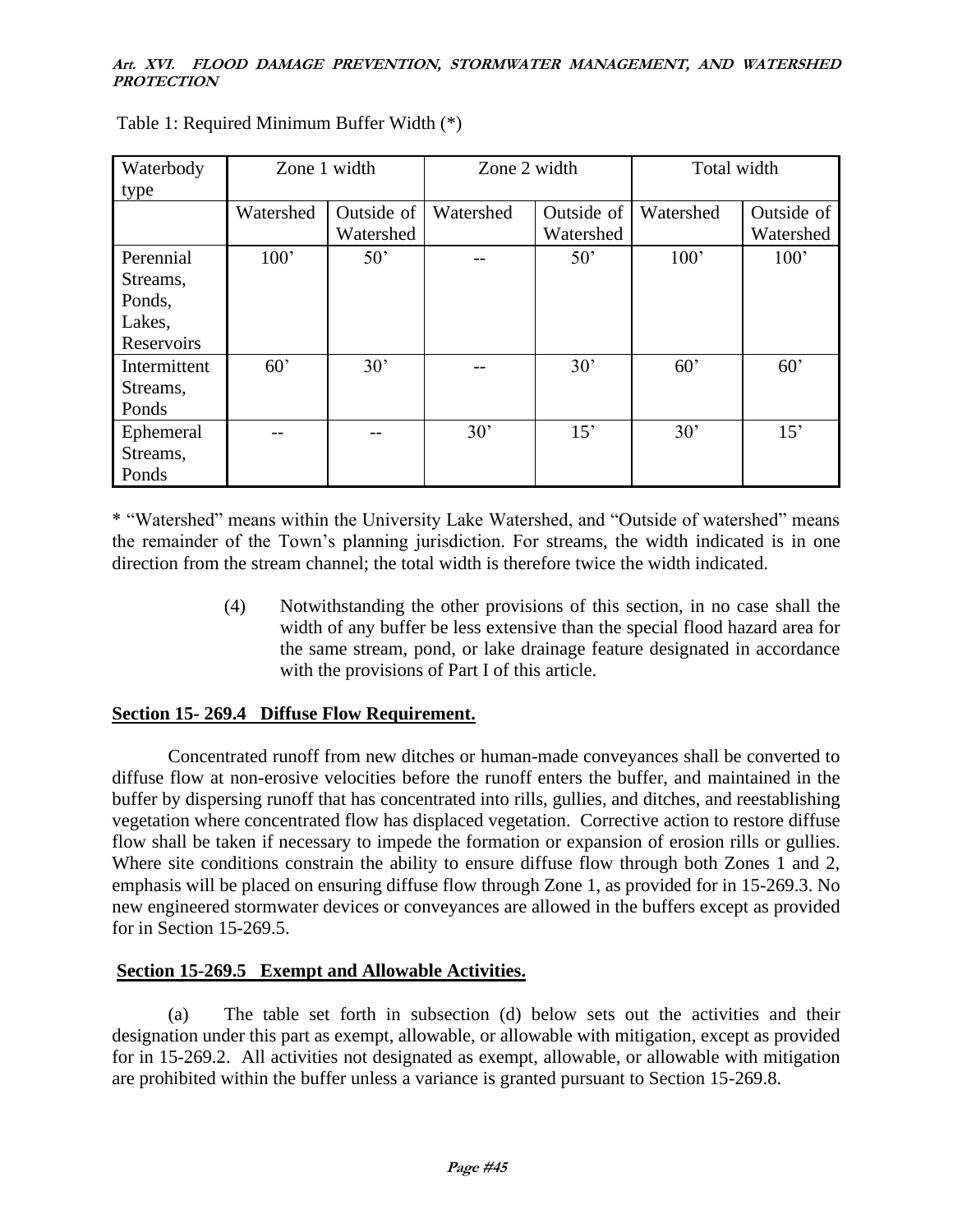Table 1: Required Minimum Buffer Width (*)

| Waterbody type | Zone 1 width | | Zone 2 width | | Total width | |
|---|---|---|---|---|---|---|
| | Watershed | Outside of Watershed | Watershed | Outside of Watershed | Watershed | Outside of Watershed |
| Perennial Streams, Ponds, Lakes, Reservoirs | 100’ | 50’ | -- | 50’ | 100’ | 100’ |
| Intermittent Streams, Ponds | 60’ | 30’ | -- | 30’ | 60’ | 60’ |
| Ephemeral Streams, Ponds | -- | -- | 30’ | 15’ | 30’ | 15’ |

* “Watershed” means within the University Lake Watershed, and “Outside of watershed” means the remainder of the Town’s planning jurisdiction. For streams, the width indicated is in one direction from the stream channel; the total width is therefore twice the width indicated.

(4) Notwithstanding the other provisions of this section, in no case shall the width of any buffer be less extensive than the special flood hazard area for the same stream, pond, or lake drainage feature designated in accordance with the provisions of Part I of this article.

**Section 15- 269.4 Diffuse Flow Requirement.**

Concentrated runoff from new ditches or human-made conveyances shall be converted to diffuse flow at non-erosive velocities before the runoff enters the buffer, and maintained in the buffer by dispersing runoff that has concentrated into rills, gullies, and ditches, and reestablishing vegetation where concentrated flow has displaced vegetation. Corrective action to restore diffuse flow shall be taken if necessary to impede the formation or expansion of erosion rills or gullies. Where site conditions constrain the ability to ensure diffuse flow through both Zones 1 and 2, emphasis will be placed on ensuring diffuse flow through Zone 1, as provided for in 15-269.3. No new engineered stormwater devices or conveyances are allowed in the buffers except as provided for in Section 15-269.5.

**Section 15-269.5 Exempt and Allowable Activities.**

(a) The table set forth in subsection (d) below sets out the activities and their designation under this part as exempt, allowable, or allowable with mitigation, except as provided for in 15-269.2. All activities not designated as exempt, allowable, or allowable with mitigation are prohibited within the buffer unless a variance is granted pursuant to Section 15-269.8.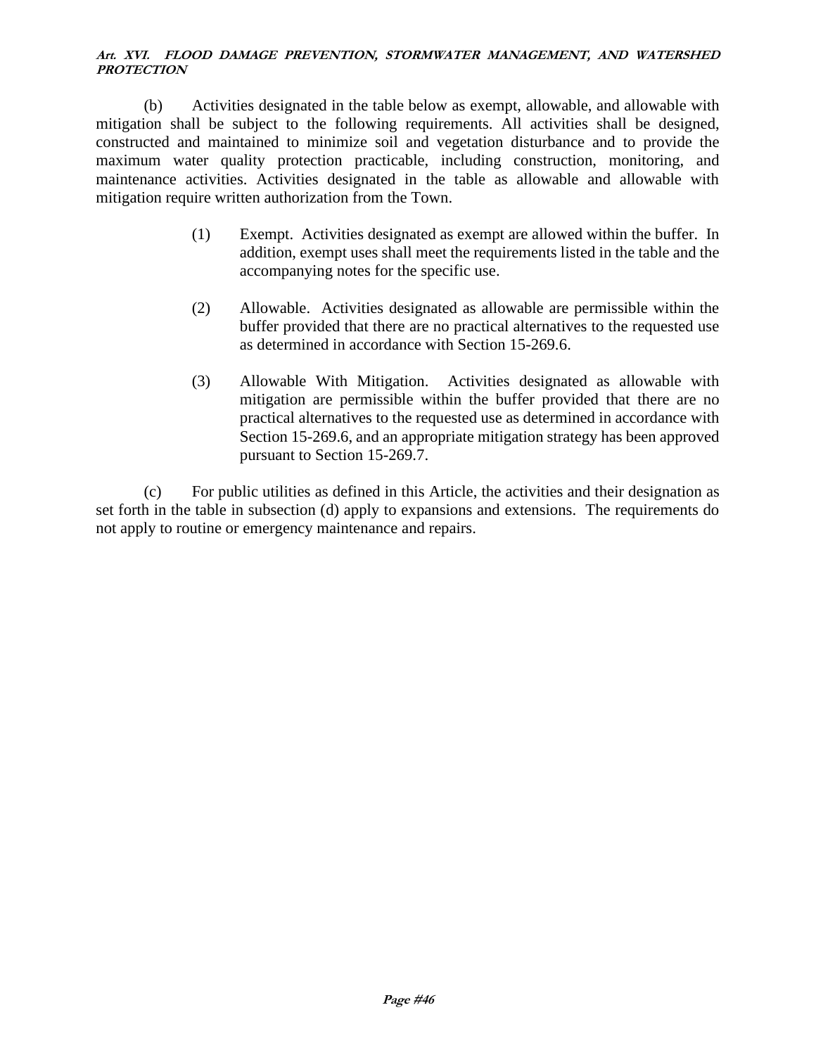(b) Activities designated in the table below as exempt, allowable, and allowable with mitigation shall be subject to the following requirements. All activities shall be designed, constructed and maintained to minimize soil and vegetation disturbance and to provide the maximum water quality protection practicable, including construction, monitoring, and maintenance activities. Activities designated in the table as allowable and allowable with mitigation require written authorization from the Town.

(1) Exempt. Activities designated as exempt are allowed within the buffer. In addition, exempt uses shall meet the requirements listed in the table and the accompanying notes for the specific use.

(2) Allowable. Activities designated as allowable are permissible within the buffer provided that there are no practical alternatives to the requested use as determined in accordance with Section 15-269.6.

(3) Allowable With Mitigation. Activities designated as allowable with mitigation are permissible within the buffer provided that there are no practical alternatives to the requested use as determined in accordance with Section 15-269.6, and an appropriate mitigation strategy has been approved pursuant to Section 15-269.7.

(c) For public utilities as defined in this Article, the activities and their designation as set forth in the table in subsection (d) apply to expansions and extensions. The requirements do not apply to routine or emergency maintenance and repairs.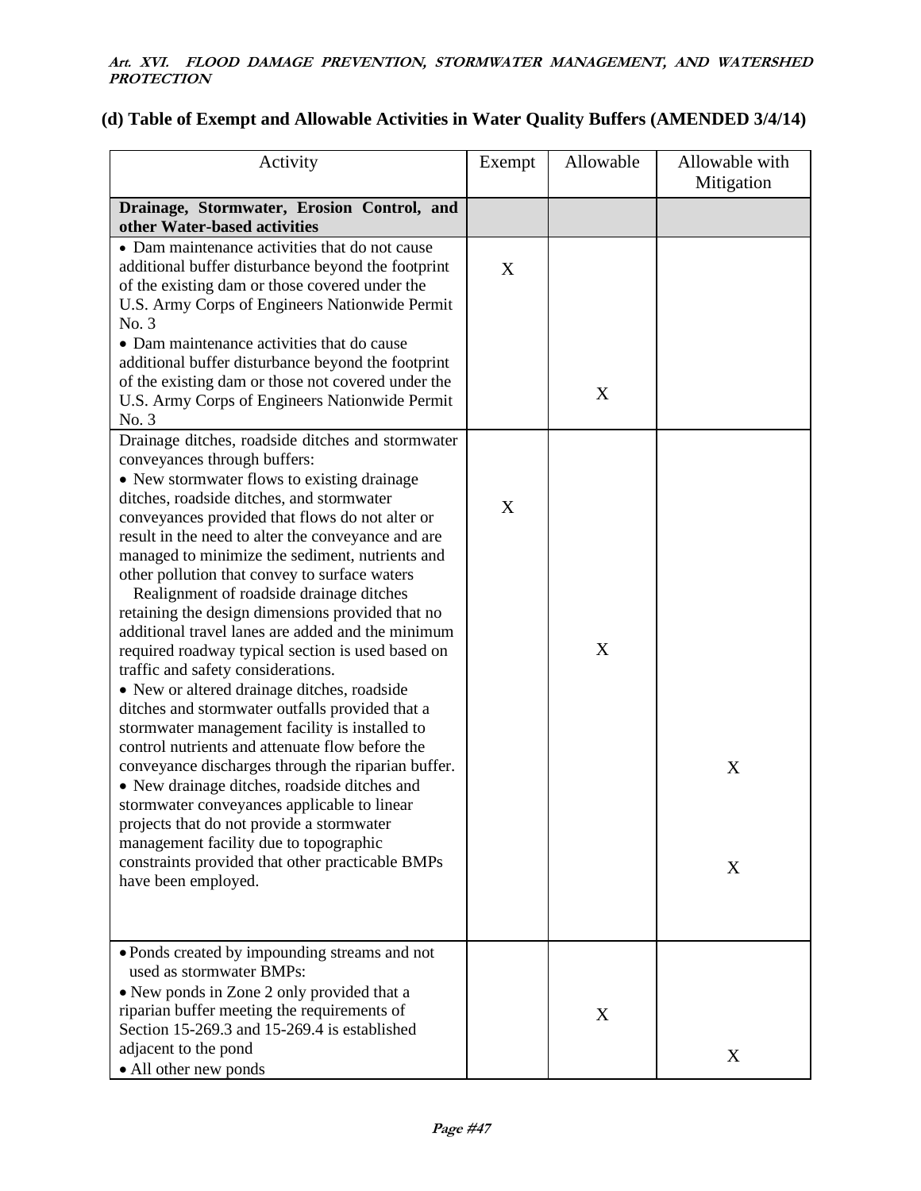### (d) Table of Exempt and Allowable Activities in Water Quality Buffers (AMENDED 3/4/14)

| Activity | Exempt | Allowable | Allowable with Mitigation |
|---|---|---|---|
| **Drainage, Stormwater, Erosion Control, and other Water-based activities** | | | |
| • Dam maintenance activities that do not cause additional buffer disturbance beyond the footprint of the existing dam or those covered under the U.S. Army Corps of Engineers Nationwide Permit No. 3 | X | | |
| • Dam maintenance activities that do cause additional buffer disturbance beyond the footprint of the existing dam or those not covered under the U.S. Army Corps of Engineers Nationwide Permit No. 3 | | X | |
| Drainage ditches, roadside ditches and stormwater conveyances through buffers: | | | |
| • New stormwater flows to existing drainage ditches, roadside ditches, and stormwater conveyances provided that flows do not alter or result in the need to alter the conveyance and are managed to minimize the sediment, nutrients and other pollution that convey to surface waters | X | | |
| Realignment of roadside drainage ditches retaining the design dimensions provided that no additional travel lanes are added and the minimum required roadway typical section is used based on traffic and safety considerations. | | X | |
| • New or altered drainage ditches, roadside ditches and stormwater outfalls provided that a stormwater management facility is installed to control nutrients and attenuate flow before the conveyance discharges through the riparian buffer. | | | X |
| • New drainage ditches, roadside ditches and stormwater conveyances applicable to linear projects that do not provide a stormwater management facility due to topographic constraints provided that other practicable BMPs have been employed. | | | X |
| • Ponds created by impounding streams and not used as stormwater BMPs: | | | |
| • New ponds in Zone 2 only provided that a riparian buffer meeting the requirements of Section 15-269.3 and 15-269.4 is established adjacent to the pond | | X | |
| • All other new ponds | | | X |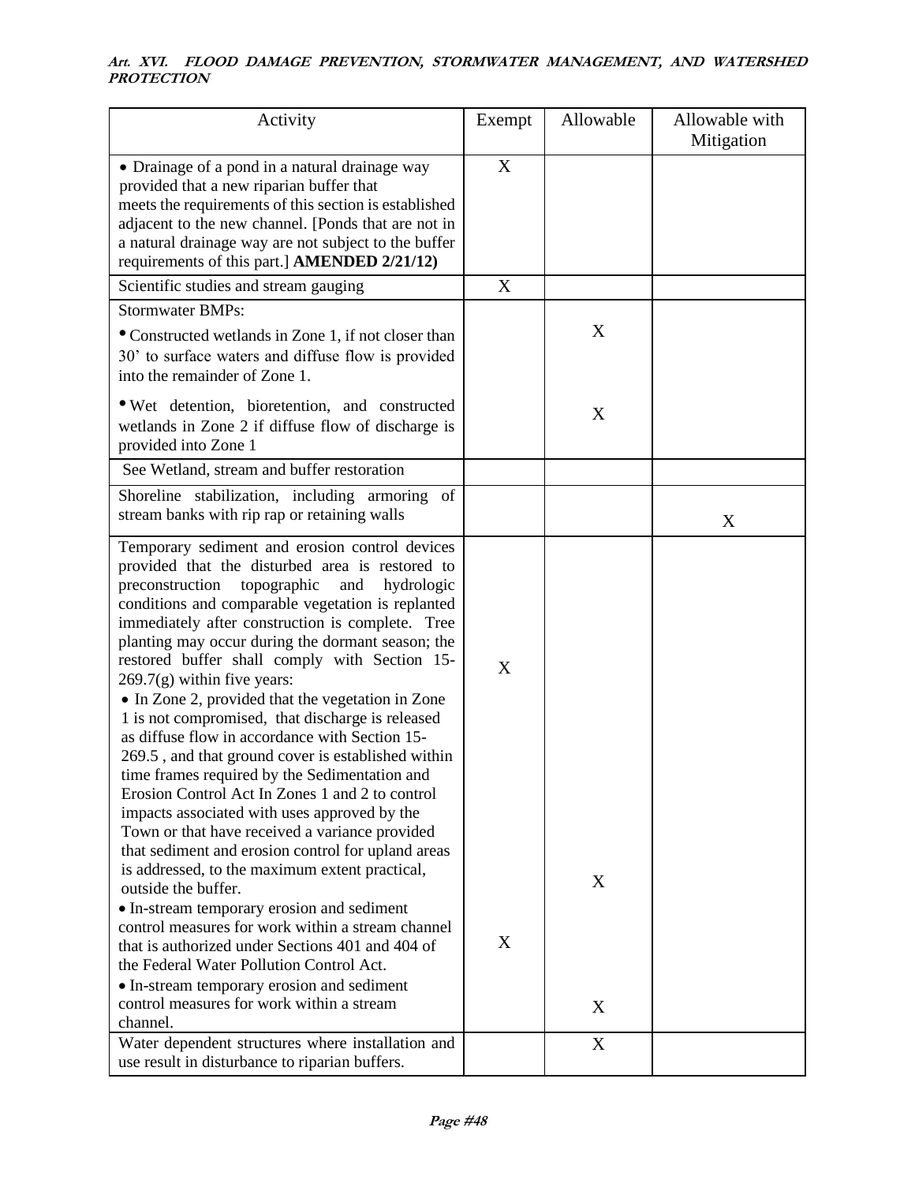| Activity | Exempt | Allowable | Allowable with Mitigation |
|---|---|---|---|
| • Drainage of a pond in a natural drainage way provided that a new riparian buffer that meets the requirements of this section is established adjacent to the new channel. [Ponds that are not in a natural drainage way are not subject to the buffer requirements of this part.] **AMENDED 2/21/12)** | X | | |
| Scientific studies and stream gauging | X | | |
| Stormwater BMPs: | | | |
| • Constructed wetlands in Zone 1, if not closer than 30' to surface waters and diffuse flow is provided into the remainder of Zone 1. | | X | |
| • Wet detention, bioretention, and constructed wetlands in Zone 2 if diffuse flow of discharge is provided into Zone 1 | | X | |
| See Wetland, stream and buffer restoration | | | |
| Shoreline stabilization, including armoring of stream banks with rip rap or retaining walls | | | X |
| Temporary sediment and erosion control devices provided that the disturbed area is restored to preconstruction topographic and hydrologic conditions and comparable vegetation is replanted immediately after construction is complete. Tree planting may occur during the dormant season; the restored buffer shall comply with Section 15-269.7(g) within five years: | | | |
| • In Zone 2, provided that the vegetation in Zone 1 is not compromised, that discharge is released as diffuse flow in accordance with Section 15-269.5 , and that ground cover is established within time frames required by the Sedimentation and Erosion Control Act | X | | |
| In Zones 1 and 2 to control impacts associated with uses approved by the Town or that have received a variance provided that sediment and erosion control for upland areas is addressed, to the maximum extent practical, outside the buffer. | | X | |
| • In-stream temporary erosion and sediment control measures for work within a stream channel that is authorized under Sections 401 and 404 of the Federal Water Pollution Control Act. | X | | |
| • In-stream temporary erosion and sediment control measures for work within a stream channel. | | X | |
| Water dependent structures where installation and use result in disturbance to riparian buffers. | | X | |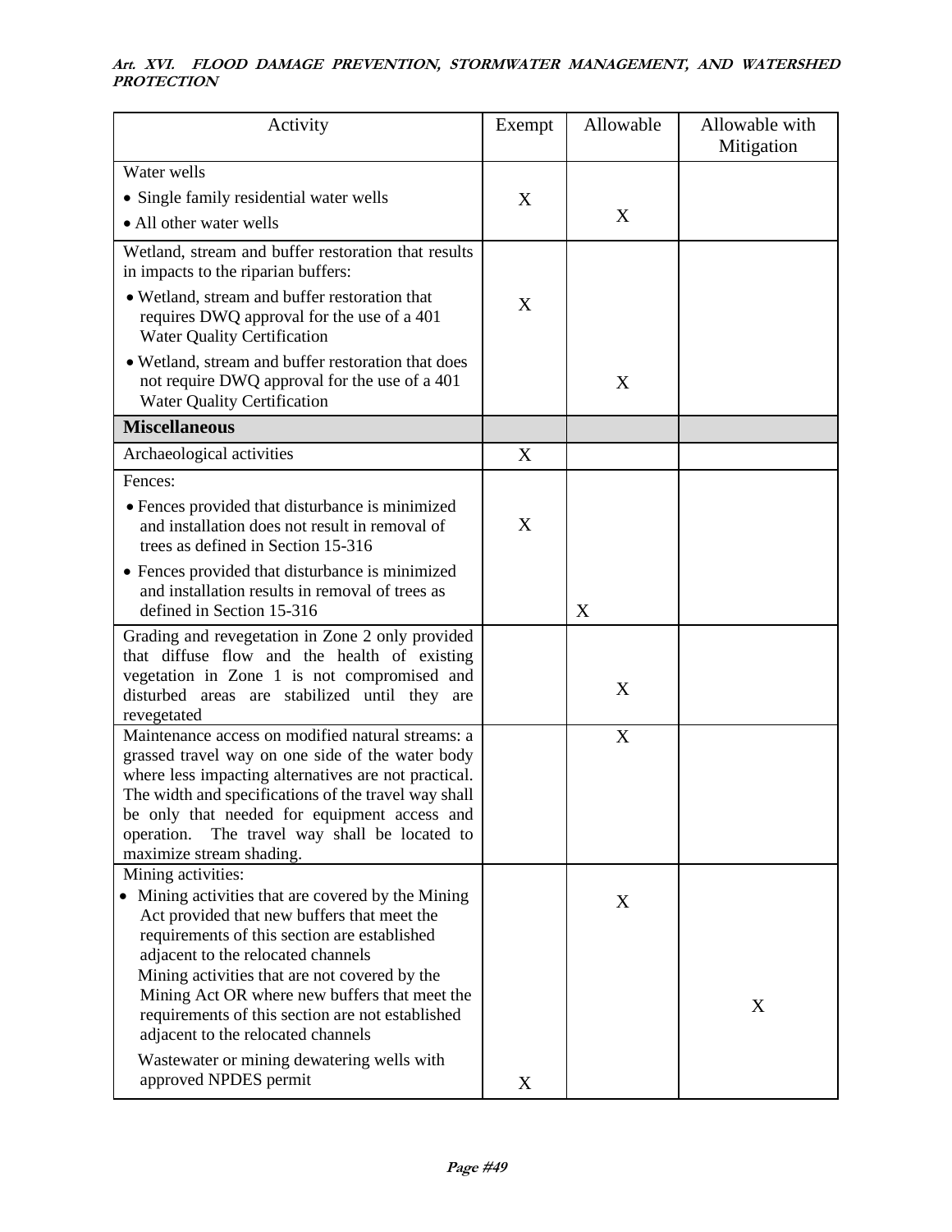| Activity | Exempt | Allowable | Allowable with Mitigation |
|---|---|---|---|
| Water wells | | | |
| • Single family residential water wells | X | | |
| • All other water wells | | X | |
| Wetland, stream and buffer restoration that results in impacts to the riparian buffers: | | | |
| • Wetland, stream and buffer restoration that requires DWQ approval for the use of a 401 Water Quality Certification | X | | |
| • Wetland, stream and buffer restoration that does not require DWQ approval for the use of a 401 Water Quality Certification | | X | |
| **Miscellaneous** | | | |
| Archaeological activities | X | | |
| Fences: | | | |
| • Fences provided that disturbance is minimized and installation does not result in removal of trees as defined in Section 15-316 | X | | |
| • Fences provided that disturbance is minimized and installation results in removal of trees as defined in Section 15-316 | | X | |
| Grading and revegetation in Zone 2 only provided that diffuse flow and the health of existing vegetation in Zone 1 is not compromised and disturbed areas are stabilized until they are revegetated | | X | |
| Maintenance access on modified natural streams: a grassed travel way on one side of the water body where less impacting alternatives are not practical. The width and specifications of the travel way shall be only that needed for equipment access and operation. The travel way shall be located to maximize stream shading. | | X | |
| Mining activities: | | | |
| • Mining activities that are covered by the Mining Act provided that new buffers that meet the requirements of this section are established adjacent to the relocated channels | | X | |
| Mining activities that are not covered by the Mining Act OR where new buffers that meet the requirements of this section are not established adjacent to the relocated channels | | | X |
| Wastewater or mining dewatering wells with approved NPDES permit | X | | |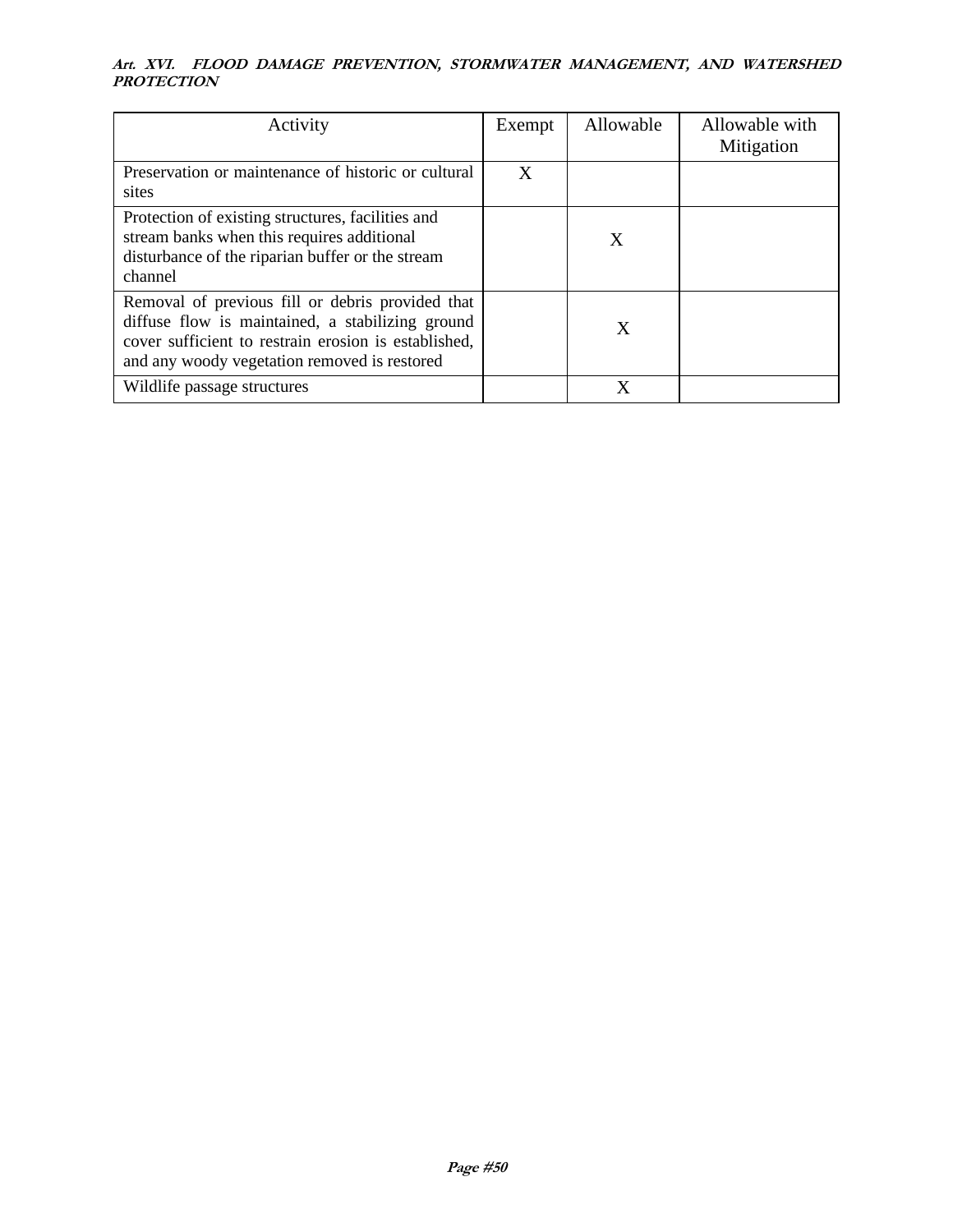| Activity | Exempt | Allowable | Allowable with Mitigation |
|---|---|---|---|
| Preservation or maintenance of historic or cultural sites | X | | |
| Protection of existing structures, facilities and stream banks when this requires additional disturbance of the riparian buffer or the stream channel | | X | |
| Removal of previous fill or debris provided that diffuse flow is maintained, a stabilizing ground cover sufficient to restrain erosion is established, and any woody vegetation removed is restored | | X | |
| Wildlife passage structures | | X | |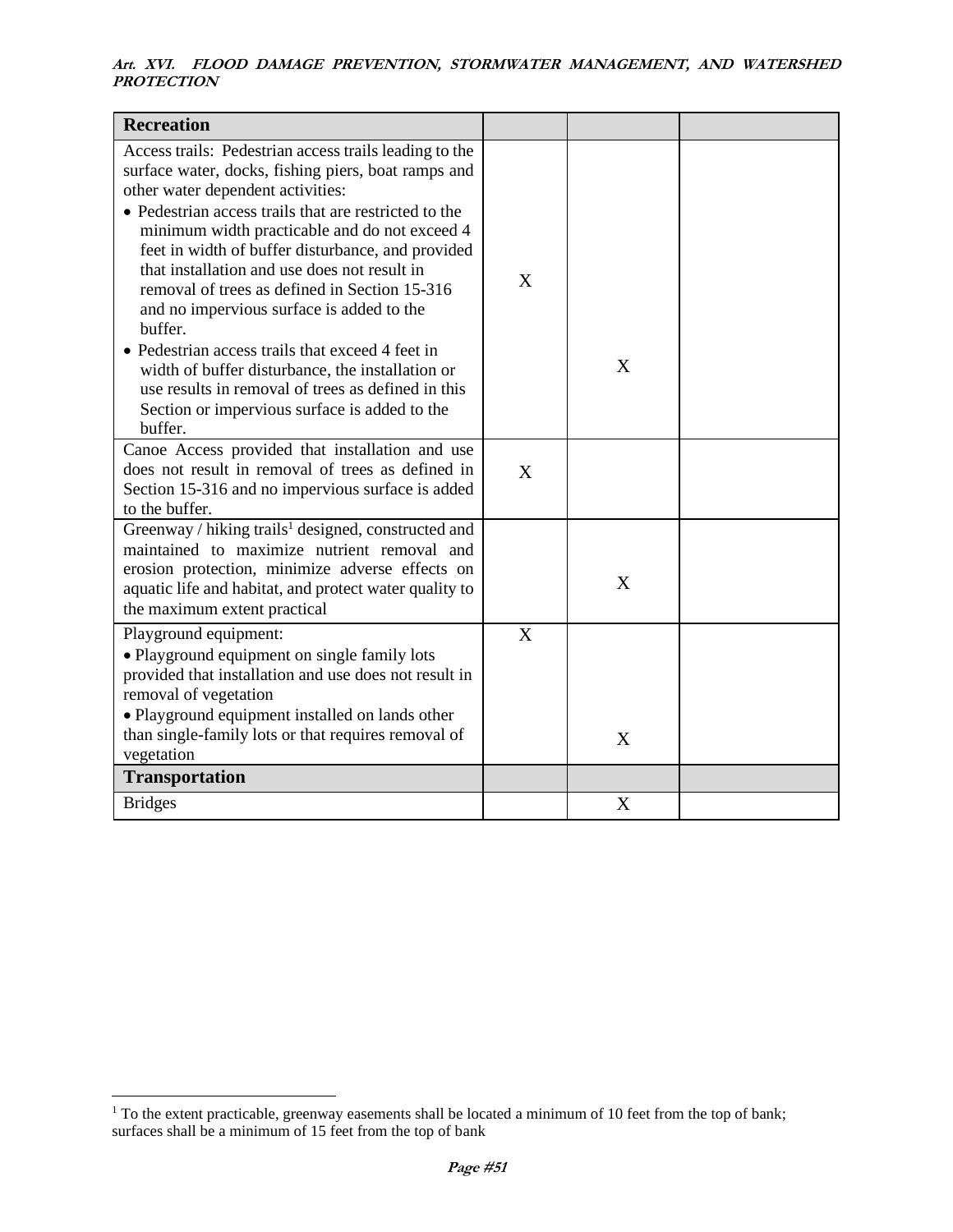| Recreation | | | |
|---|---|---|---|
| Access trails: Pedestrian access trails leading to the surface water, docks, fishing piers, boat ramps and other water dependent activities:<br>• Pedestrian access trails that are restricted to the minimum width practicable and do not exceed 4 feet in width of buffer disturbance, and provided that installation and use does not result in removal of trees as defined in Section 15-316 and no impervious surface is added to the buffer.<br>• Pedestrian access trails that exceed 4 feet in width of buffer disturbance, the installation or use results in removal of trees as defined in this Section or impervious surface is added to the buffer. | X | X | |
| Canoe Access provided that installation and use does not result in removal of trees as defined in Section 15-316 and no impervious surface is added to the buffer. | X | | |
| Greenway / hiking trails[1] designed, constructed and maintained to maximize nutrient removal and erosion protection, minimize adverse effects on aquatic life and habitat, and protect water quality to the maximum extent practical | | X | |
| Playground equipment:<br>• Playground equipment on single family lots provided that installation and use does not result in removal of vegetation<br>• Playground equipment installed on lands other than single-family lots or that requires removal of vegetation | X | X | |
| **Transportation** | | | |
| Bridges | | X | |

[1] To the extent practicable, greenway easements shall be located a minimum of 10 feet from the top of bank; surfaces shall be a minimum of 15 feet from the top of bank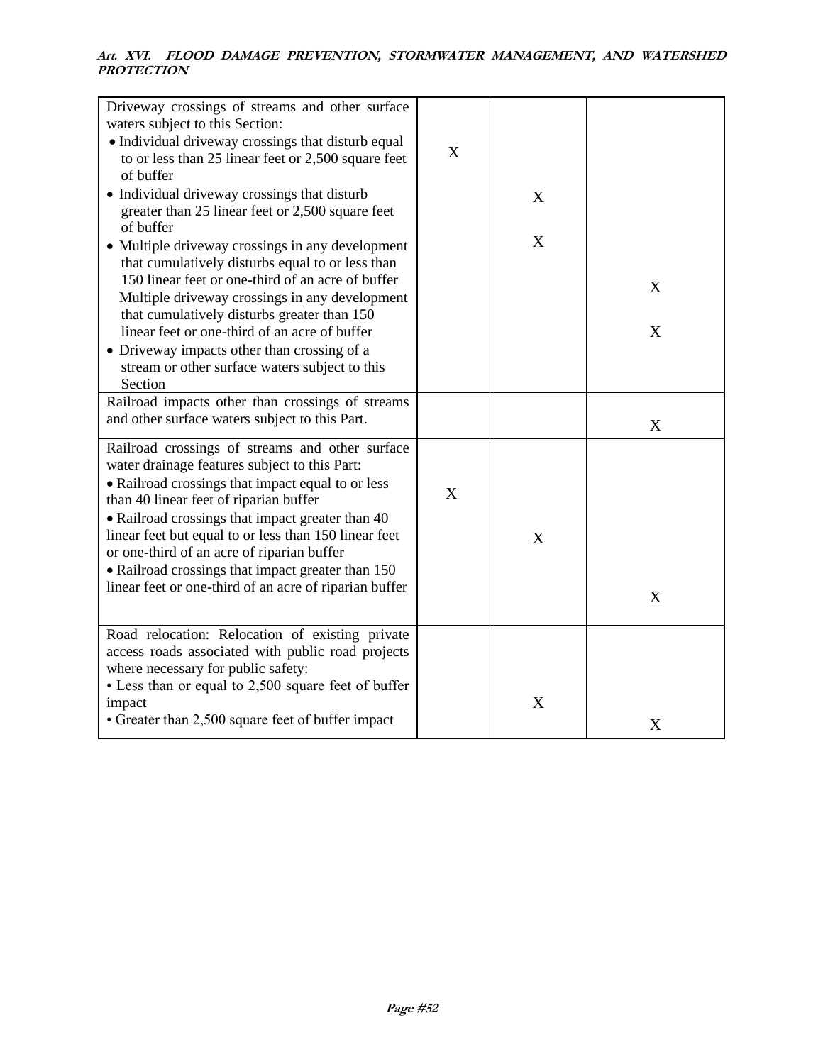| | | | |
|---|---|---|---|
| Driveway crossings of streams and other surface waters subject to this Section: | | | |
| • Individual driveway crossings that disturb equal to or less than 25 linear feet or 2,500 square feet of buffer | X | | |
| • Individual driveway crossings that disturb greater than 25 linear feet or 2,500 square feet of buffer | | X | |
| • Multiple driveway crossings in any development that cumulatively disturbs equal to or less than 150 linear feet or one-third of an acre of buffer | | X | |
| Multiple driveway crossings in any development that cumulatively disturbs greater than 150 linear feet or one-third of an acre of buffer | | | X |
| • Driveway impacts other than crossing of a stream or other surface waters subject to this Section | | | X |
| Railroad impacts other than crossings of streams and other surface waters subject to this Part. | | | X |
| Railroad crossings of streams and other surface water drainage features subject to this Part: | | | |
| • Railroad crossings that impact equal to or less than 40 linear feet of riparian buffer | X | | |
| • Railroad crossings that impact greater than 40 linear feet but equal to or less than 150 linear feet or one-third of an acre of riparian buffer | | X | |
| • Railroad crossings that impact greater than 150 linear feet or one-third of an acre of riparian buffer | | | X |
| Road relocation: Relocation of existing private access roads associated with public road projects where necessary for public safety: | | | |
| • Less than or equal to 2,500 square feet of buffer impact | | X | |
| • Greater than 2,500 square feet of buffer impact | | | X |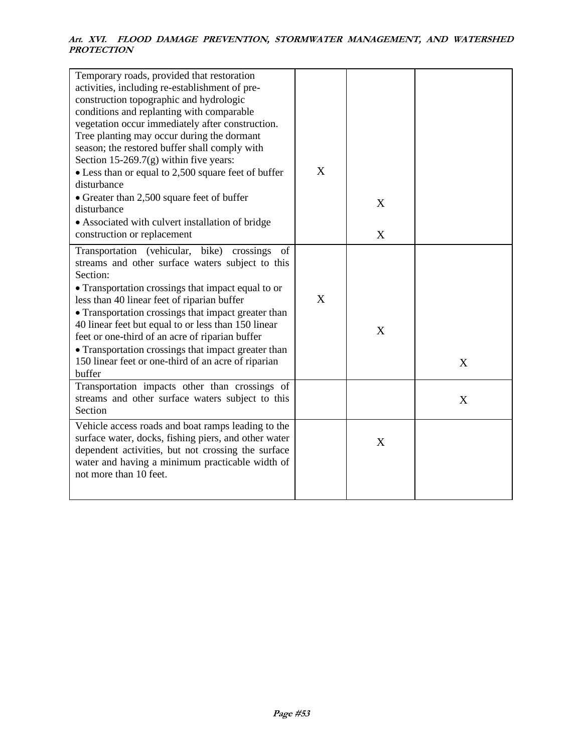| | | | |
|---|---|---|---|
| Temporary roads, provided that restoration activities, including re-establishment of pre-construction topographic and hydrologic conditions and replanting with comparable vegetation occur immediately after construction. Tree planting may occur during the dormant season; the restored buffer shall comply with Section 15-269.7(g) within five years: | | | |
| • Less than or equal to 2,500 square feet of buffer disturbance | X | | |
| • Greater than 2,500 square feet of buffer disturbance | | X | |
| • Associated with culvert installation of bridge construction or replacement | | X | |
| Transportation (vehicular, bike) crossings of streams and other surface waters subject to this Section: | | | |
| • Transportation crossings that impact equal to or less than 40 linear feet of riparian buffer | X | | |
| • Transportation crossings that impact greater than 40 linear feet but equal to or less than 150 linear feet or one-third of an acre of riparian buffer | | X | |
| • Transportation crossings that impact greater than 150 linear feet or one-third of an acre of riparian buffer | | | X |
| Transportation impacts other than crossings of streams and other surface waters subject to this Section | | | X |
| Vehicle access roads and boat ramps leading to the surface water, docks, fishing piers, and other water dependent activities, but not crossing the surface water and having a minimum practicable width of not more than 10 feet. | | X | |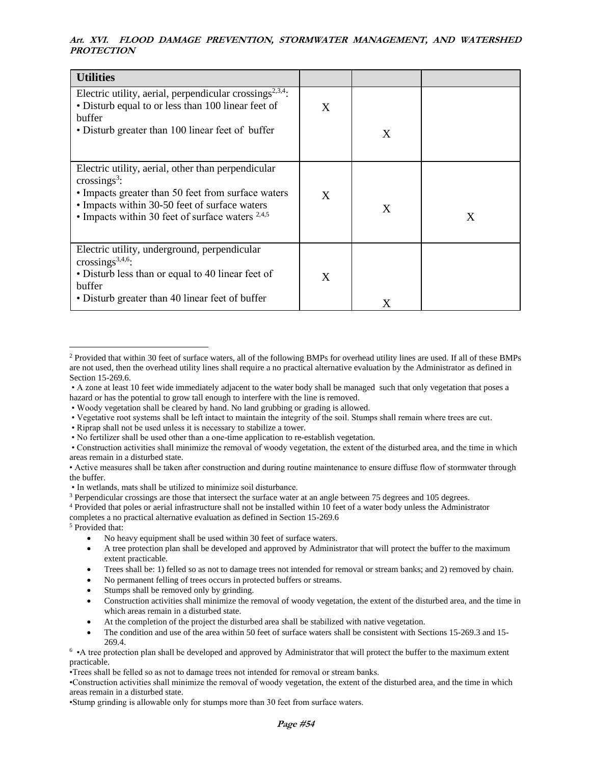| Utilities | | | |
|---|---|---|---|
| Electric utility, aerial, perpendicular crossings[2,3,4]:<br>• Disturb equal to or less than 100 linear feet of buffer<br>• Disturb greater than 100 linear feet of buffer | X | X | |
| Electric utility, aerial, other than perpendicular crossings[3]:<br>• Impacts greater than 50 feet from surface waters<br>• Impacts within 30-50 feet of surface waters<br>• Impacts within 30 feet of surface waters [2,4,5] | X | X | X |
| Electric utility, underground, perpendicular crossings[3,4,6]:<br>• Disturb less than or equal to 40 linear feet of buffer<br>• Disturb greater than 40 linear feet of buffer | X | X | |

[2] Provided that within 30 feet of surface waters, all of the following BMPs for overhead utility lines are used. If all of these BMPs are not used, then the overhead utility lines shall require a no practical alternative evaluation by the Administrator as defined in Section 15-269.6.

- A zone at least 10 feet wide immediately adjacent to the water body shall be managed such that only vegetation that poses a hazard or has the potential to grow tall enough to interfere with the line is removed.
- Woody vegetation shall be cleared by hand. No land grubbing or grading is allowed.
- Vegetative root systems shall be left intact to maintain the integrity of the soil. Stumps shall remain where trees are cut.
- Riprap shall not be used unless it is necessary to stabilize a tower.
- No fertilizer shall be used other than a one-time application to re-establish vegetation.
- Construction activities shall minimize the removal of woody vegetation, the extent of the disturbed area, and the time in which areas remain in a disturbed state.
- Active measures shall be taken after construction and during routine maintenance to ensure diffuse flow of stormwater through the buffer.
- In wetlands, mats shall be utilized to minimize soil disturbance.

[3] Perpendicular crossings are those that intersect the surface water at an angle between 75 degrees and 105 degrees.

[4] Provided that poles or aerial infrastructure shall not be installed within 10 feet of a water body unless the Administrator completes a no practical alternative evaluation as defined in Section 15-269.6

[5] Provided that:

- No heavy equipment shall be used within 30 feet of surface waters.
- A tree protection plan shall be developed and approved by Administrator that will protect the buffer to the maximum extent practicable.
- Trees shall be: 1) felled so as not to damage trees not intended for removal or stream banks; and 2) removed by chain.
- No permanent felling of trees occurs in protected buffers or streams.
- Stumps shall be removed only by grinding.
- Construction activities shall minimize the removal of woody vegetation, the extent of the disturbed area, and the time in which areas remain in a disturbed state.
- At the completion of the project the disturbed area shall be stabilized with native vegetation.
- The condition and use of the area within 50 feet of surface waters shall be consistent with Sections 15-269.3 and 15-269.4.

[6]
- A tree protection plan shall be developed and approved by Administrator that will protect the buffer to the maximum extent practicable.
- Trees shall be felled so as not to damage trees not intended for removal or stream banks.
- Construction activities shall minimize the removal of woody vegetation, the extent of the disturbed area, and the time in which areas remain in a disturbed state.
- Stump grinding is allowable only for stumps more than 30 feet from surface waters.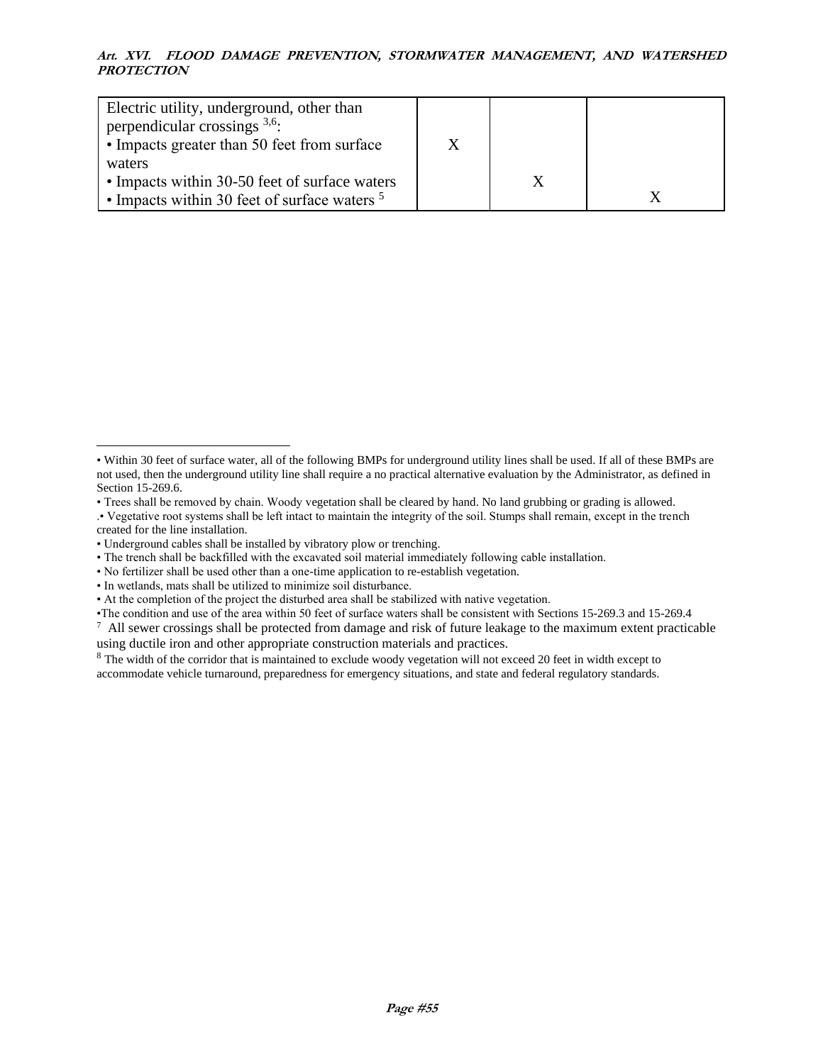| | | | |
|---|---|---|---|
| Electric utility, underground, other than perpendicular crossings [3,6]:<br>• Impacts greater than 50 feet from surface waters<br>• Impacts within 30-50 feet of surface waters<br>• Impacts within 30 feet of surface waters [5] | X | X | X |

• Within 30 feet of surface water, all of the following BMPs for underground utility lines shall be used. If all of these BMPs are not used, then the underground utility line shall require a no practical alternative evaluation by the Administrator, as defined in Section 15-269.6.

• Trees shall be removed by chain. Woody vegetation shall be cleared by hand. No land grubbing or grading is allowed.

.• Vegetative root systems shall be left intact to maintain the integrity of the soil. Stumps shall remain, except in the trench created for the line installation.

• Underground cables shall be installed by vibratory plow or trenching.

• The trench shall be backfilled with the excavated soil material immediately following cable installation.

• No fertilizer shall be used other than a one-time application to re-establish vegetation.

• In wetlands, mats shall be utilized to minimize soil disturbance.

• At the completion of the project the disturbed area shall be stabilized with native vegetation.

•The condition and use of the area within 50 feet of surface waters shall be consistent with Sections 15-269.3 and 15-269.4

[7] All sewer crossings shall be protected from damage and risk of future leakage to the maximum extent practicable using ductile iron and other appropriate construction materials and practices.

[8] The width of the corridor that is maintained to exclude woody vegetation will not exceed 20 feet in width except to accommodate vehicle turnaround, preparedness for emergency situations, and state and federal regulatory standards.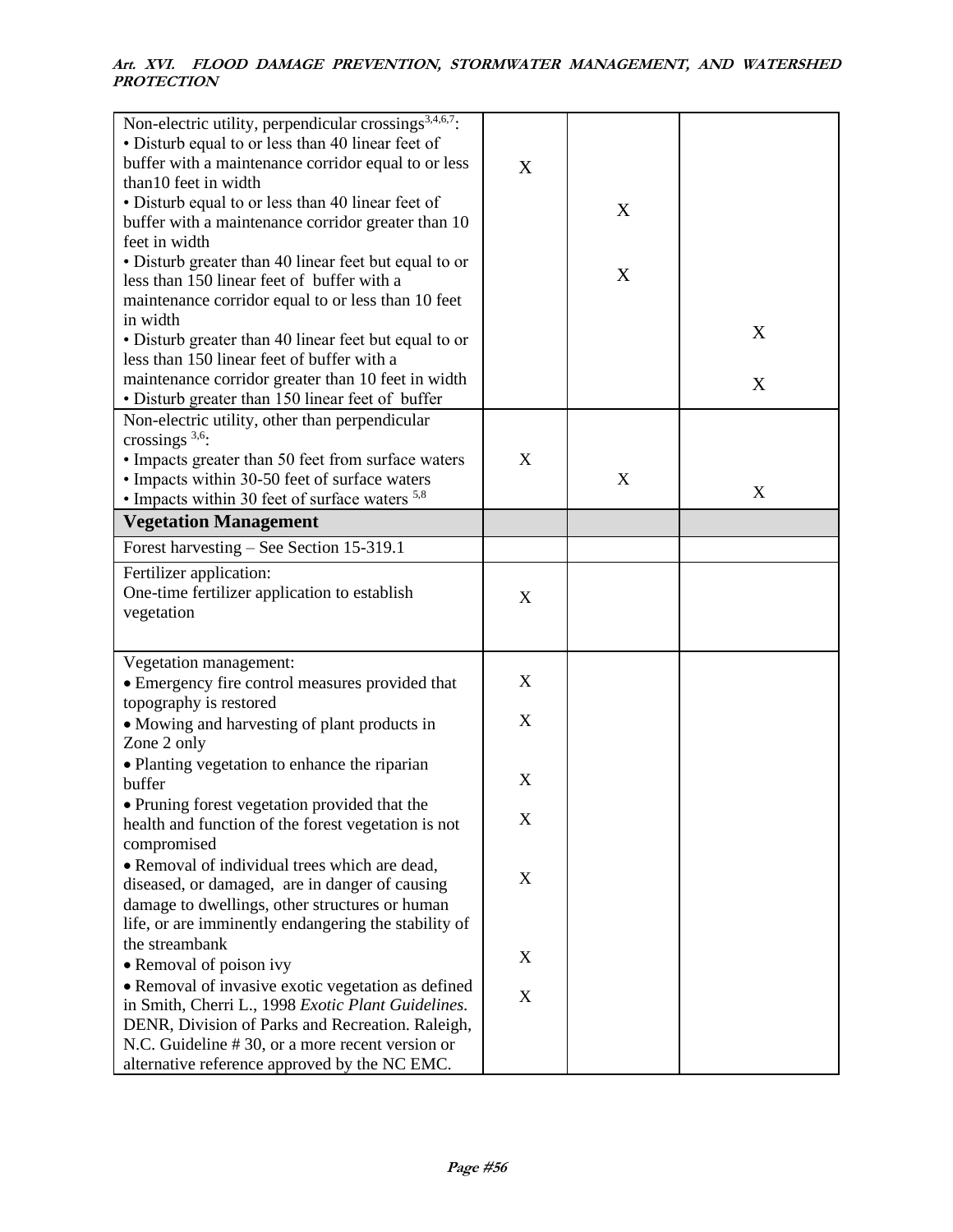| | | | |
|---|---|---|---|
| Non-electric utility, perpendicular crossings[3,4,6,7]: | | | |
| • Disturb equal to or less than 40 linear feet of buffer with a maintenance corridor equal to or less than10 feet in width | X | | |
| • Disturb equal to or less than 40 linear feet of buffer with a maintenance corridor greater than 10 feet in width | | X | |
| • Disturb greater than 40 linear feet but equal to or less than 150 linear feet of buffer with a maintenance corridor equal to or less than 10 feet in width | | X | |
| • Disturb greater than 40 linear feet but equal to or less than 150 linear feet of buffer with a maintenance corridor greater than 10 feet in width | | | X |
| • Disturb greater than 150 linear feet of buffer | | | X |
| Non-electric utility, other than perpendicular crossings [3,6]: | | | |
| • Impacts greater than 50 feet from surface waters | X | | |
| • Impacts within 30-50 feet of surface waters | | X | |
| • Impacts within 30 feet of surface waters [5,8] | | | X |
| **Vegetation Management** | | | |
| Forest harvesting – See Section 15-319.1 | | | |
| Fertilizer application: One-time fertilizer application to establish vegetation | X | | |
| Vegetation management: | | | |
| • Emergency fire control measures provided that topography is restored | X | | |
| • Mowing and harvesting of plant products in Zone 2 only | X | | |
| • Planting vegetation to enhance the riparian buffer | X | | |
| • Pruning forest vegetation provided that the health and function of the forest vegetation is not compromised | X | | |
| • Removal of individual trees which are dead, diseased, or damaged, are in danger of causing damage to dwellings, other structures or human life, or are imminently endangering the stability of the streambank | X | | |
| • Removal of poison ivy | X | | |
| • Removal of invasive exotic vegetation as defined in Smith, Cherri L., 1998 *Exotic Plant Guidelines.* DENR, Division of Parks and Recreation. Raleigh, N.C. Guideline # 30, or a more recent version or alternative reference approved by the NC EMC. | X | | |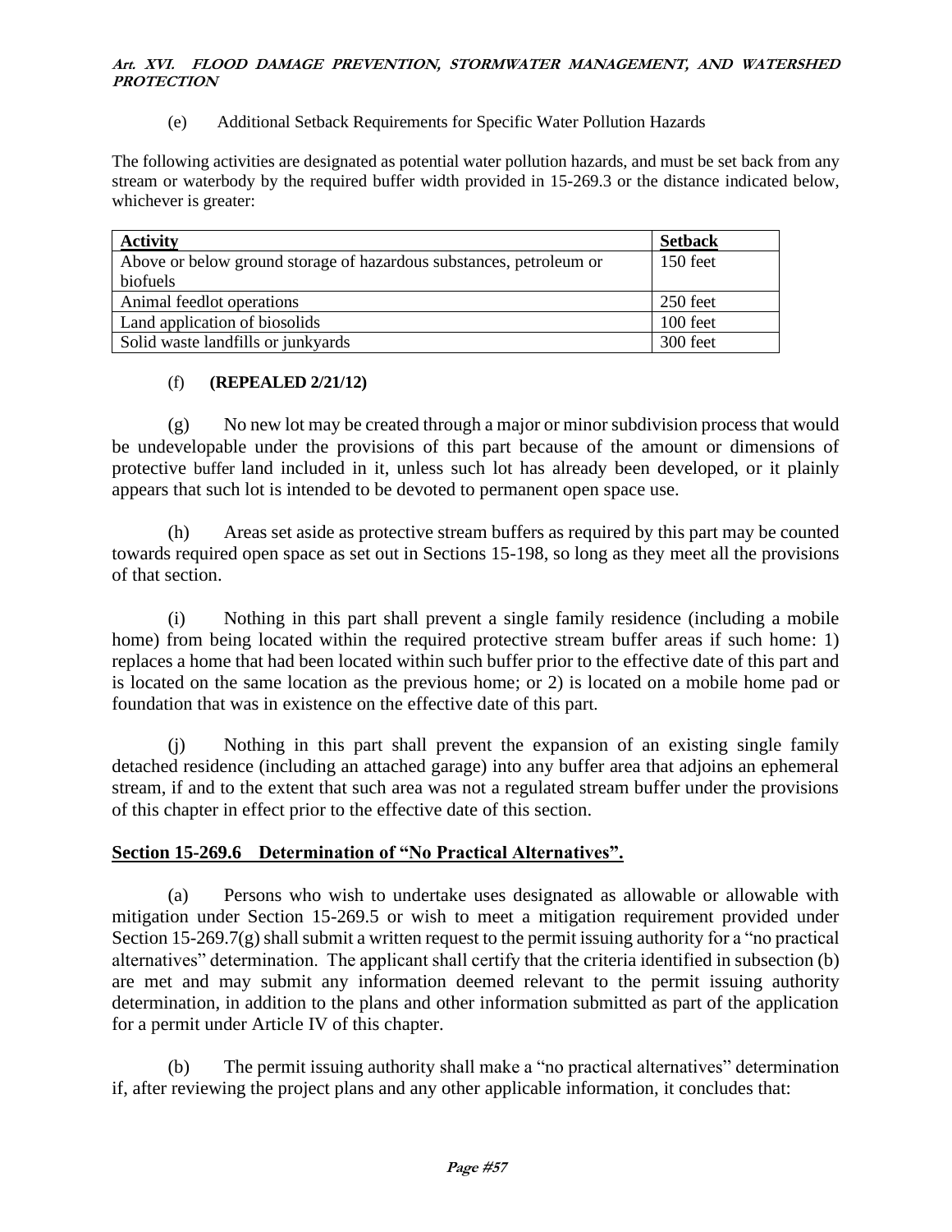(e) Additional Setback Requirements for Specific Water Pollution Hazards

The following activities are designated as potential water pollution hazards, and must be set back from any stream or waterbody by the required buffer width provided in 15-269.3 or the distance indicated below, whichever is greater:

| Activity | Setback |
|---|---|
| Above or below ground storage of hazardous substances, petroleum or biofuels | 150 feet |
| Animal feedlot operations | 250 feet |
| Land application of biosolids | 100 feet |
| Solid waste landfills or junkyards | 300 feet |

(f) **(REPEALED 2/21/12)**

(g) No new lot may be created through a major or minor subdivision process that would be undevelopable under the provisions of this part because of the amount or dimensions of protective buffer land included in it, unless such lot has already been developed, or it plainly appears that such lot is intended to be devoted to permanent open space use.

(h) Areas set aside as protective stream buffers as required by this part may be counted towards required open space as set out in Sections 15-198, so long as they meet all the provisions of that section.

(i) Nothing in this part shall prevent a single family residence (including a mobile home) from being located within the required protective stream buffer areas if such home: 1) replaces a home that had been located within such buffer prior to the effective date of this part and is located on the same location as the previous home; or 2) is located on a mobile home pad or foundation that was in existence on the effective date of this part.

(j) Nothing in this part shall prevent the expansion of an existing single family detached residence (including an attached garage) into any buffer area that adjoins an ephemeral stream, if and to the extent that such area was not a regulated stream buffer under the provisions of this chapter in effect prior to the effective date of this section.

## Section 15-269.6 Determination of "No Practical Alternatives".

(a) Persons who wish to undertake uses designated as allowable or allowable with mitigation under Section 15-269.5 or wish to meet a mitigation requirement provided under Section 15-269.7(g) shall submit a written request to the permit issuing authority for a "no practical alternatives" determination. The applicant shall certify that the criteria identified in subsection (b) are met and may submit any information deemed relevant to the permit issuing authority determination, in addition to the plans and other information submitted as part of the application for a permit under Article IV of this chapter.

(b) The permit issuing authority shall make a "no practical alternatives" determination if, after reviewing the project plans and any other applicable information, it concludes that: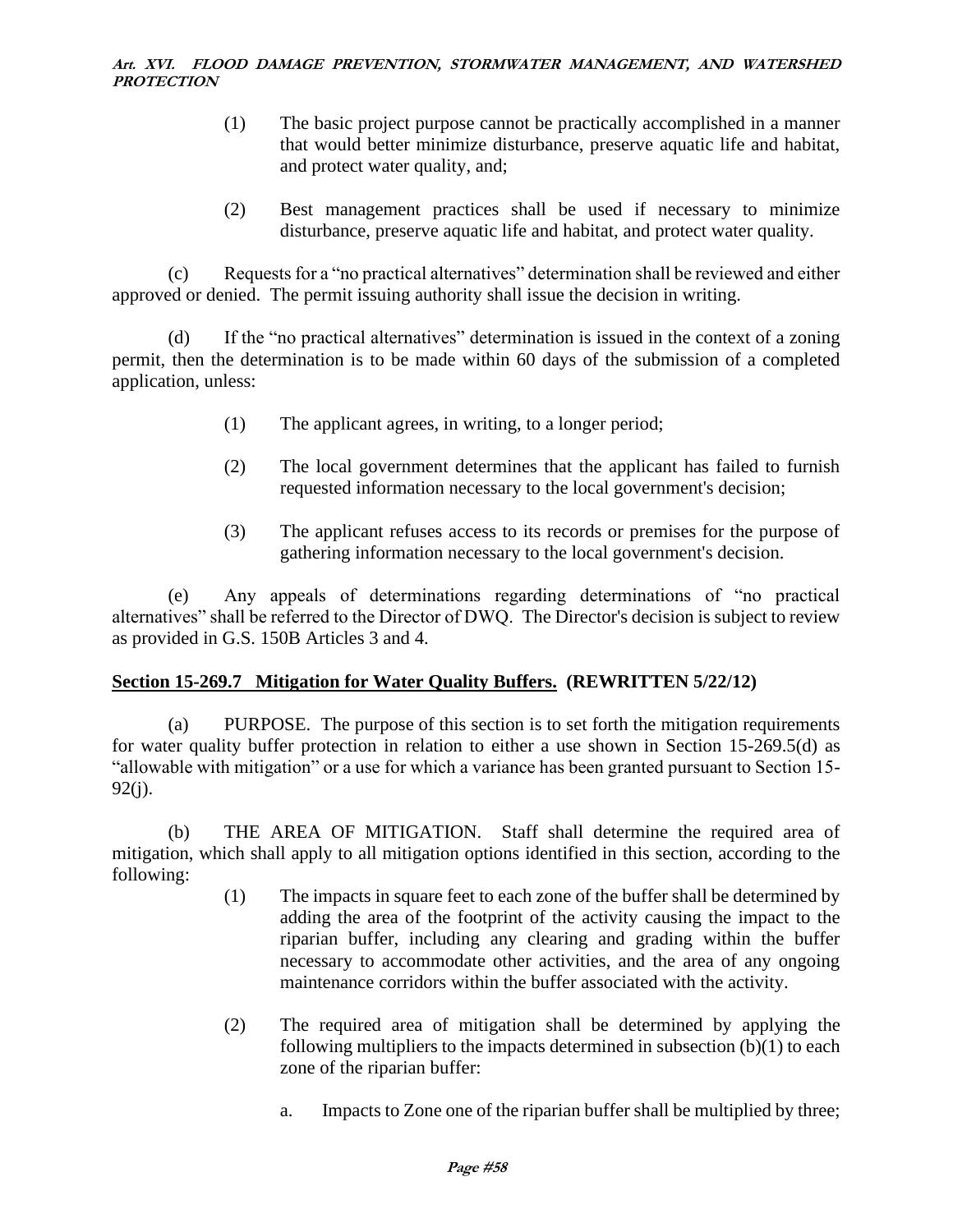(1) The basic project purpose cannot be practically accomplished in a manner that would better minimize disturbance, preserve aquatic life and habitat, and protect water quality, and;

(2) Best management practices shall be used if necessary to minimize disturbance, preserve aquatic life and habitat, and protect water quality.

(c) Requests for a "no practical alternatives" determination shall be reviewed and either approved or denied. The permit issuing authority shall issue the decision in writing.

(d) If the "no practical alternatives" determination is issued in the context of a zoning permit, then the determination is to be made within 60 days of the submission of a completed application, unless:

(1) The applicant agrees, in writing, to a longer period;

(2) The local government determines that the applicant has failed to furnish requested information necessary to the local government's decision;

(3) The applicant refuses access to its records or premises for the purpose of gathering information necessary to the local government's decision.

(e) Any appeals of determinations regarding determinations of "no practical alternatives" shall be referred to the Director of DWQ. The Director's decision is subject to review as provided in G.S. 150B Articles 3 and 4.

## Section 15-269.7 Mitigation for Water Quality Buffers. (REWRITTEN 5/22/12)

(a) PURPOSE. The purpose of this section is to set forth the mitigation requirements for water quality buffer protection in relation to either a use shown in Section 15-269.5(d) as "allowable with mitigation" or a use for which a variance has been granted pursuant to Section 15-92(j).

(b) THE AREA OF MITIGATION. Staff shall determine the required area of mitigation, which shall apply to all mitigation options identified in this section, according to the following:

(1) The impacts in square feet to each zone of the buffer shall be determined by adding the area of the footprint of the activity causing the impact to the riparian buffer, including any clearing and grading within the buffer necessary to accommodate other activities, and the area of any ongoing maintenance corridors within the buffer associated with the activity.

(2) The required area of mitigation shall be determined by applying the following multipliers to the impacts determined in subsection (b)(1) to each zone of the riparian buffer:

a. Impacts to Zone one of the riparian buffer shall be multiplied by three;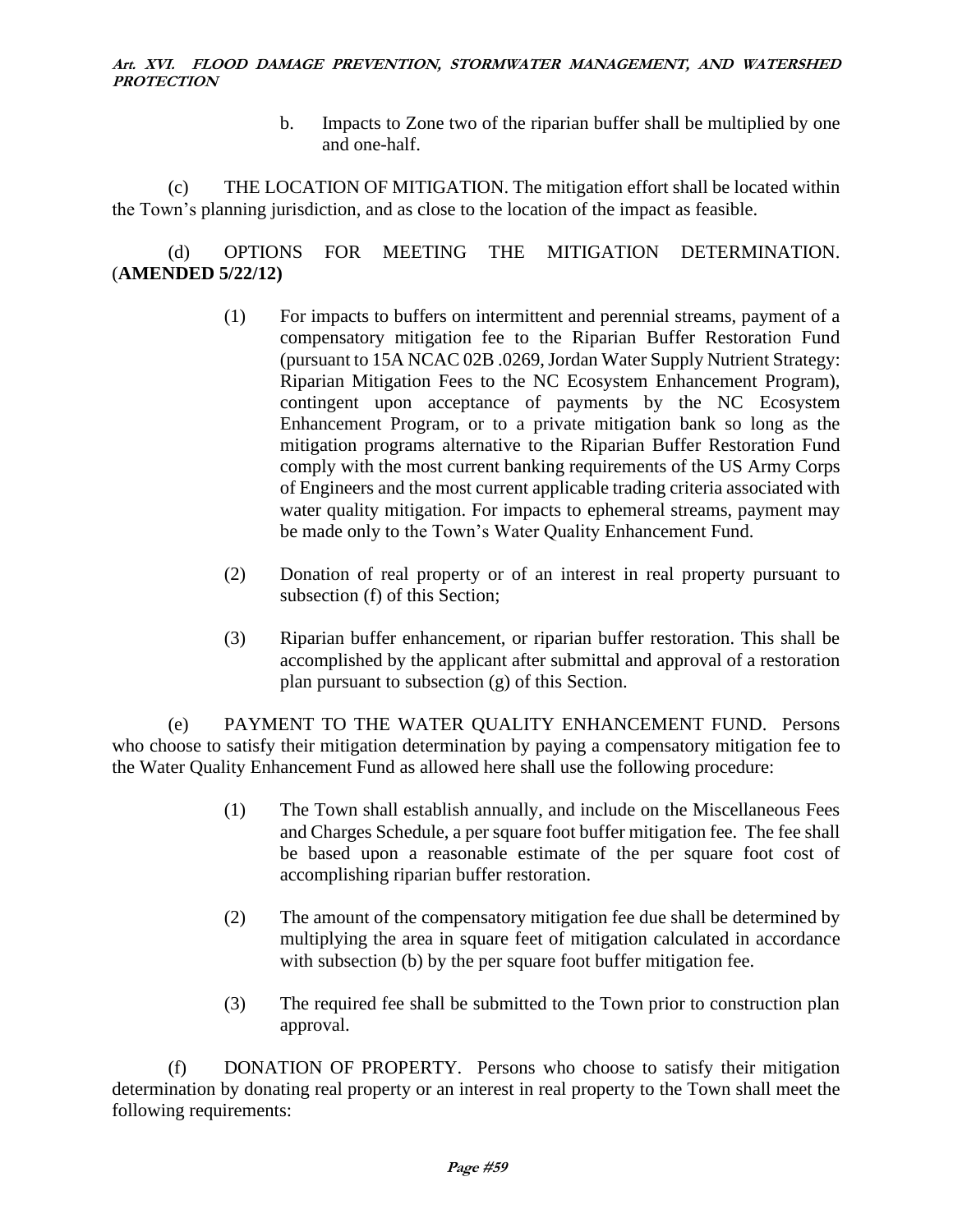b. Impacts to Zone two of the riparian buffer shall be multiplied by one and one-half.

(c) THE LOCATION OF MITIGATION. The mitigation effort shall be located within the Town's planning jurisdiction, and as close to the location of the impact as feasible.

(d) OPTIONS FOR MEETING THE MITIGATION DETERMINATION. (**AMENDED 5/22/12)**

(1) For impacts to buffers on intermittent and perennial streams, payment of a compensatory mitigation fee to the Riparian Buffer Restoration Fund (pursuant to 15A NCAC 02B .0269, Jordan Water Supply Nutrient Strategy: Riparian Mitigation Fees to the NC Ecosystem Enhancement Program), contingent upon acceptance of payments by the NC Ecosystem Enhancement Program, or to a private mitigation bank so long as the mitigation programs alternative to the Riparian Buffer Restoration Fund comply with the most current banking requirements of the US Army Corps of Engineers and the most current applicable trading criteria associated with water quality mitigation. For impacts to ephemeral streams, payment may be made only to the Town's Water Quality Enhancement Fund.

(2) Donation of real property or of an interest in real property pursuant to subsection (f) of this Section;

(3) Riparian buffer enhancement, or riparian buffer restoration. This shall be accomplished by the applicant after submittal and approval of a restoration plan pursuant to subsection (g) of this Section.

(e) PAYMENT TO THE WATER QUALITY ENHANCEMENT FUND. Persons who choose to satisfy their mitigation determination by paying a compensatory mitigation fee to the Water Quality Enhancement Fund as allowed here shall use the following procedure:

(1) The Town shall establish annually, and include on the Miscellaneous Fees and Charges Schedule, a per square foot buffer mitigation fee. The fee shall be based upon a reasonable estimate of the per square foot cost of accomplishing riparian buffer restoration.

(2) The amount of the compensatory mitigation fee due shall be determined by multiplying the area in square feet of mitigation calculated in accordance with subsection (b) by the per square foot buffer mitigation fee.

(3) The required fee shall be submitted to the Town prior to construction plan approval.

(f) DONATION OF PROPERTY. Persons who choose to satisfy their mitigation determination by donating real property or an interest in real property to the Town shall meet the following requirements: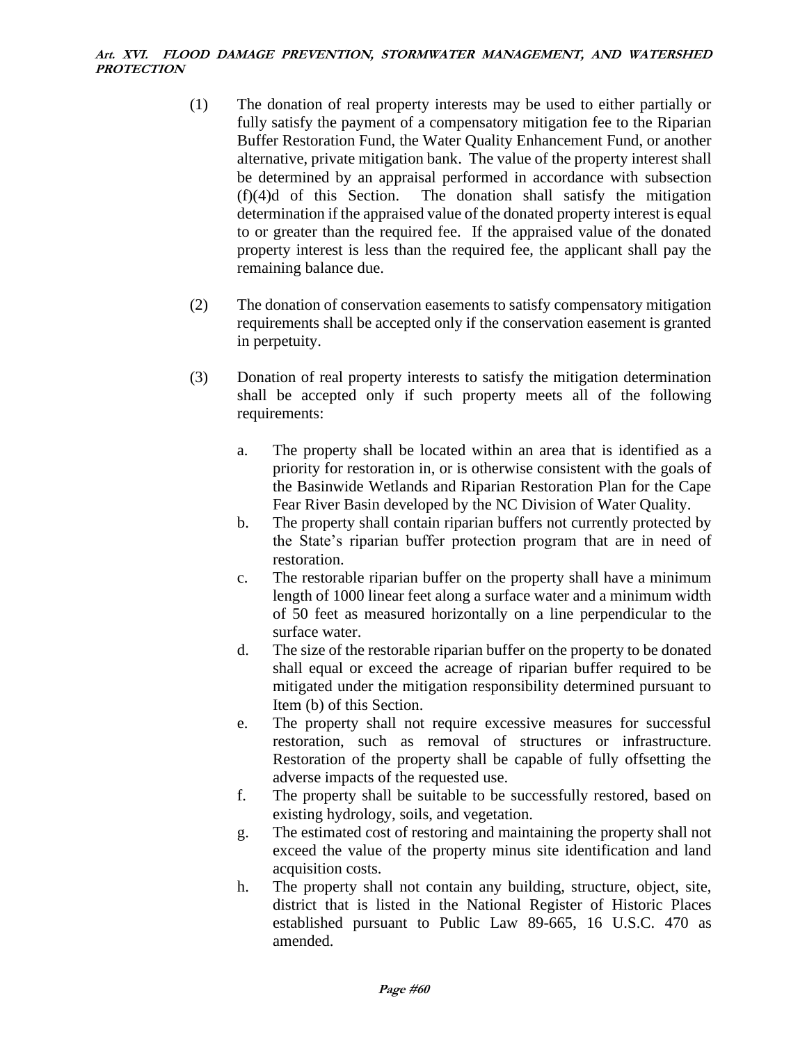(1) The donation of real property interests may be used to either partially or fully satisfy the payment of a compensatory mitigation fee to the Riparian Buffer Restoration Fund, the Water Quality Enhancement Fund, or another alternative, private mitigation bank. The value of the property interest shall be determined by an appraisal performed in accordance with subsection (f)(4)d of this Section. The donation shall satisfy the mitigation determination if the appraised value of the donated property interest is equal to or greater than the required fee. If the appraised value of the donated property interest is less than the required fee, the applicant shall pay the remaining balance due.

(2) The donation of conservation easements to satisfy compensatory mitigation requirements shall be accepted only if the conservation easement is granted in perpetuity.

(3) Donation of real property interests to satisfy the mitigation determination shall be accepted only if such property meets all of the following requirements:

a. The property shall be located within an area that is identified as a priority for restoration in, or is otherwise consistent with the goals of the Basinwide Wetlands and Riparian Restoration Plan for the Cape Fear River Basin developed by the NC Division of Water Quality.

b. The property shall contain riparian buffers not currently protected by the State's riparian buffer protection program that are in need of restoration.

c. The restorable riparian buffer on the property shall have a minimum length of 1000 linear feet along a surface water and a minimum width of 50 feet as measured horizontally on a line perpendicular to the surface water.

d. The size of the restorable riparian buffer on the property to be donated shall equal or exceed the acreage of riparian buffer required to be mitigated under the mitigation responsibility determined pursuant to Item (b) of this Section.

e. The property shall not require excessive measures for successful restoration, such as removal of structures or infrastructure. Restoration of the property shall be capable of fully offsetting the adverse impacts of the requested use.

f. The property shall be suitable to be successfully restored, based on existing hydrology, soils, and vegetation.

g. The estimated cost of restoring and maintaining the property shall not exceed the value of the property minus site identification and land acquisition costs.

h. The property shall not contain any building, structure, object, site, district that is listed in the National Register of Historic Places established pursuant to Public Law 89-665, 16 U.S.C. 470 as amended.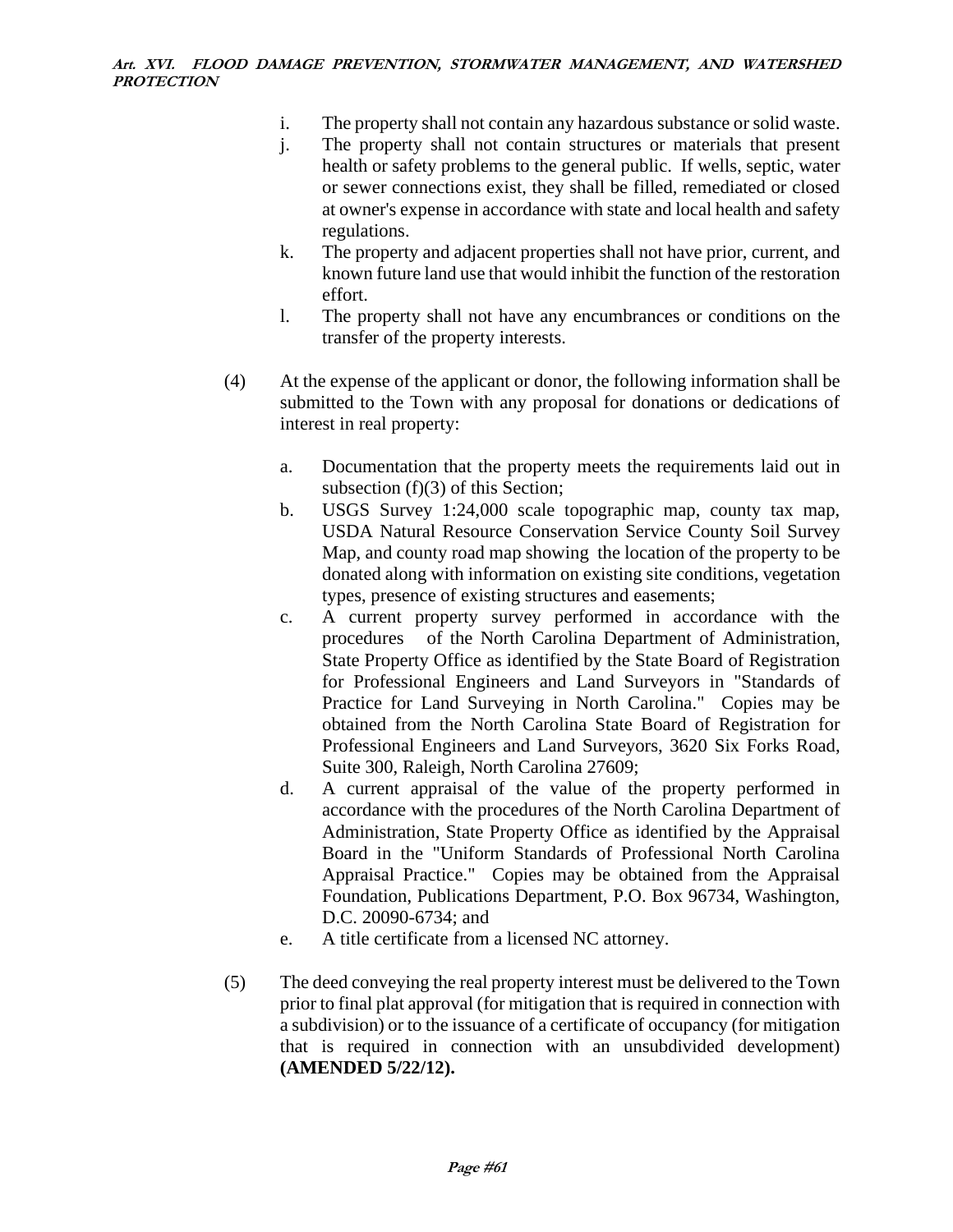i. The property shall not contain any hazardous substance or solid waste.

j. The property shall not contain structures or materials that present health or safety problems to the general public. If wells, septic, water or sewer connections exist, they shall be filled, remediated or closed at owner's expense in accordance with state and local health and safety regulations.

k. The property and adjacent properties shall not have prior, current, and known future land use that would inhibit the function of the restoration effort.

l. The property shall not have any encumbrances or conditions on the transfer of the property interests.

(4) At the expense of the applicant or donor, the following information shall be submitted to the Town with any proposal for donations or dedications of interest in real property:

a. Documentation that the property meets the requirements laid out in subsection (f)(3) of this Section;

b. USGS Survey 1:24,000 scale topographic map, county tax map, USDA Natural Resource Conservation Service County Soil Survey Map, and county road map showing the location of the property to be donated along with information on existing site conditions, vegetation types, presence of existing structures and easements;

c. A current property survey performed in accordance with the procedures of the North Carolina Department of Administration, State Property Office as identified by the State Board of Registration for Professional Engineers and Land Surveyors in "Standards of Practice for Land Surveying in North Carolina." Copies may be obtained from the North Carolina State Board of Registration for Professional Engineers and Land Surveyors, 3620 Six Forks Road, Suite 300, Raleigh, North Carolina 27609;

d. A current appraisal of the value of the property performed in accordance with the procedures of the North Carolina Department of Administration, State Property Office as identified by the Appraisal Board in the "Uniform Standards of Professional North Carolina Appraisal Practice." Copies may be obtained from the Appraisal Foundation, Publications Department, P.O. Box 96734, Washington, D.C. 20090-6734; and

e. A title certificate from a licensed NC attorney.

(5) The deed conveying the real property interest must be delivered to the Town prior to final plat approval (for mitigation that is required in connection with a subdivision) or to the issuance of a certificate of occupancy (for mitigation that is required in connection with an unsubdivided development) **(AMENDED 5/22/12).**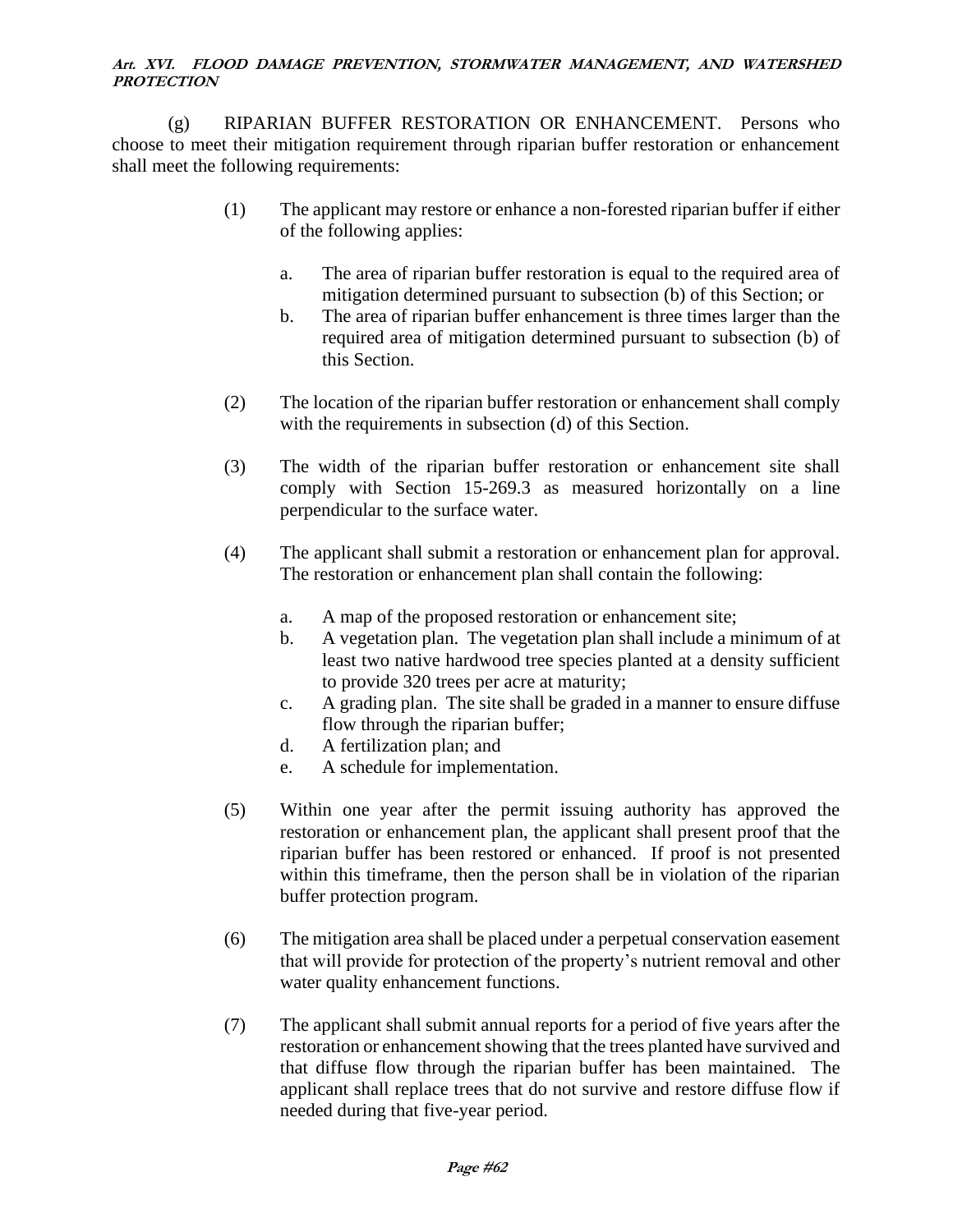(g) RIPARIAN BUFFER RESTORATION OR ENHANCEMENT. Persons who choose to meet their mitigation requirement through riparian buffer restoration or enhancement shall meet the following requirements:

(1) The applicant may restore or enhance a non-forested riparian buffer if either of the following applies:

a. The area of riparian buffer restoration is equal to the required area of mitigation determined pursuant to subsection (b) of this Section; or

b. The area of riparian buffer enhancement is three times larger than the required area of mitigation determined pursuant to subsection (b) of this Section.

(2) The location of the riparian buffer restoration or enhancement shall comply with the requirements in subsection (d) of this Section.

(3) The width of the riparian buffer restoration or enhancement site shall comply with Section 15-269.3 as measured horizontally on a line perpendicular to the surface water.

(4) The applicant shall submit a restoration or enhancement plan for approval. The restoration or enhancement plan shall contain the following:

a. A map of the proposed restoration or enhancement site;

b. A vegetation plan. The vegetation plan shall include a minimum of at least two native hardwood tree species planted at a density sufficient to provide 320 trees per acre at maturity;

c. A grading plan. The site shall be graded in a manner to ensure diffuse flow through the riparian buffer;

d. A fertilization plan; and

e. A schedule for implementation.

(5) Within one year after the permit issuing authority has approved the restoration or enhancement plan, the applicant shall present proof that the riparian buffer has been restored or enhanced. If proof is not presented within this timeframe, then the person shall be in violation of the riparian buffer protection program.

(6) The mitigation area shall be placed under a perpetual conservation easement that will provide for protection of the property's nutrient removal and other water quality enhancement functions.

(7) The applicant shall submit annual reports for a period of five years after the restoration or enhancement showing that the trees planted have survived and that diffuse flow through the riparian buffer has been maintained. The applicant shall replace trees that do not survive and restore diffuse flow if needed during that five-year period.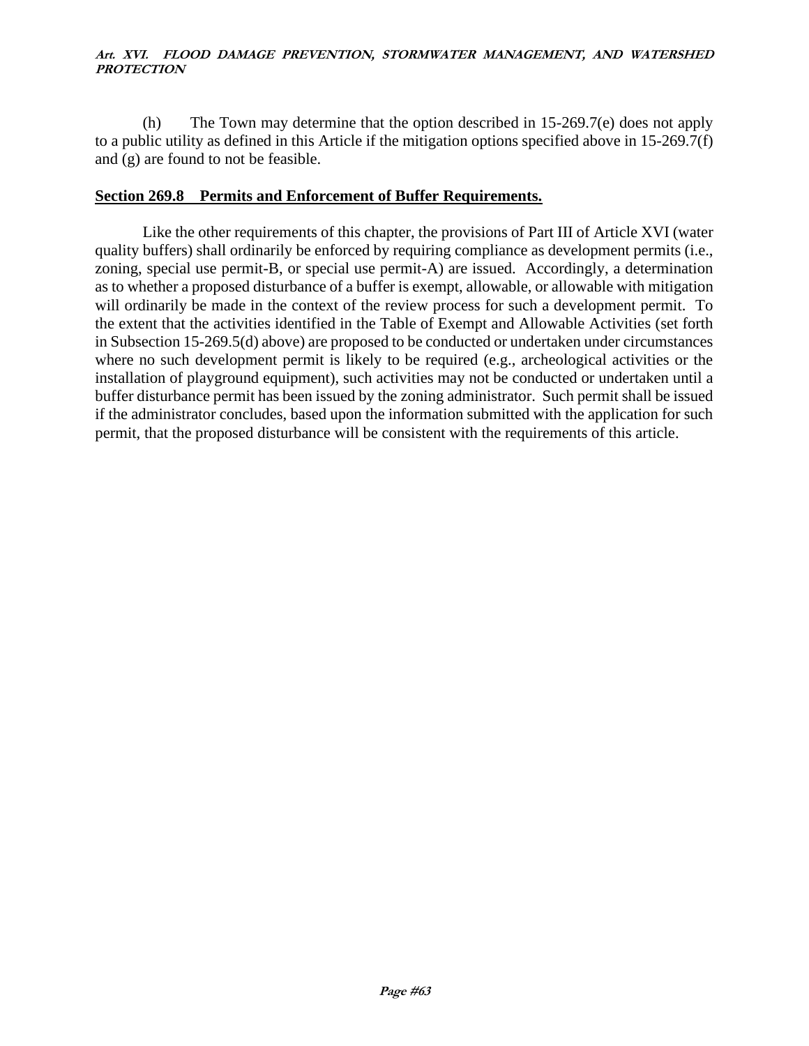(h) The Town may determine that the option described in 15-269.7(e) does not apply to a public utility as defined in this Article if the mitigation options specified above in 15-269.7(f) and (g) are found to not be feasible.

## Section 269.8 Permits and Enforcement of Buffer Requirements.

Like the other requirements of this chapter, the provisions of Part III of Article XVI (water quality buffers) shall ordinarily be enforced by requiring compliance as development permits (i.e., zoning, special use permit-B, or special use permit-A) are issued. Accordingly, a determination as to whether a proposed disturbance of a buffer is exempt, allowable, or allowable with mitigation will ordinarily be made in the context of the review process for such a development permit. To the extent that the activities identified in the Table of Exempt and Allowable Activities (set forth in Subsection 15-269.5(d) above) are proposed to be conducted or undertaken under circumstances where no such development permit is likely to be required (e.g., archeological activities or the installation of playground equipment), such activities may not be conducted or undertaken until a buffer disturbance permit has been issued by the zoning administrator. Such permit shall be issued if the administrator concludes, based upon the information submitted with the application for such permit, that the proposed disturbance will be consistent with the requirements of this article.